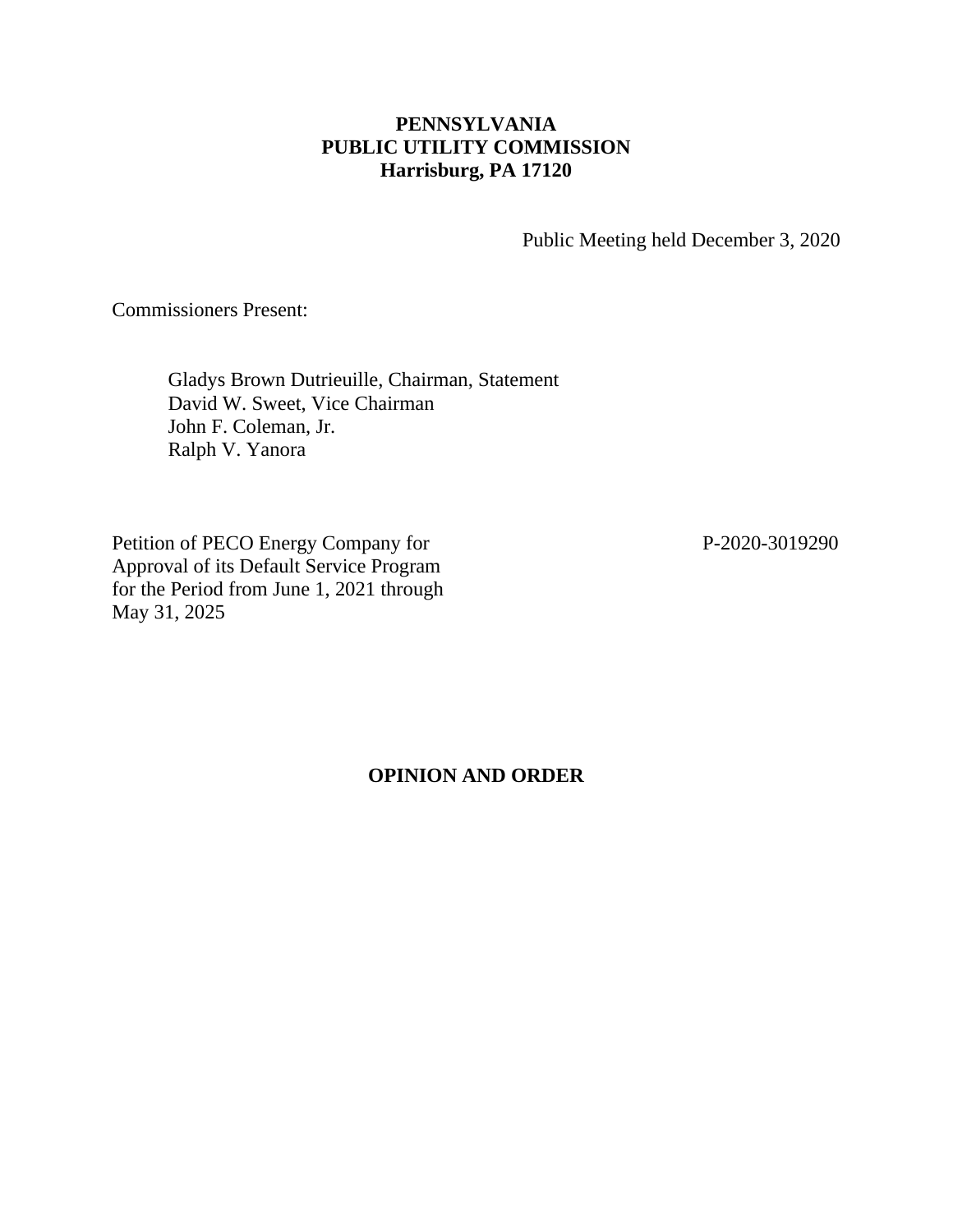**PENNSYLVANIA**
**PUBLIC UTILITY COMMISSION**
**Harrisburg, PA 17120**

Public Meeting held December 3, 2020

Commissioners Present:

Gladys Brown Dutrieuille, Chairman, Statement
David W. Sweet, Vice Chairman
John F. Coleman, Jr.
Ralph V. Yanora

Petition of PECO Energy Company for Approval of its Default Service Program for the Period from June 1, 2021 through May 31, 2025

P-2020-3019290

## OPINION AND ORDER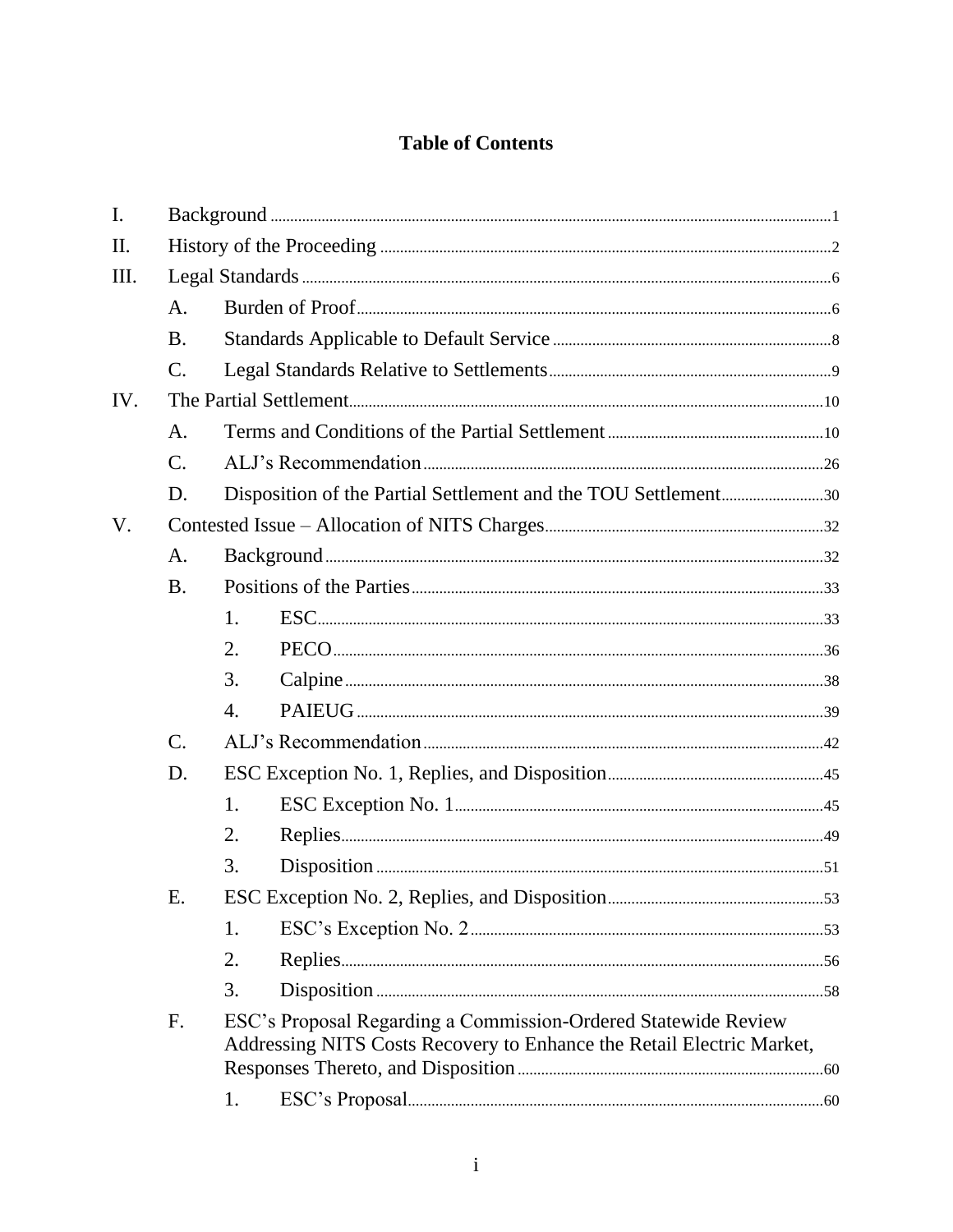# Table of Contents

I. Background ..... 1

II. History of the Proceeding ..... 2

III. Legal Standards ..... 6

- A. Burden of Proof ..... 6
- B. Standards Applicable to Default Service ..... 8
- C. Legal Standards Relative to Settlements ..... 9

IV. The Partial Settlement ..... 10

- A. Terms and Conditions of the Partial Settlement ..... 10
- C. ALJ's Recommendation ..... 26
- D. Disposition of the Partial Settlement and the TOU Settlement ..... 30

V. Contested Issue – Allocation of NITS Charges ..... 32

- A. Background ..... 32
- B. Positions of the Parties ..... 33
  - 1. ESC ..... 33
  - 2. PECO ..... 36
  - 3. Calpine ..... 38
  - 4. PAIEUG ..... 39
- C. ALJ's Recommendation ..... 42
- D. ESC Exception No. 1, Replies, and Disposition ..... 45
  - 1. ESC Exception No. 1 ..... 45
  - 2. Replies ..... 49
  - 3. Disposition ..... 51
- E. ESC Exception No. 2, Replies, and Disposition ..... 53
  - 1. ESC's Exception No. 2 ..... 53
  - 2. Replies ..... 56
  - 3. Disposition ..... 58
- F. ESC's Proposal Regarding a Commission-Ordered Statewide Review Addressing NITS Costs Recovery to Enhance the Retail Electric Market, Responses Thereto, and Disposition ..... 60
  - 1. ESC's Proposal ..... 60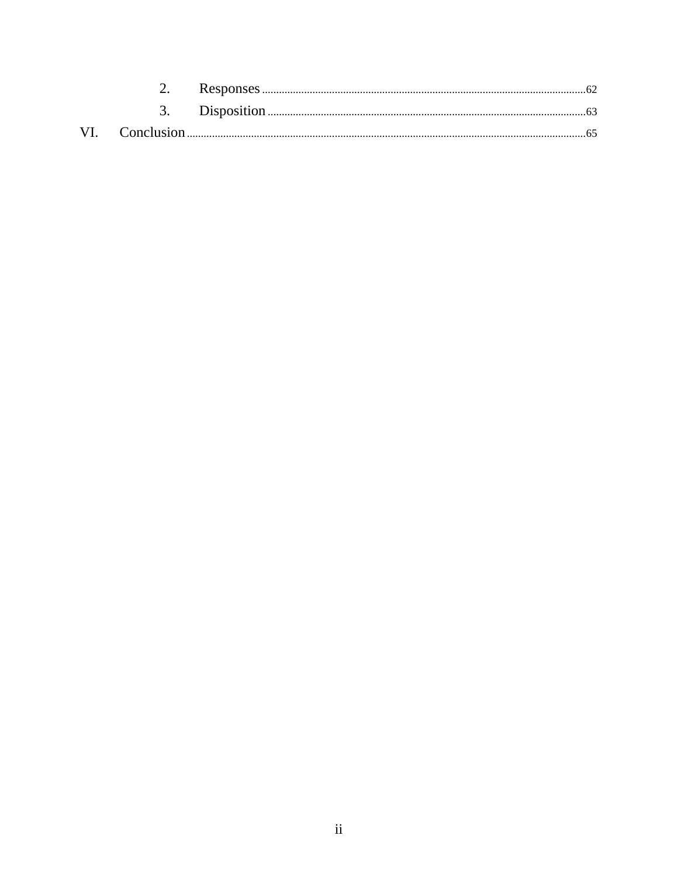2. Responses ..................................................................................................................62

3. Disposition ................................................................................................................63

VI. Conclusion ...................................................................................................................65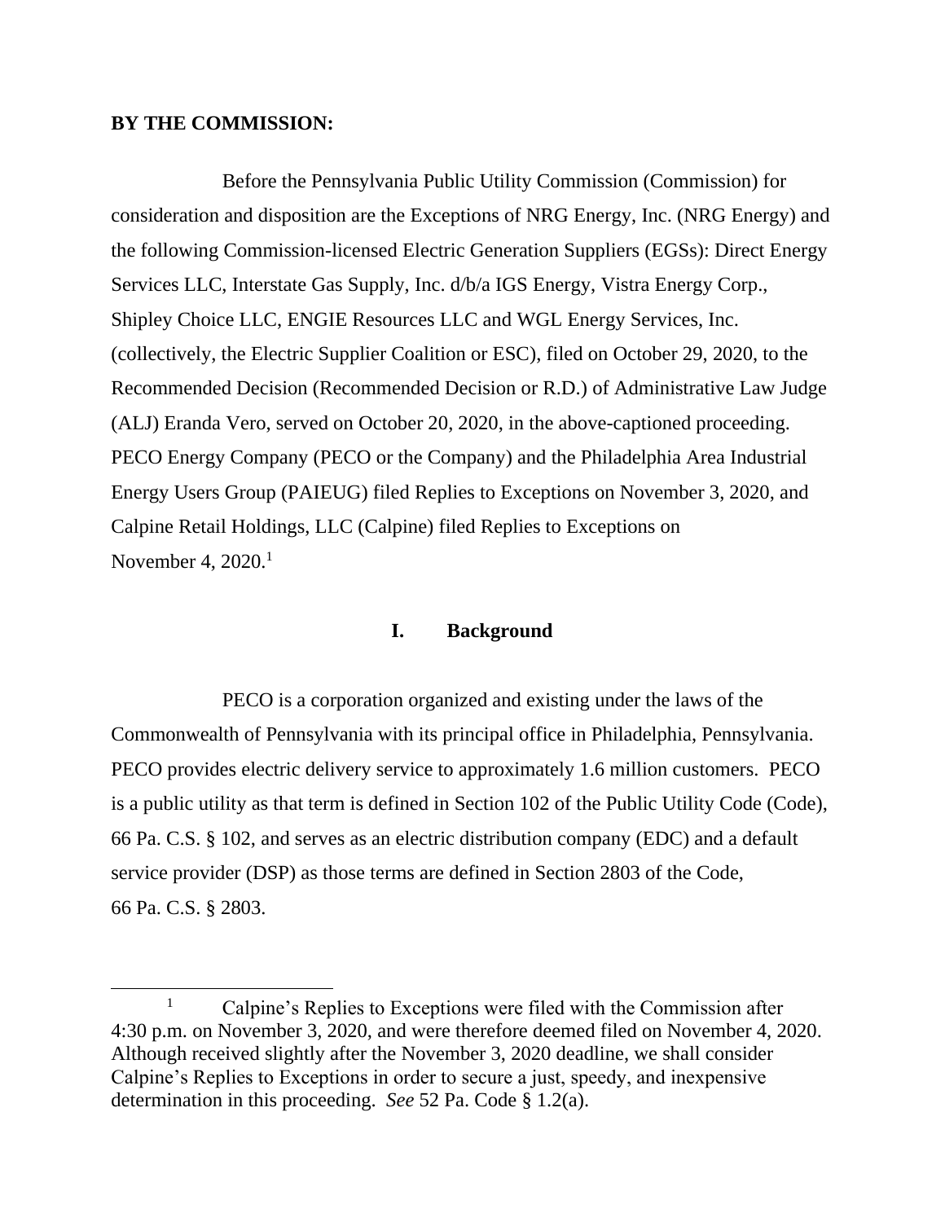**BY THE COMMISSION:**

Before the Pennsylvania Public Utility Commission (Commission) for consideration and disposition are the Exceptions of NRG Energy, Inc. (NRG Energy) and the following Commission-licensed Electric Generation Suppliers (EGSs): Direct Energy Services LLC, Interstate Gas Supply, Inc. d/b/a IGS Energy, Vistra Energy Corp., Shipley Choice LLC, ENGIE Resources LLC and WGL Energy Services, Inc. (collectively, the Electric Supplier Coalition or ESC), filed on October 29, 2020, to the Recommended Decision (Recommended Decision or R.D.) of Administrative Law Judge (ALJ) Eranda Vero, served on October 20, 2020, in the above-captioned proceeding. PECO Energy Company (PECO or the Company) and the Philadelphia Area Industrial Energy Users Group (PAIEUG) filed Replies to Exceptions on November 3, 2020, and Calpine Retail Holdings, LLC (Calpine) filed Replies to Exceptions on November 4, 2020.[1]

## I. Background

PECO is a corporation organized and existing under the laws of the Commonwealth of Pennsylvania with its principal office in Philadelphia, Pennsylvania. PECO provides electric delivery service to approximately 1.6 million customers. PECO is a public utility as that term is defined in Section 102 of the Public Utility Code (Code), 66 Pa. C.S. § 102, and serves as an electric distribution company (EDC) and a default service provider (DSP) as those terms are defined in Section 2803 of the Code, 66 Pa. C.S. § 2803.

[1] Calpine's Replies to Exceptions were filed with the Commission after 4:30 p.m. on November 3, 2020, and were therefore deemed filed on November 4, 2020. Although received slightly after the November 3, 2020 deadline, we shall consider Calpine's Replies to Exceptions in order to secure a just, speedy, and inexpensive determination in this proceeding. *See* 52 Pa. Code § 1.2(a).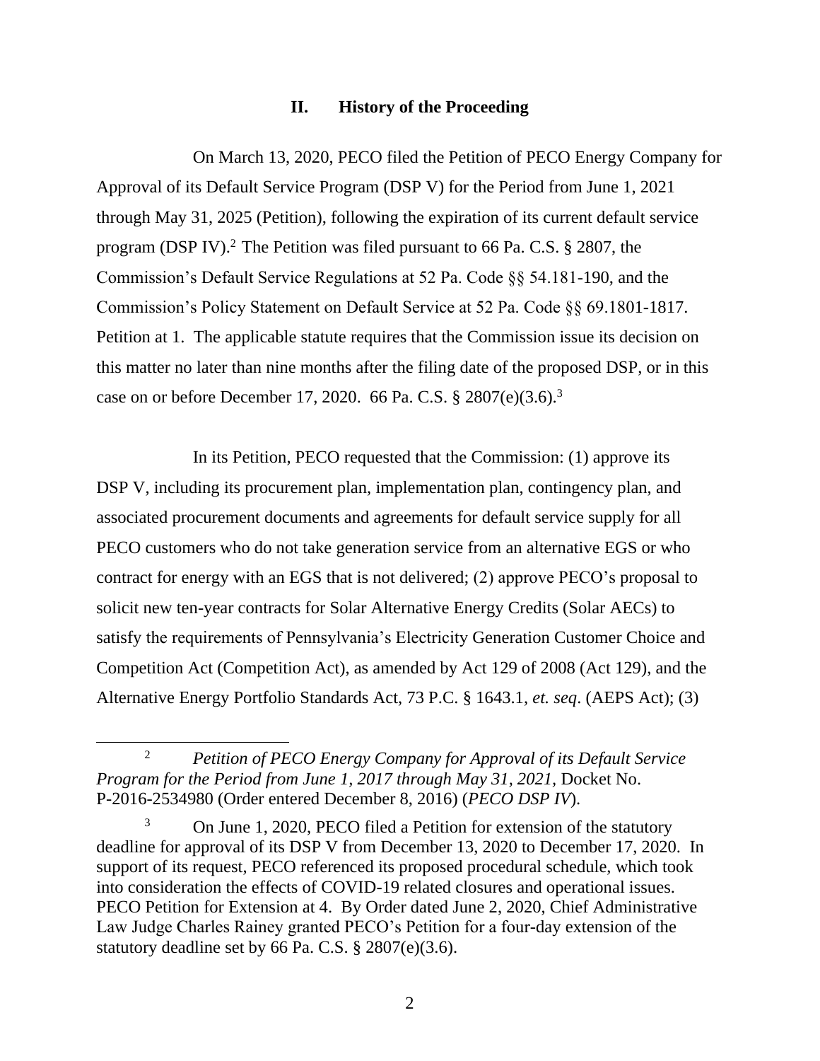## II. History of the Proceeding

On March 13, 2020, PECO filed the Petition of PECO Energy Company for Approval of its Default Service Program (DSP V) for the Period from June 1, 2021 through May 31, 2025 (Petition), following the expiration of its current default service program (DSP IV).[2] The Petition was filed pursuant to 66 Pa. C.S. § 2807, the Commission's Default Service Regulations at 52 Pa. Code §§ 54.181-190, and the Commission's Policy Statement on Default Service at 52 Pa. Code §§ 69.1801-1817. Petition at 1. The applicable statute requires that the Commission issue its decision on this matter no later than nine months after the filing date of the proposed DSP, or in this case on or before December 17, 2020. 66 Pa. C.S. § 2807(e)(3.6).[3]

In its Petition, PECO requested that the Commission: (1) approve its DSP V, including its procurement plan, implementation plan, contingency plan, and associated procurement documents and agreements for default service supply for all PECO customers who do not take generation service from an alternative EGS or who contract for energy with an EGS that is not delivered; (2) approve PECO's proposal to solicit new ten-year contracts for Solar Alternative Energy Credits (Solar AECs) to satisfy the requirements of Pennsylvania's Electricity Generation Customer Choice and Competition Act (Competition Act), as amended by Act 129 of 2008 (Act 129), and the Alternative Energy Portfolio Standards Act, 73 P.C. § 1643.1, *et. seq*. (AEPS Act); (3)

---

[2] *Petition of PECO Energy Company for Approval of its Default Service Program for the Period from June 1, 2017 through May 31, 2021*, Docket No. P-2016-2534980 (Order entered December 8, 2016) (*PECO DSP IV*).

[3] On June 1, 2020, PECO filed a Petition for extension of the statutory deadline for approval of its DSP V from December 13, 2020 to December 17, 2020. In support of its request, PECO referenced its proposed procedural schedule, which took into consideration the effects of COVID-19 related closures and operational issues. PECO Petition for Extension at 4. By Order dated June 2, 2020, Chief Administrative Law Judge Charles Rainey granted PECO's Petition for a four-day extension of the statutory deadline set by 66 Pa. C.S. § 2807(e)(3.6).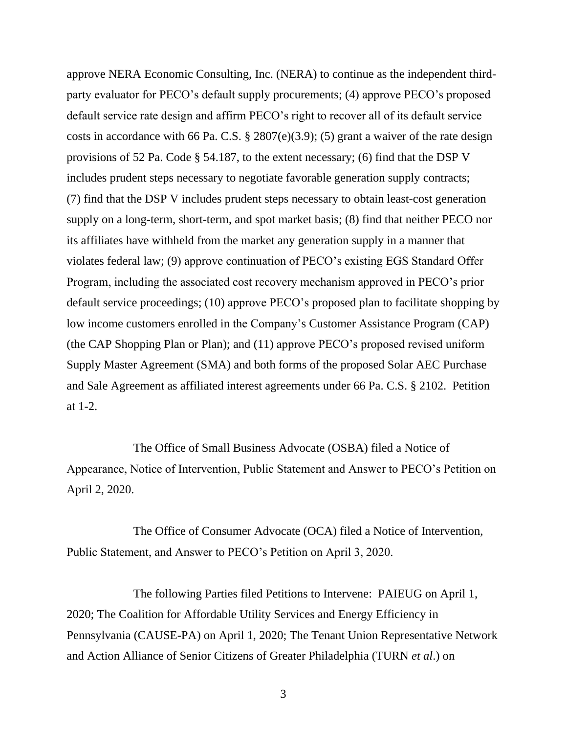approve NERA Economic Consulting, Inc. (NERA) to continue as the independent third-party evaluator for PECO's default supply procurements; (4) approve PECO's proposed default service rate design and affirm PECO's right to recover all of its default service costs in accordance with 66 Pa. C.S. § 2807(e)(3.9); (5) grant a waiver of the rate design provisions of 52 Pa. Code § 54.187, to the extent necessary; (6) find that the DSP V includes prudent steps necessary to negotiate favorable generation supply contracts; (7) find that the DSP V includes prudent steps necessary to obtain least-cost generation supply on a long-term, short-term, and spot market basis; (8) find that neither PECO nor its affiliates have withheld from the market any generation supply in a manner that violates federal law; (9) approve continuation of PECO's existing EGS Standard Offer Program, including the associated cost recovery mechanism approved in PECO's prior default service proceedings; (10) approve PECO's proposed plan to facilitate shopping by low income customers enrolled in the Company's Customer Assistance Program (CAP) (the CAP Shopping Plan or Plan); and (11) approve PECO's proposed revised uniform Supply Master Agreement (SMA) and both forms of the proposed Solar AEC Purchase and Sale Agreement as affiliated interest agreements under 66 Pa. C.S. § 2102. Petition at 1-2.

The Office of Small Business Advocate (OSBA) filed a Notice of Appearance, Notice of Intervention, Public Statement and Answer to PECO's Petition on April 2, 2020.

The Office of Consumer Advocate (OCA) filed a Notice of Intervention, Public Statement, and Answer to PECO's Petition on April 3, 2020.

The following Parties filed Petitions to Intervene: PAIEUG on April 1, 2020; The Coalition for Affordable Utility Services and Energy Efficiency in Pennsylvania (CAUSE-PA) on April 1, 2020; The Tenant Union Representative Network and Action Alliance of Senior Citizens of Greater Philadelphia (TURN *et al*.) on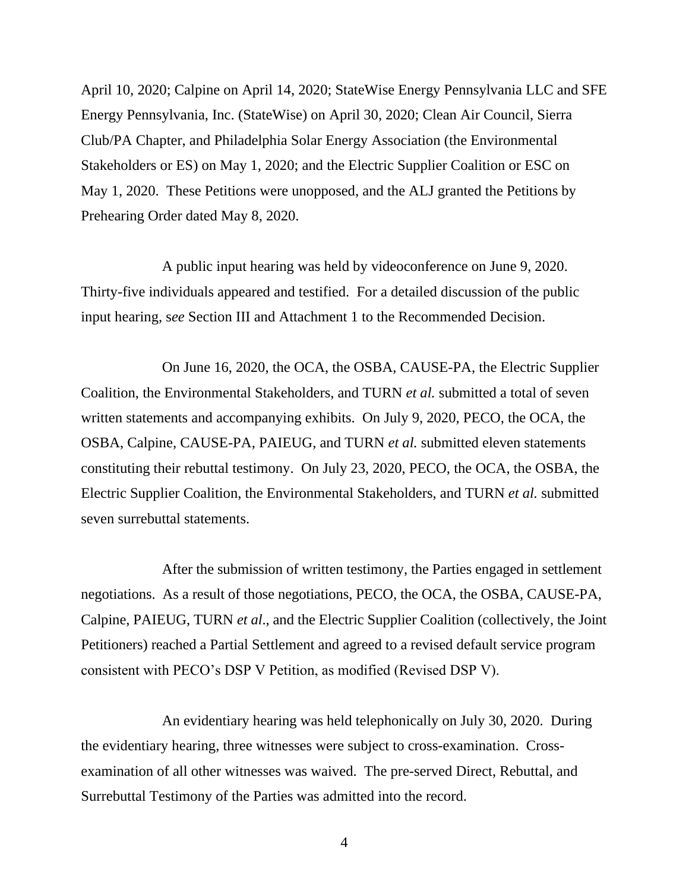April 10, 2020; Calpine on April 14, 2020; StateWise Energy Pennsylvania LLC and SFE Energy Pennsylvania, Inc. (StateWise) on April 30, 2020; Clean Air Council, Sierra Club/PA Chapter, and Philadelphia Solar Energy Association (the Environmental Stakeholders or ES) on May 1, 2020; and the Electric Supplier Coalition or ESC on May 1, 2020. These Petitions were unopposed, and the ALJ granted the Petitions by Prehearing Order dated May 8, 2020.

A public input hearing was held by videoconference on June 9, 2020. Thirty-five individuals appeared and testified. For a detailed discussion of the public input hearing, s*ee* Section III and Attachment 1 to the Recommended Decision.

On June 16, 2020, the OCA, the OSBA, CAUSE-PA, the Electric Supplier Coalition, the Environmental Stakeholders, and TURN *et al.* submitted a total of seven written statements and accompanying exhibits. On July 9, 2020, PECO, the OCA, the OSBA, Calpine, CAUSE-PA, PAIEUG, and TURN *et al.* submitted eleven statements constituting their rebuttal testimony. On July 23, 2020, PECO, the OCA, the OSBA, the Electric Supplier Coalition, the Environmental Stakeholders, and TURN *et al.* submitted seven surrebuttal statements.

After the submission of written testimony, the Parties engaged in settlement negotiations. As a result of those negotiations, PECO, the OCA, the OSBA, CAUSE-PA, Calpine, PAIEUG, TURN *et al*., and the Electric Supplier Coalition (collectively, the Joint Petitioners) reached a Partial Settlement and agreed to a revised default service program consistent with PECO's DSP V Petition, as modified (Revised DSP V).

An evidentiary hearing was held telephonically on July 30, 2020. During the evidentiary hearing, three witnesses were subject to cross-examination. Cross-examination of all other witnesses was waived. The pre-served Direct, Rebuttal, and Surrebuttal Testimony of the Parties was admitted into the record.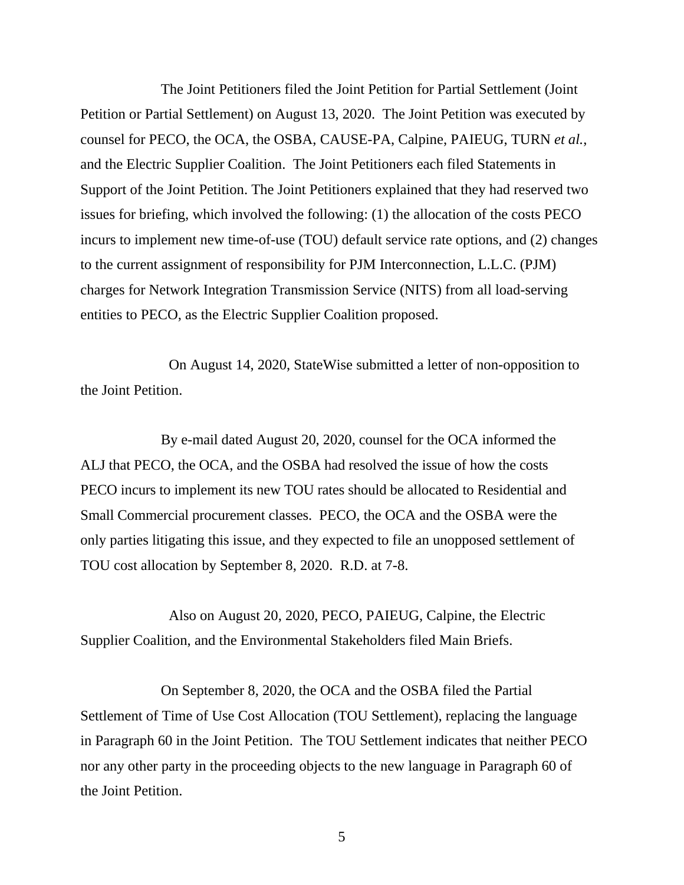The Joint Petitioners filed the Joint Petition for Partial Settlement (Joint Petition or Partial Settlement) on August 13, 2020. The Joint Petition was executed by counsel for PECO, the OCA, the OSBA, CAUSE-PA, Calpine, PAIEUG, TURN *et al.*, and the Electric Supplier Coalition. The Joint Petitioners each filed Statements in Support of the Joint Petition. The Joint Petitioners explained that they had reserved two issues for briefing, which involved the following: (1) the allocation of the costs PECO incurs to implement new time-of-use (TOU) default service rate options, and (2) changes to the current assignment of responsibility for PJM Interconnection, L.L.C. (PJM) charges for Network Integration Transmission Service (NITS) from all load-serving entities to PECO, as the Electric Supplier Coalition proposed.

On August 14, 2020, StateWise submitted a letter of non-opposition to the Joint Petition.

By e-mail dated August 20, 2020, counsel for the OCA informed the ALJ that PECO, the OCA, and the OSBA had resolved the issue of how the costs PECO incurs to implement its new TOU rates should be allocated to Residential and Small Commercial procurement classes. PECO, the OCA and the OSBA were the only parties litigating this issue, and they expected to file an unopposed settlement of TOU cost allocation by September 8, 2020. R.D. at 7-8.

Also on August 20, 2020, PECO, PAIEUG, Calpine, the Electric Supplier Coalition, and the Environmental Stakeholders filed Main Briefs.

On September 8, 2020, the OCA and the OSBA filed the Partial Settlement of Time of Use Cost Allocation (TOU Settlement), replacing the language in Paragraph 60 in the Joint Petition. The TOU Settlement indicates that neither PECO nor any other party in the proceeding objects to the new language in Paragraph 60 of the Joint Petition.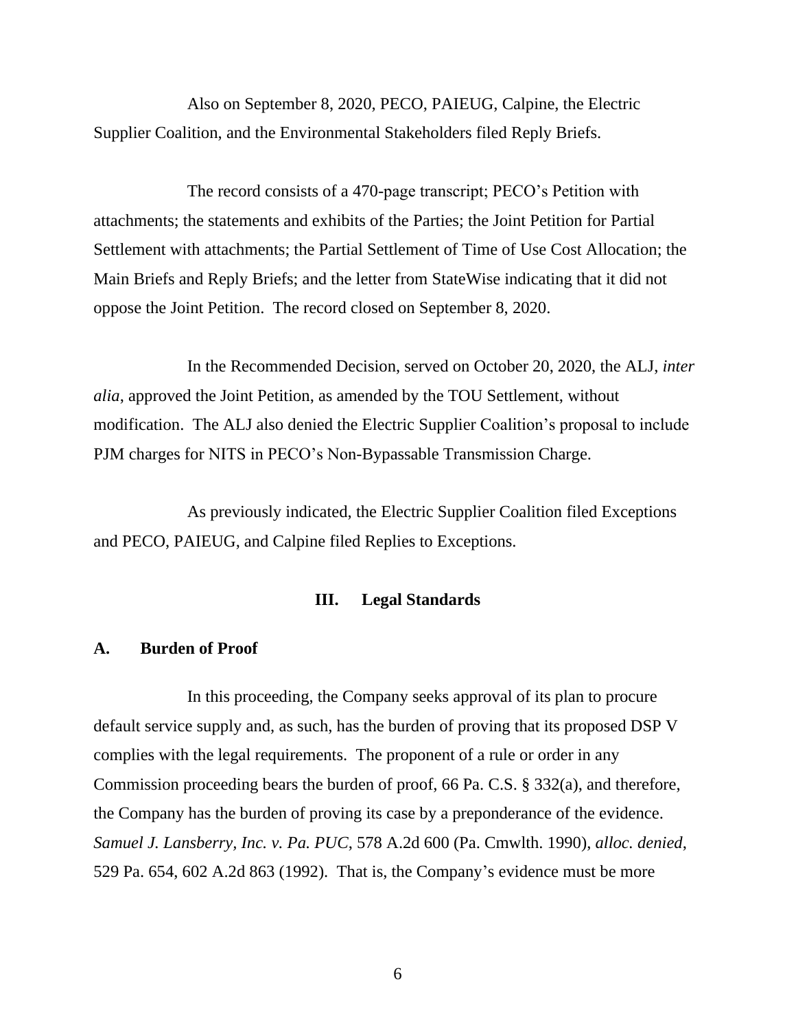Also on September 8, 2020, PECO, PAIEUG, Calpine, the Electric Supplier Coalition, and the Environmental Stakeholders filed Reply Briefs.

The record consists of a 470-page transcript; PECO's Petition with attachments; the statements and exhibits of the Parties; the Joint Petition for Partial Settlement with attachments; the Partial Settlement of Time of Use Cost Allocation; the Main Briefs and Reply Briefs; and the letter from StateWise indicating that it did not oppose the Joint Petition. The record closed on September 8, 2020.

In the Recommended Decision, served on October 20, 2020, the ALJ, *inter alia*, approved the Joint Petition, as amended by the TOU Settlement, without modification. The ALJ also denied the Electric Supplier Coalition's proposal to include PJM charges for NITS in PECO's Non-Bypassable Transmission Charge.

As previously indicated, the Electric Supplier Coalition filed Exceptions and PECO, PAIEUG, and Calpine filed Replies to Exceptions.

## III. Legal Standards

### A. Burden of Proof

In this proceeding, the Company seeks approval of its plan to procure default service supply and, as such, has the burden of proving that its proposed DSP V complies with the legal requirements. The proponent of a rule or order in any Commission proceeding bears the burden of proof, 66 Pa. C.S. § 332(a), and therefore, the Company has the burden of proving its case by a preponderance of the evidence. *Samuel J. Lansberry, Inc. v. Pa. PUC*, 578 A.2d 600 (Pa. Cmwlth. 1990), *alloc. denied*, 529 Pa. 654, 602 A.2d 863 (1992). That is, the Company's evidence must be more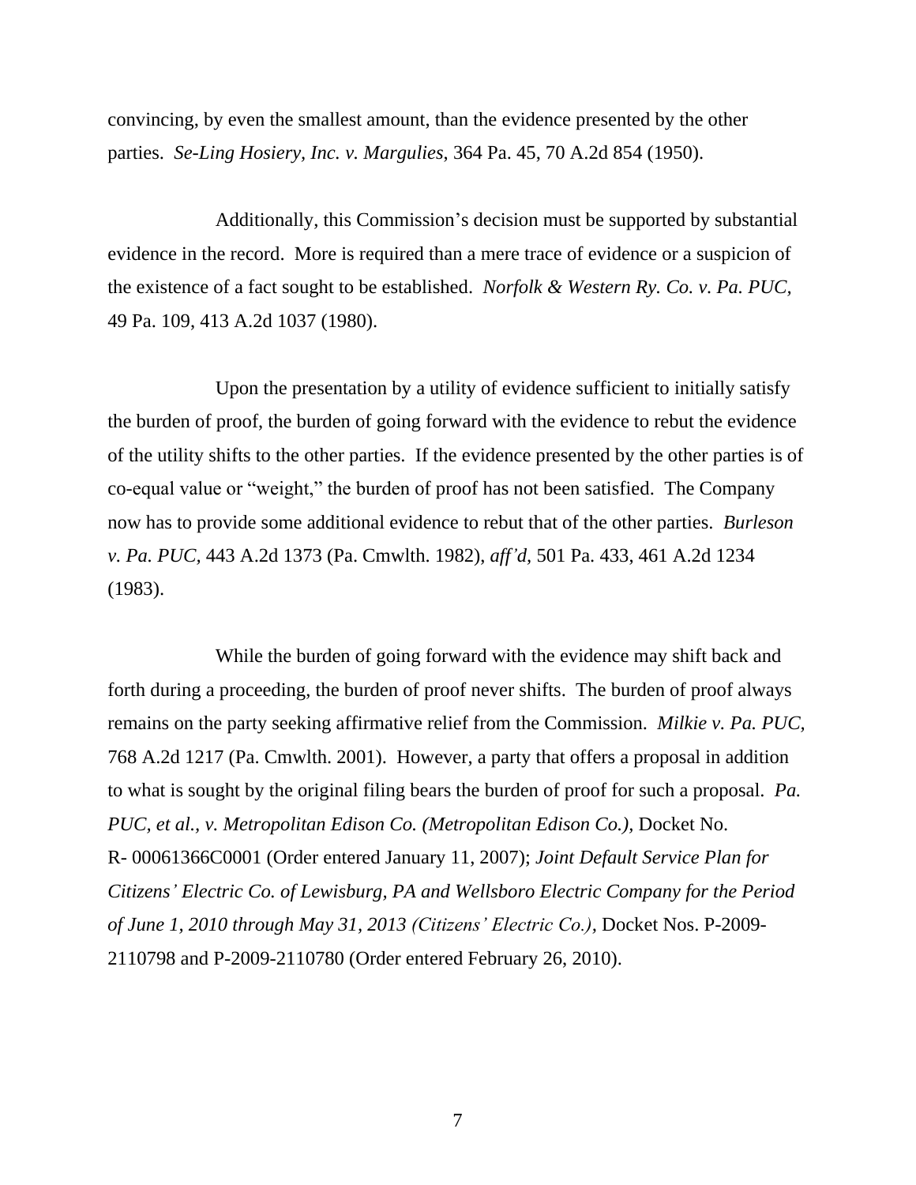convincing, by even the smallest amount, than the evidence presented by the other parties. *Se-Ling Hosiery, Inc. v. Margulies*, 364 Pa. 45, 70 A.2d 854 (1950).

Additionally, this Commission's decision must be supported by substantial evidence in the record. More is required than a mere trace of evidence or a suspicion of the existence of a fact sought to be established. *Norfolk & Western Ry. Co. v. Pa. PUC,* 49 Pa. 109, 413 A.2d 1037 (1980).

Upon the presentation by a utility of evidence sufficient to initially satisfy the burden of proof, the burden of going forward with the evidence to rebut the evidence of the utility shifts to the other parties. If the evidence presented by the other parties is of co-equal value or "weight," the burden of proof has not been satisfied. The Company now has to provide some additional evidence to rebut that of the other parties. *Burleson v. Pa. PUC,* 443 A.2d 1373 (Pa. Cmwlth. 1982), *aff'd,* 501 Pa. 433, 461 A.2d 1234 (1983).

While the burden of going forward with the evidence may shift back and forth during a proceeding, the burden of proof never shifts. The burden of proof always remains on the party seeking affirmative relief from the Commission. *Milkie v. Pa. PUC,* 768 A.2d 1217 (Pa. Cmwlth. 2001). However, a party that offers a proposal in addition to what is sought by the original filing bears the burden of proof for such a proposal. *Pa. PUC, et al., v. Metropolitan Edison Co. (Metropolitan Edison Co.),* Docket No. R- 00061366C0001 (Order entered January 11, 2007); *Joint Default Service Plan for Citizens' Electric Co. of Lewisburg, PA and Wellsboro Electric Company for the Period of June 1, 2010 through May 31, 2013 (Citizens' Electric Co.),* Docket Nos. P-2009-2110798 and P-2009-2110780 (Order entered February 26, 2010).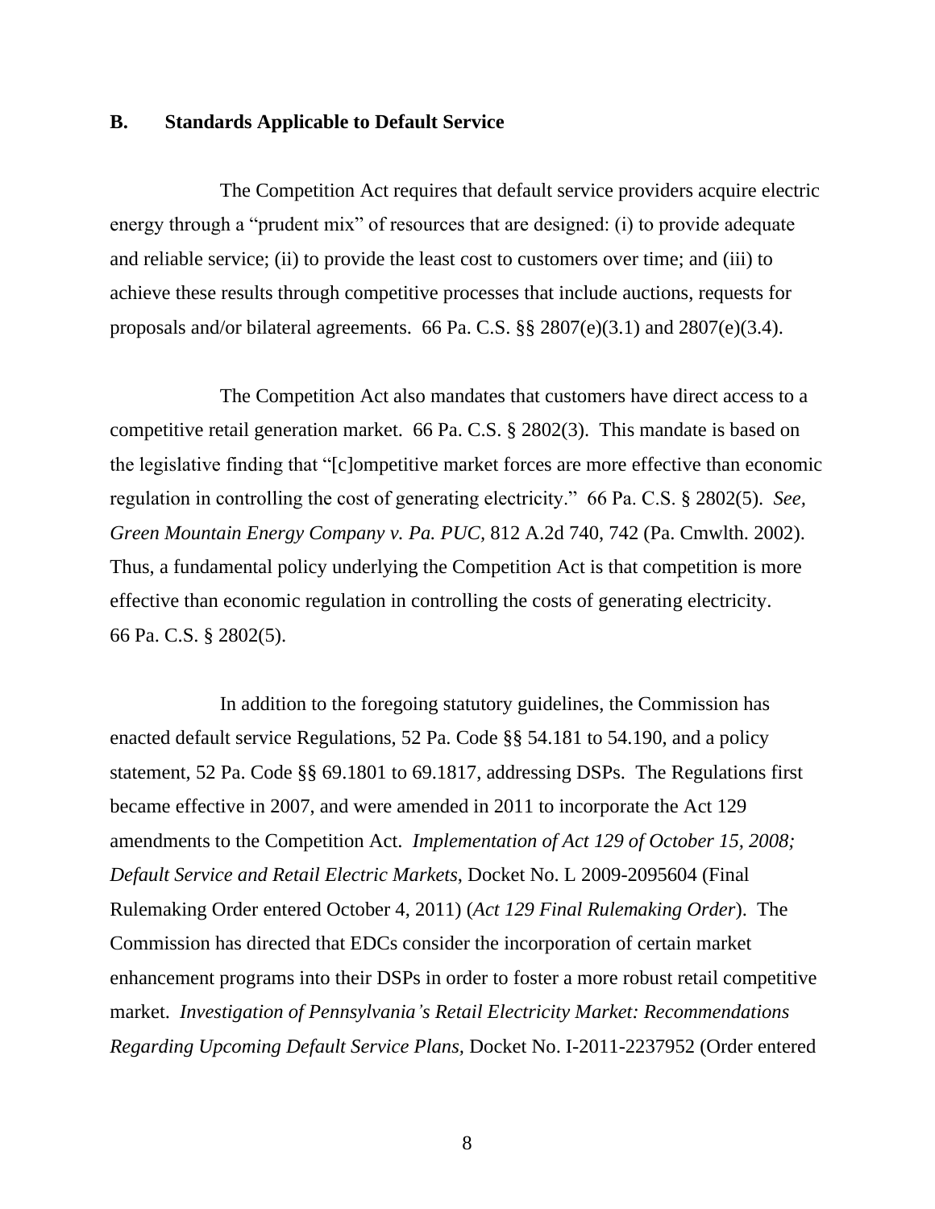## B. Standards Applicable to Default Service

The Competition Act requires that default service providers acquire electric energy through a "prudent mix" of resources that are designed: (i) to provide adequate and reliable service; (ii) to provide the least cost to customers over time; and (iii) to achieve these results through competitive processes that include auctions, requests for proposals and/or bilateral agreements. 66 Pa. C.S. §§ 2807(e)(3.1) and 2807(e)(3.4).

The Competition Act also mandates that customers have direct access to a competitive retail generation market. 66 Pa. C.S. § 2802(3). This mandate is based on the legislative finding that "[c]ompetitive market forces are more effective than economic regulation in controlling the cost of generating electricity." 66 Pa. C.S. § 2802(5). *See, Green Mountain Energy Company v. Pa. PUC,* 812 A.2d 740, 742 (Pa. Cmwlth. 2002). Thus, a fundamental policy underlying the Competition Act is that competition is more effective than economic regulation in controlling the costs of generating electricity. 66 Pa. C.S. § 2802(5).

In addition to the foregoing statutory guidelines, the Commission has enacted default service Regulations, 52 Pa. Code §§ 54.181 to 54.190, and a policy statement, 52 Pa. Code §§ 69.1801 to 69.1817, addressing DSPs. The Regulations first became effective in 2007, and were amended in 2011 to incorporate the Act 129 amendments to the Competition Act. *Implementation of Act 129 of October 15, 2008; Default Service and Retail Electric Markets*, Docket No. L 2009-2095604 (Final Rulemaking Order entered October 4, 2011) (*Act 129 Final Rulemaking Order*). The Commission has directed that EDCs consider the incorporation of certain market enhancement programs into their DSPs in order to foster a more robust retail competitive market. *Investigation of Pennsylvania's Retail Electricity Market: Recommendations Regarding Upcoming Default Service Plans*, Docket No. I-2011-2237952 (Order entered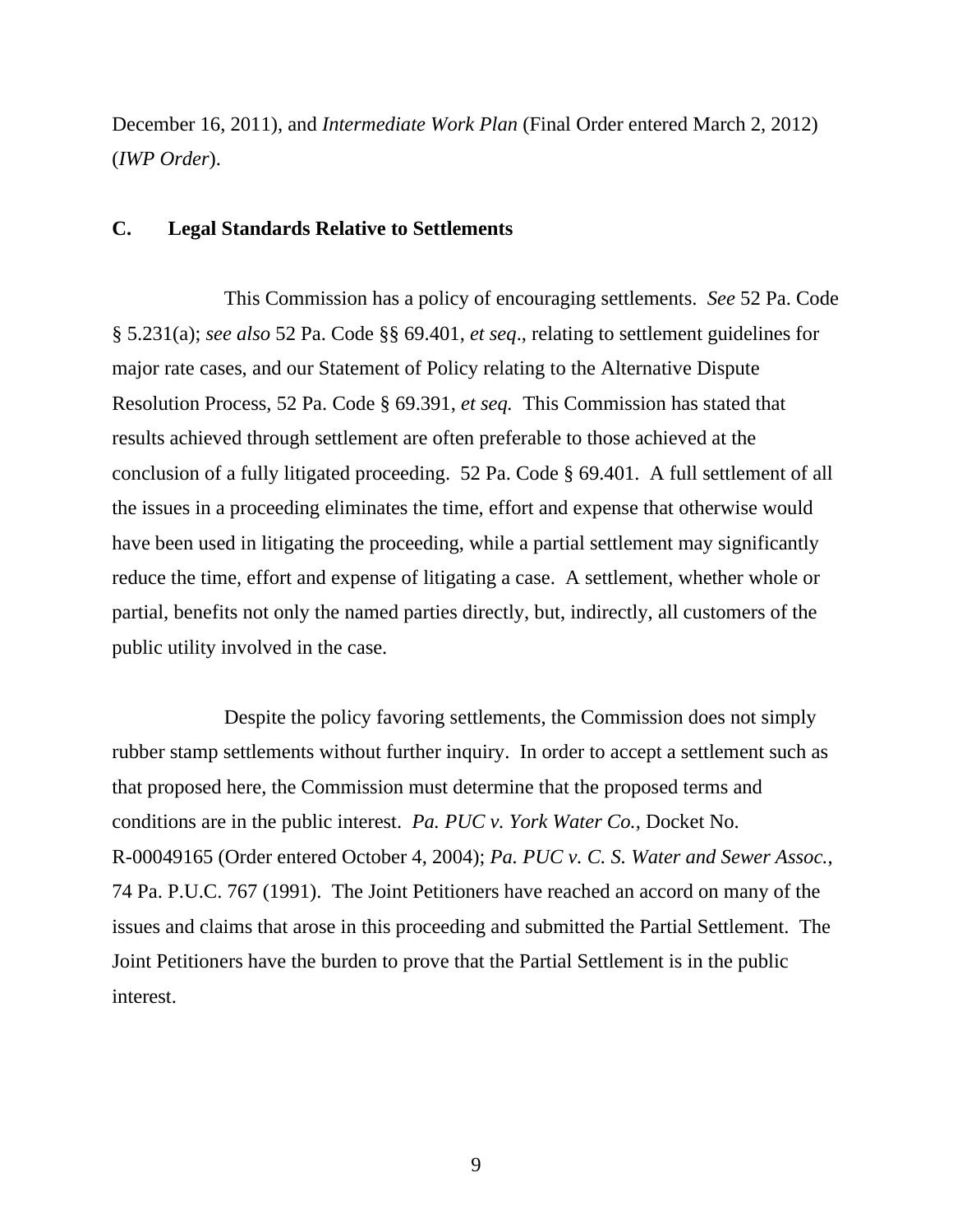December 16, 2011), and *Intermediate Work Plan* (Final Order entered March 2, 2012) (*IWP Order*).

### C. Legal Standards Relative to Settlements

This Commission has a policy of encouraging settlements. *See* 52 Pa. Code § 5.231(a); *see also* 52 Pa. Code §§ 69.401, *et seq*., relating to settlement guidelines for major rate cases, and our Statement of Policy relating to the Alternative Dispute Resolution Process, 52 Pa. Code § 69.391, *et seq.* This Commission has stated that results achieved through settlement are often preferable to those achieved at the conclusion of a fully litigated proceeding. 52 Pa. Code § 69.401. A full settlement of all the issues in a proceeding eliminates the time, effort and expense that otherwise would have been used in litigating the proceeding, while a partial settlement may significantly reduce the time, effort and expense of litigating a case. A settlement, whether whole or partial, benefits not only the named parties directly, but, indirectly, all customers of the public utility involved in the case.

Despite the policy favoring settlements, the Commission does not simply rubber stamp settlements without further inquiry. In order to accept a settlement such as that proposed here, the Commission must determine that the proposed terms and conditions are in the public interest. *Pa. PUC v. York Water Co.*, Docket No. R-00049165 (Order entered October 4, 2004); *Pa. PUC v. C. S. Water and Sewer Assoc.*, 74 Pa. P.U.C. 767 (1991). The Joint Petitioners have reached an accord on many of the issues and claims that arose in this proceeding and submitted the Partial Settlement. The Joint Petitioners have the burden to prove that the Partial Settlement is in the public interest.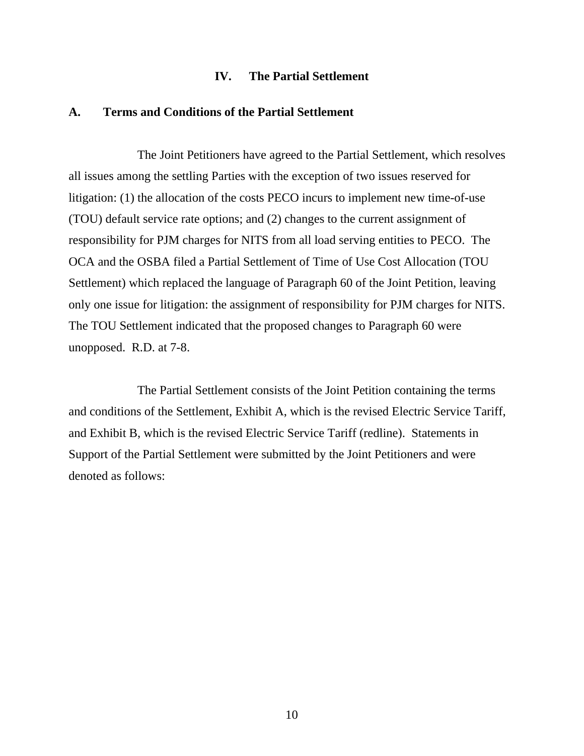## IV. The Partial Settlement

### A. Terms and Conditions of the Partial Settlement

The Joint Petitioners have agreed to the Partial Settlement, which resolves all issues among the settling Parties with the exception of two issues reserved for litigation: (1) the allocation of the costs PECO incurs to implement new time-of-use (TOU) default service rate options; and (2) changes to the current assignment of responsibility for PJM charges for NITS from all load serving entities to PECO. The OCA and the OSBA filed a Partial Settlement of Time of Use Cost Allocation (TOU Settlement) which replaced the language of Paragraph 60 of the Joint Petition, leaving only one issue for litigation: the assignment of responsibility for PJM charges for NITS. The TOU Settlement indicated that the proposed changes to Paragraph 60 were unopposed. R.D. at 7-8.

The Partial Settlement consists of the Joint Petition containing the terms and conditions of the Settlement, Exhibit A, which is the revised Electric Service Tariff, and Exhibit B, which is the revised Electric Service Tariff (redline). Statements in Support of the Partial Settlement were submitted by the Joint Petitioners and were denoted as follows: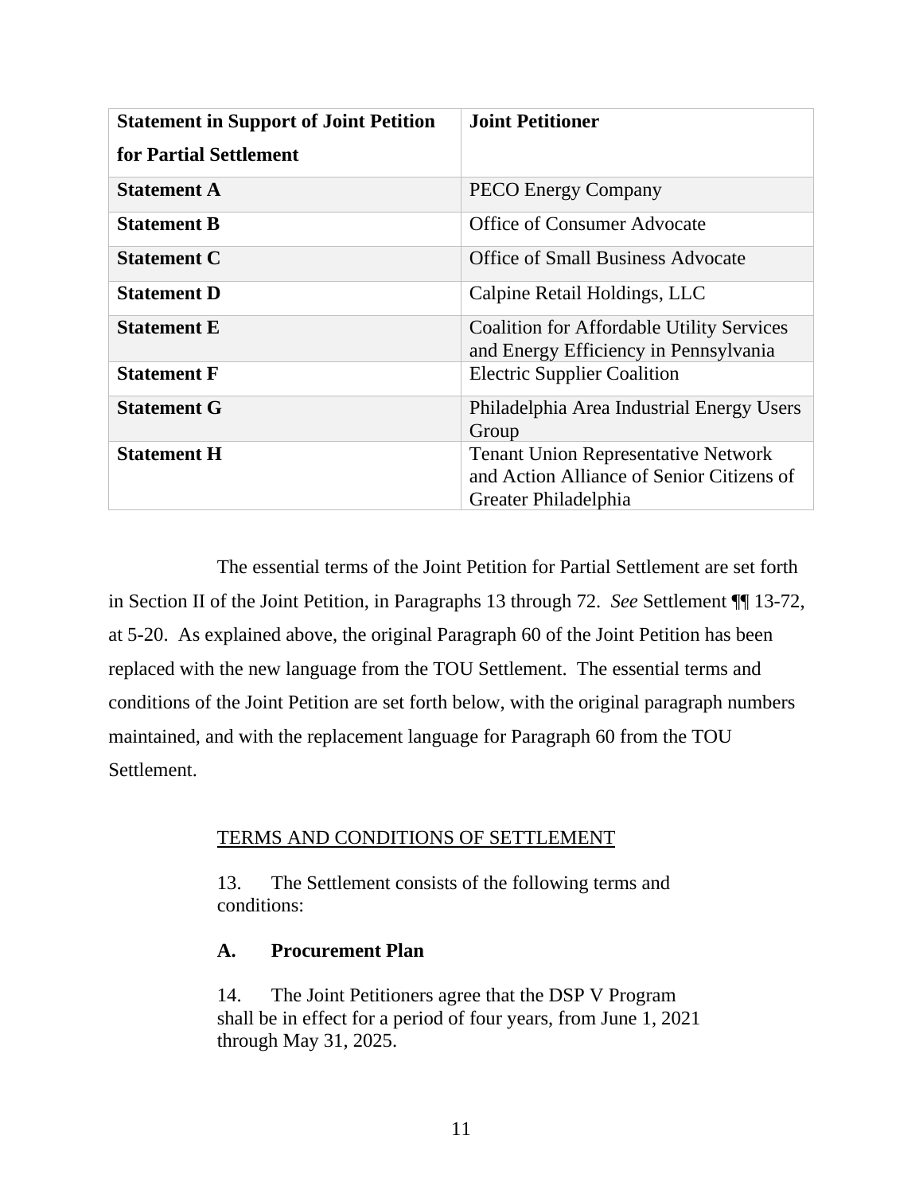| **Statement in Support of Joint Petition for Partial Settlement** | **Joint Petitioner** |
| --- | --- |
| **Statement A** | PECO Energy Company |
| **Statement B** | Office of Consumer Advocate |
| **Statement C** | Office of Small Business Advocate |
| **Statement D** | Calpine Retail Holdings, LLC |
| **Statement E** | Coalition for Affordable Utility Services and Energy Efficiency in Pennsylvania |
| **Statement F** | Electric Supplier Coalition |
| **Statement G** | Philadelphia Area Industrial Energy Users Group |
| **Statement H** | Tenant Union Representative Network and Action Alliance of Senior Citizens of Greater Philadelphia |

The essential terms of the Joint Petition for Partial Settlement are set forth in Section II of the Joint Petition, in Paragraphs 13 through 72. *See* Settlement ¶¶ 13-72, at 5-20. As explained above, the original Paragraph 60 of the Joint Petition has been replaced with the new language from the TOU Settlement. The essential terms and conditions of the Joint Petition are set forth below, with the original paragraph numbers maintained, and with the replacement language for Paragraph 60 from the TOU Settlement.

> TERMS AND CONDITIONS OF SETTLEMENT
>
> 13. The Settlement consists of the following terms and conditions:
>
> **A. Procurement Plan**
>
> 14. The Joint Petitioners agree that the DSP V Program shall be in effect for a period of four years, from June 1, 2021 through May 31, 2025.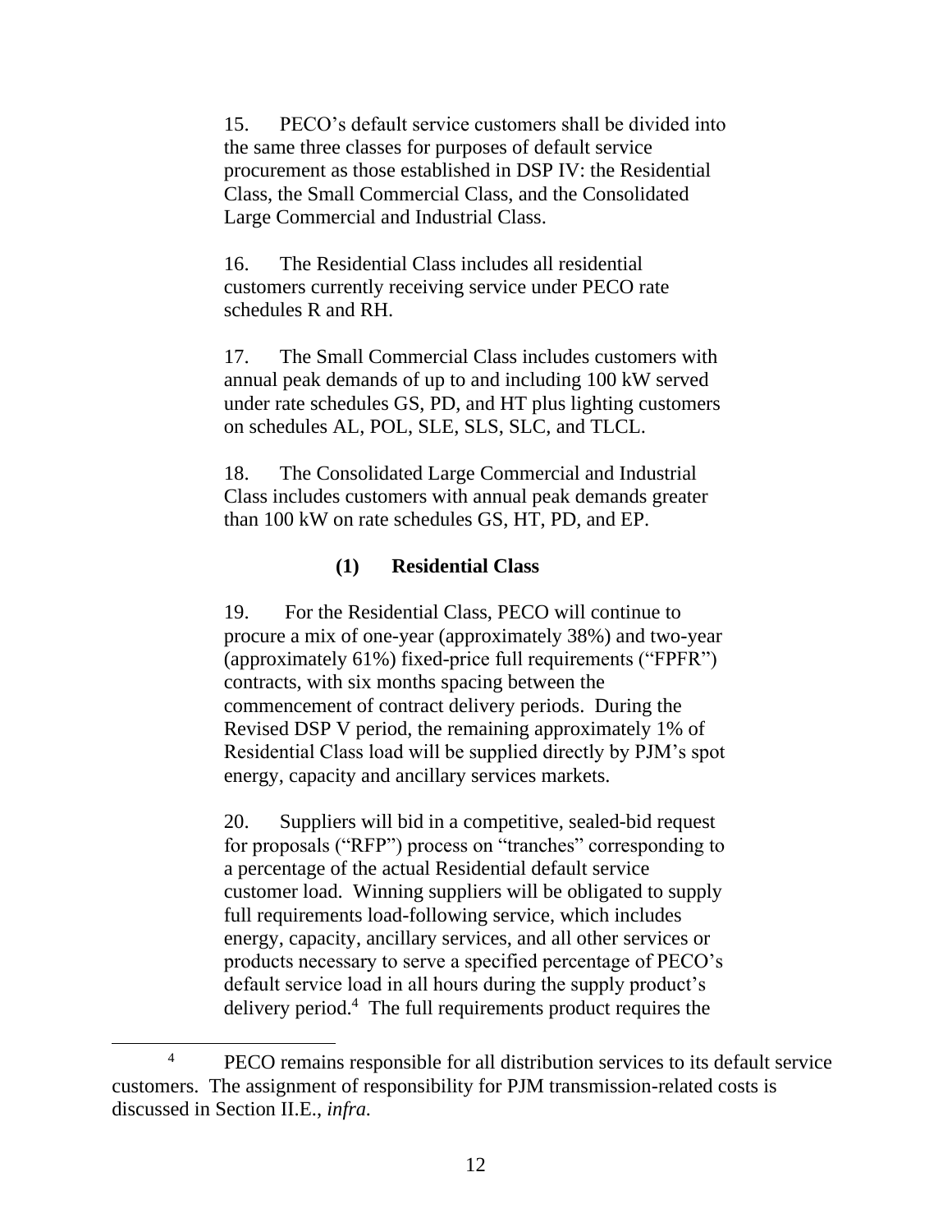15. PECO's default service customers shall be divided into the same three classes for purposes of default service procurement as those established in DSP IV: the Residential Class, the Small Commercial Class, and the Consolidated Large Commercial and Industrial Class.

16. The Residential Class includes all residential customers currently receiving service under PECO rate schedules R and RH.

17. The Small Commercial Class includes customers with annual peak demands of up to and including 100 kW served under rate schedules GS, PD, and HT plus lighting customers on schedules AL, POL, SLE, SLS, SLC, and TLCL.

18. The Consolidated Large Commercial and Industrial Class includes customers with annual peak demands greater than 100 kW on rate schedules GS, HT, PD, and EP.

#### (1) Residential Class

19. For the Residential Class, PECO will continue to procure a mix of one-year (approximately 38%) and two-year (approximately 61%) fixed-price full requirements ("FPFR") contracts, with six months spacing between the commencement of contract delivery periods. During the Revised DSP V period, the remaining approximately 1% of Residential Class load will be supplied directly by PJM's spot energy, capacity and ancillary services markets.

20. Suppliers will bid in a competitive, sealed-bid request for proposals ("RFP") process on "tranches" corresponding to a percentage of the actual Residential default service customer load. Winning suppliers will be obligated to supply full requirements load-following service, which includes energy, capacity, ancillary services, and all other services or products necessary to serve a specified percentage of PECO's default service load in all hours during the supply product's delivery period.[4] The full requirements product requires the

[4] PECO remains responsible for all distribution services to its default service customers. The assignment of responsibility for PJM transmission-related costs is discussed in Section II.E., *infra.*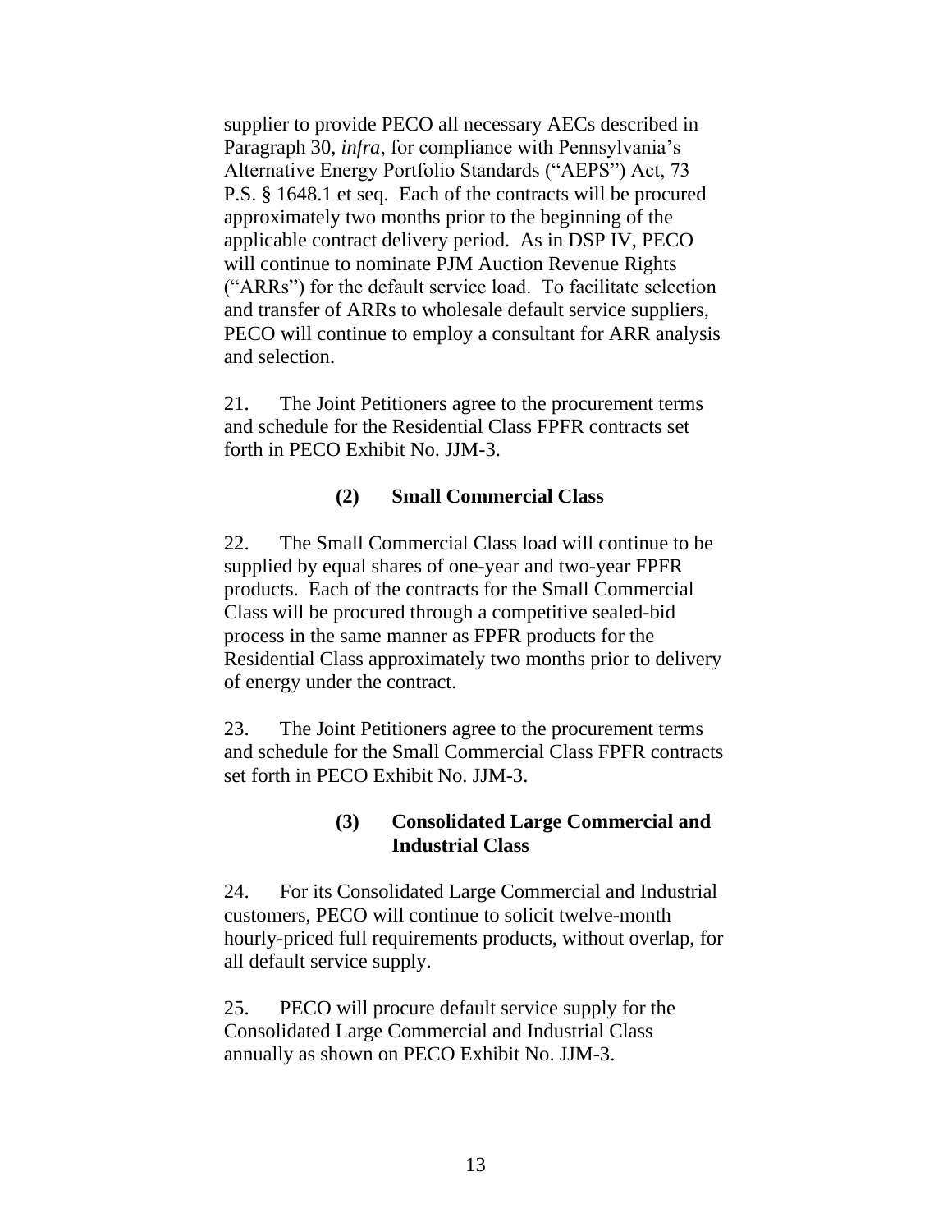supplier to provide PECO all necessary AECs described in Paragraph 30, *infra*, for compliance with Pennsylvania's Alternative Energy Portfolio Standards ("AEPS") Act, 73 P.S. § 1648.1 et seq. Each of the contracts will be procured approximately two months prior to the beginning of the applicable contract delivery period. As in DSP IV, PECO will continue to nominate PJM Auction Revenue Rights ("ARRs") for the default service load. To facilitate selection and transfer of ARRs to wholesale default service suppliers, PECO will continue to employ a consultant for ARR analysis and selection.

21. The Joint Petitioners agree to the procurement terms and schedule for the Residential Class FPFR contracts set forth in PECO Exhibit No. JJM-3.

**(2) Small Commercial Class**

22. The Small Commercial Class load will continue to be supplied by equal shares of one-year and two-year FPFR products. Each of the contracts for the Small Commercial Class will be procured through a competitive sealed-bid process in the same manner as FPFR products for the Residential Class approximately two months prior to delivery of energy under the contract.

23. The Joint Petitioners agree to the procurement terms and schedule for the Small Commercial Class FPFR contracts set forth in PECO Exhibit No. JJM-3.

**(3) Consolidated Large Commercial and Industrial Class**

24. For its Consolidated Large Commercial and Industrial customers, PECO will continue to solicit twelve-month hourly-priced full requirements products, without overlap, for all default service supply.

25. PECO will procure default service supply for the Consolidated Large Commercial and Industrial Class annually as shown on PECO Exhibit No. JJM-3.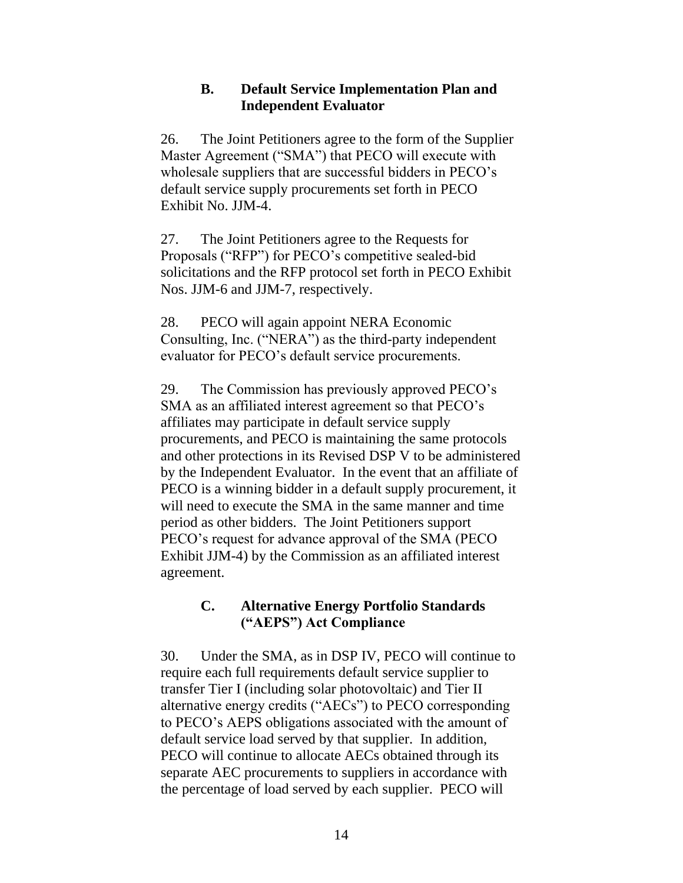### B. Default Service Implementation Plan and Independent Evaluator

26. The Joint Petitioners agree to the form of the Supplier Master Agreement ("SMA") that PECO will execute with wholesale suppliers that are successful bidders in PECO's default service supply procurements set forth in PECO Exhibit No. JJM-4.

27. The Joint Petitioners agree to the Requests for Proposals ("RFP") for PECO's competitive sealed-bid solicitations and the RFP protocol set forth in PECO Exhibit Nos. JJM-6 and JJM-7, respectively.

28. PECO will again appoint NERA Economic Consulting, Inc. ("NERA") as the third-party independent evaluator for PECO's default service procurements.

29. The Commission has previously approved PECO's SMA as an affiliated interest agreement so that PECO's affiliates may participate in default service supply procurements, and PECO is maintaining the same protocols and other protections in its Revised DSP V to be administered by the Independent Evaluator. In the event that an affiliate of PECO is a winning bidder in a default supply procurement, it will need to execute the SMA in the same manner and time period as other bidders. The Joint Petitioners support PECO's request for advance approval of the SMA (PECO Exhibit JJM-4) by the Commission as an affiliated interest agreement.

### C. Alternative Energy Portfolio Standards ("AEPS") Act Compliance

30. Under the SMA, as in DSP IV, PECO will continue to require each full requirements default service supplier to transfer Tier I (including solar photovoltaic) and Tier II alternative energy credits ("AECs") to PECO corresponding to PECO's AEPS obligations associated with the amount of default service load served by that supplier. In addition, PECO will continue to allocate AECs obtained through its separate AEC procurements to suppliers in accordance with the percentage of load served by each supplier. PECO will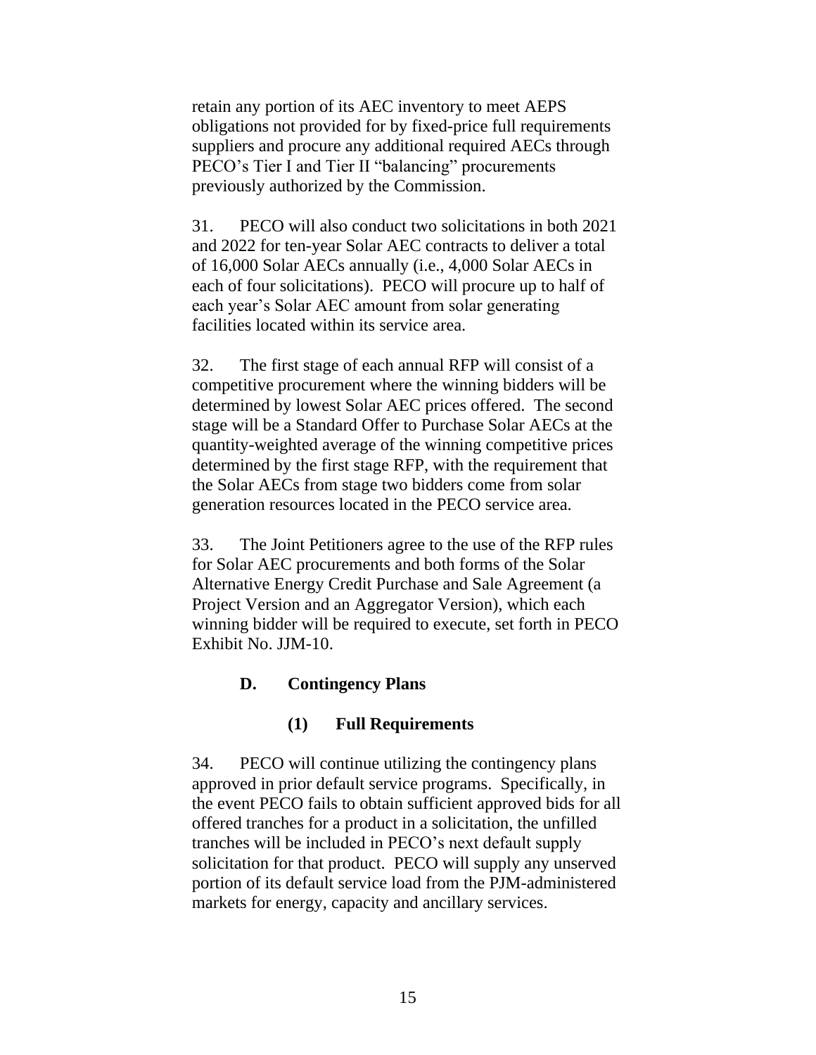retain any portion of its AEC inventory to meet AEPS obligations not provided for by fixed-price full requirements suppliers and procure any additional required AECs through PECO's Tier I and Tier II "balancing" procurements previously authorized by the Commission.

31. PECO will also conduct two solicitations in both 2021 and 2022 for ten-year Solar AEC contracts to deliver a total of 16,000 Solar AECs annually (i.e., 4,000 Solar AECs in each of four solicitations). PECO will procure up to half of each year's Solar AEC amount from solar generating facilities located within its service area.

32. The first stage of each annual RFP will consist of a competitive procurement where the winning bidders will be determined by lowest Solar AEC prices offered. The second stage will be a Standard Offer to Purchase Solar AECs at the quantity-weighted average of the winning competitive prices determined by the first stage RFP, with the requirement that the Solar AECs from stage two bidders come from solar generation resources located in the PECO service area.

33. The Joint Petitioners agree to the use of the RFP rules for Solar AEC procurements and both forms of the Solar Alternative Energy Credit Purchase and Sale Agreement (a Project Version and an Aggregator Version), which each winning bidder will be required to execute, set forth in PECO Exhibit No. JJM-10.

### D. Contingency Plans

#### (1) Full Requirements

34. PECO will continue utilizing the contingency plans approved in prior default service programs. Specifically, in the event PECO fails to obtain sufficient approved bids for all offered tranches for a product in a solicitation, the unfilled tranches will be included in PECO's next default supply solicitation for that product. PECO will supply any unserved portion of its default service load from the PJM-administered markets for energy, capacity and ancillary services.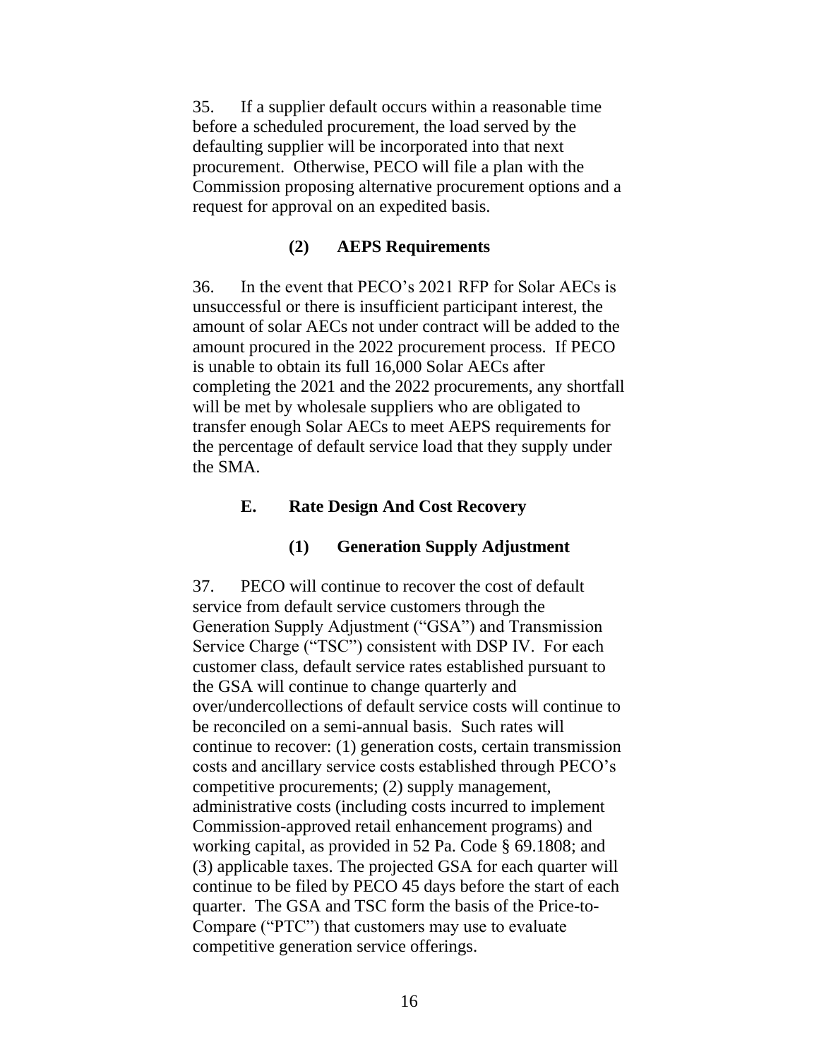35. If a supplier default occurs within a reasonable time before a scheduled procurement, the load served by the defaulting supplier will be incorporated into that next procurement. Otherwise, PECO will file a plan with the Commission proposing alternative procurement options and a request for approval on an expedited basis.

### (2) AEPS Requirements

36. In the event that PECO's 2021 RFP for Solar AECs is unsuccessful or there is insufficient participant interest, the amount of solar AECs not under contract will be added to the amount procured in the 2022 procurement process. If PECO is unable to obtain its full 16,000 Solar AECs after completing the 2021 and the 2022 procurements, any shortfall will be met by wholesale suppliers who are obligated to transfer enough Solar AECs to meet AEPS requirements for the percentage of default service load that they supply under the SMA.

## E. Rate Design And Cost Recovery

### (1) Generation Supply Adjustment

37. PECO will continue to recover the cost of default service from default service customers through the Generation Supply Adjustment ("GSA") and Transmission Service Charge ("TSC") consistent with DSP IV. For each customer class, default service rates established pursuant to the GSA will continue to change quarterly and over/undercollections of default service costs will continue to be reconciled on a semi-annual basis. Such rates will continue to recover: (1) generation costs, certain transmission costs and ancillary service costs established through PECO's competitive procurements; (2) supply management, administrative costs (including costs incurred to implement Commission-approved retail enhancement programs) and working capital, as provided in 52 Pa. Code § 69.1808; and (3) applicable taxes. The projected GSA for each quarter will continue to be filed by PECO 45 days before the start of each quarter. The GSA and TSC form the basis of the Price-to-Compare ("PTC") that customers may use to evaluate competitive generation service offerings.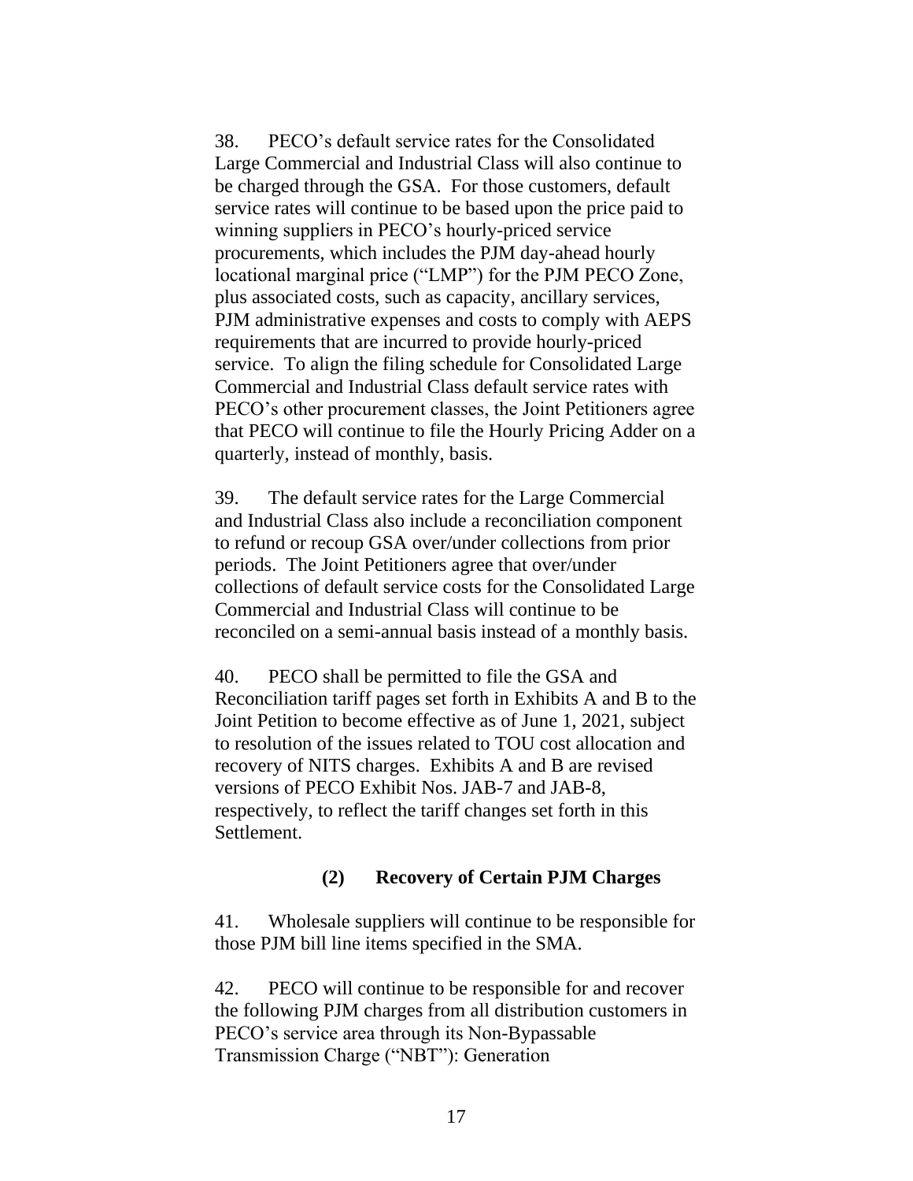38. PECO's default service rates for the Consolidated Large Commercial and Industrial Class will also continue to be charged through the GSA. For those customers, default service rates will continue to be based upon the price paid to winning suppliers in PECO's hourly-priced service procurements, which includes the PJM day-ahead hourly locational marginal price ("LMP") for the PJM PECO Zone, plus associated costs, such as capacity, ancillary services, PJM administrative expenses and costs to comply with AEPS requirements that are incurred to provide hourly-priced service. To align the filing schedule for Consolidated Large Commercial and Industrial Class default service rates with PECO's other procurement classes, the Joint Petitioners agree that PECO will continue to file the Hourly Pricing Adder on a quarterly, instead of monthly, basis.

39. The default service rates for the Large Commercial and Industrial Class also include a reconciliation component to refund or recoup GSA over/under collections from prior periods. The Joint Petitioners agree that over/under collections of default service costs for the Consolidated Large Commercial and Industrial Class will continue to be reconciled on a semi-annual basis instead of a monthly basis.

40. PECO shall be permitted to file the GSA and Reconciliation tariff pages set forth in Exhibits A and B to the Joint Petition to become effective as of June 1, 2021, subject to resolution of the issues related to TOU cost allocation and recovery of NITS charges. Exhibits A and B are revised versions of PECO Exhibit Nos. JAB-7 and JAB-8, respectively, to reflect the tariff changes set forth in this Settlement.

**(2) Recovery of Certain PJM Charges**

41. Wholesale suppliers will continue to be responsible for those PJM bill line items specified in the SMA.

42. PECO will continue to be responsible for and recover the following PJM charges from all distribution customers in PECO's service area through its Non-Bypassable Transmission Charge ("NBT"): Generation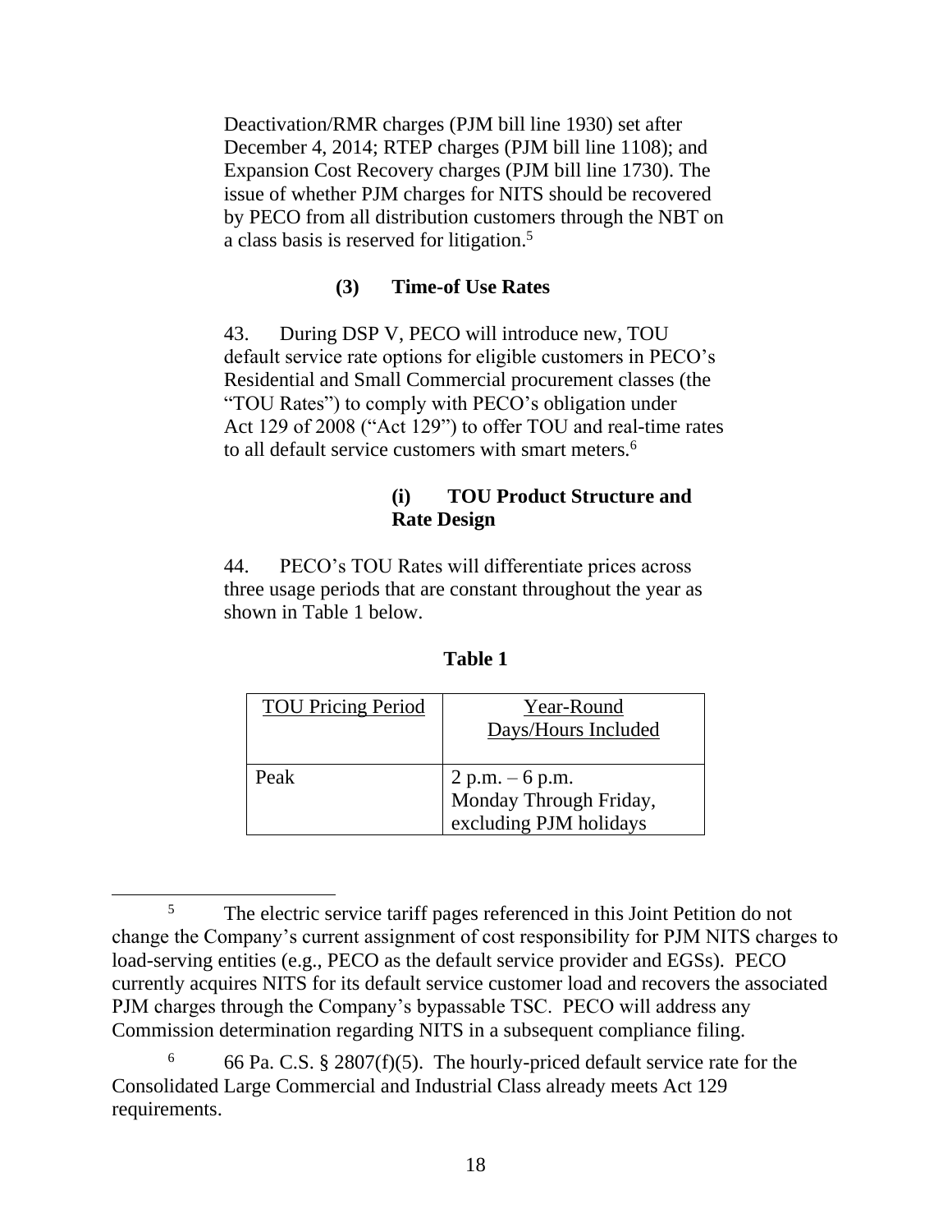Deactivation/RMR charges (PJM bill line 1930) set after December 4, 2014; RTEP charges (PJM bill line 1108); and Expansion Cost Recovery charges (PJM bill line 1730). The issue of whether PJM charges for NITS should be recovered by PECO from all distribution customers through the NBT on a class basis is reserved for litigation.[5]

**(3) Time-of Use Rates**

43. During DSP V, PECO will introduce new, TOU default service rate options for eligible customers in PECO's Residential and Small Commercial procurement classes (the "TOU Rates") to comply with PECO's obligation under Act 129 of 2008 ("Act 129") to offer TOU and real-time rates to all default service customers with smart meters.[6]

**(i) TOU Product Structure and Rate Design**

44. PECO's TOU Rates will differentiate prices across three usage periods that are constant throughout the year as shown in Table 1 below.

**Table 1**

| TOU Pricing Period | Year-Round Days/Hours Included |
|---|---|
| Peak | 2 p.m. – 6 p.m. Monday Through Friday, excluding PJM holidays |

[5] The electric service tariff pages referenced in this Joint Petition do not change the Company's current assignment of cost responsibility for PJM NITS charges to load-serving entities (e.g., PECO as the default service provider and EGSs). PECO currently acquires NITS for its default service customer load and recovers the associated PJM charges through the Company's bypassable TSC. PECO will address any Commission determination regarding NITS in a subsequent compliance filing.

[6] 66 Pa. C.S. § 2807(f)(5). The hourly-priced default service rate for the Consolidated Large Commercial and Industrial Class already meets Act 129 requirements.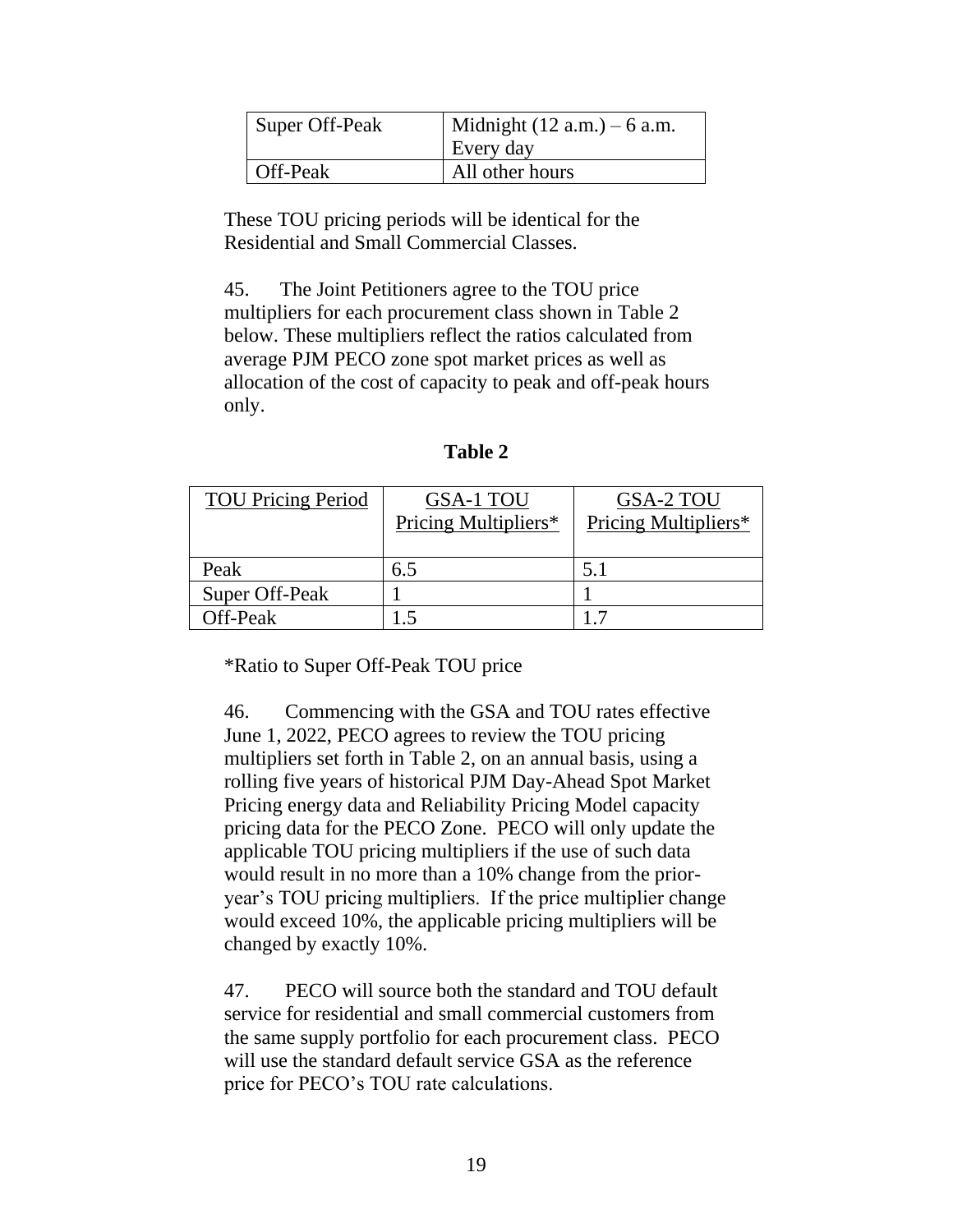| Super Off-Peak | Midnight (12 a.m.) – 6 a.m. Every day |
| --- | --- |
| Off-Peak | All other hours |

These TOU pricing periods will be identical for the Residential and Small Commercial Classes.

45. The Joint Petitioners agree to the TOU price multipliers for each procurement class shown in Table 2 below. These multipliers reflect the ratios calculated from average PJM PECO zone spot market prices as well as allocation of the cost of capacity to peak and off-peak hours only.

**Table 2**

| TOU Pricing Period | GSA-1 TOU Pricing Multipliers* | GSA-2 TOU Pricing Multipliers* |
| --- | --- | --- |
| Peak | 6.5 | 5.1 |
| Super Off-Peak | 1 | 1 |
| Off-Peak | 1.5 | 1.7 |

*Ratio to Super Off-Peak TOU price

46. Commencing with the GSA and TOU rates effective June 1, 2022, PECO agrees to review the TOU pricing multipliers set forth in Table 2, on an annual basis, using a rolling five years of historical PJM Day-Ahead Spot Market Pricing energy data and Reliability Pricing Model capacity pricing data for the PECO Zone. PECO will only update the applicable TOU pricing multipliers if the use of such data would result in no more than a 10% change from the prior-year's TOU pricing multipliers. If the price multiplier change would exceed 10%, the applicable pricing multipliers will be changed by exactly 10%.

47. PECO will source both the standard and TOU default service for residential and small commercial customers from the same supply portfolio for each procurement class. PECO will use the standard default service GSA as the reference price for PECO's TOU rate calculations.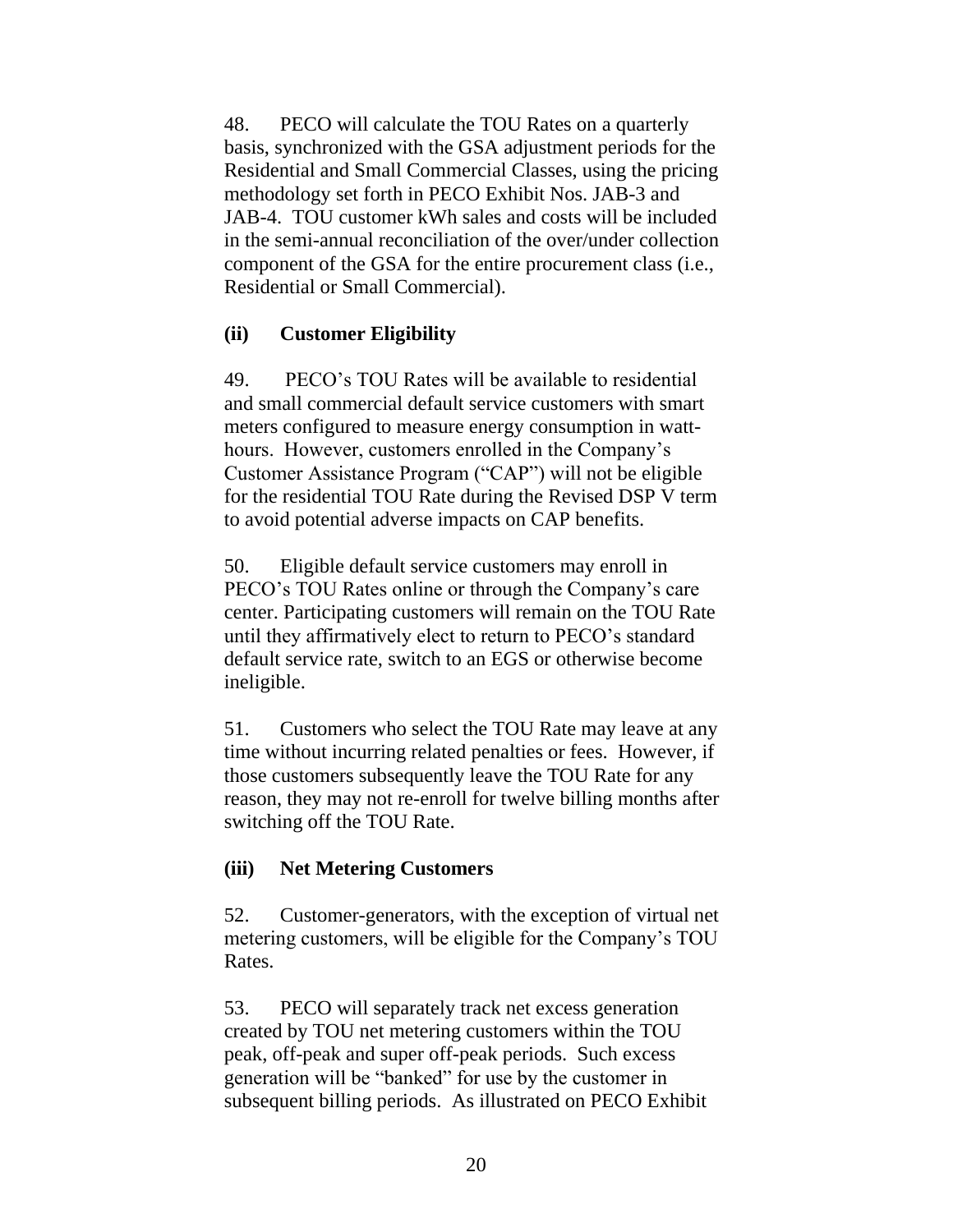48. PECO will calculate the TOU Rates on a quarterly basis, synchronized with the GSA adjustment periods for the Residential and Small Commercial Classes, using the pricing methodology set forth in PECO Exhibit Nos. JAB-3 and JAB-4. TOU customer kWh sales and costs will be included in the semi-annual reconciliation of the over/under collection component of the GSA for the entire procurement class (i.e., Residential or Small Commercial).

**(ii) Customer Eligibility**

49. PECO's TOU Rates will be available to residential and small commercial default service customers with smart meters configured to measure energy consumption in watt-hours. However, customers enrolled in the Company's Customer Assistance Program ("CAP") will not be eligible for the residential TOU Rate during the Revised DSP V term to avoid potential adverse impacts on CAP benefits.

50. Eligible default service customers may enroll in PECO's TOU Rates online or through the Company's care center. Participating customers will remain on the TOU Rate until they affirmatively elect to return to PECO's standard default service rate, switch to an EGS or otherwise become ineligible.

51. Customers who select the TOU Rate may leave at any time without incurring related penalties or fees. However, if those customers subsequently leave the TOU Rate for any reason, they may not re-enroll for twelve billing months after switching off the TOU Rate.

**(iii) Net Metering Customers**

52. Customer-generators, with the exception of virtual net metering customers, will be eligible for the Company's TOU Rates.

53. PECO will separately track net excess generation created by TOU net metering customers within the TOU peak, off-peak and super off-peak periods. Such excess generation will be "banked" for use by the customer in subsequent billing periods. As illustrated on PECO Exhibit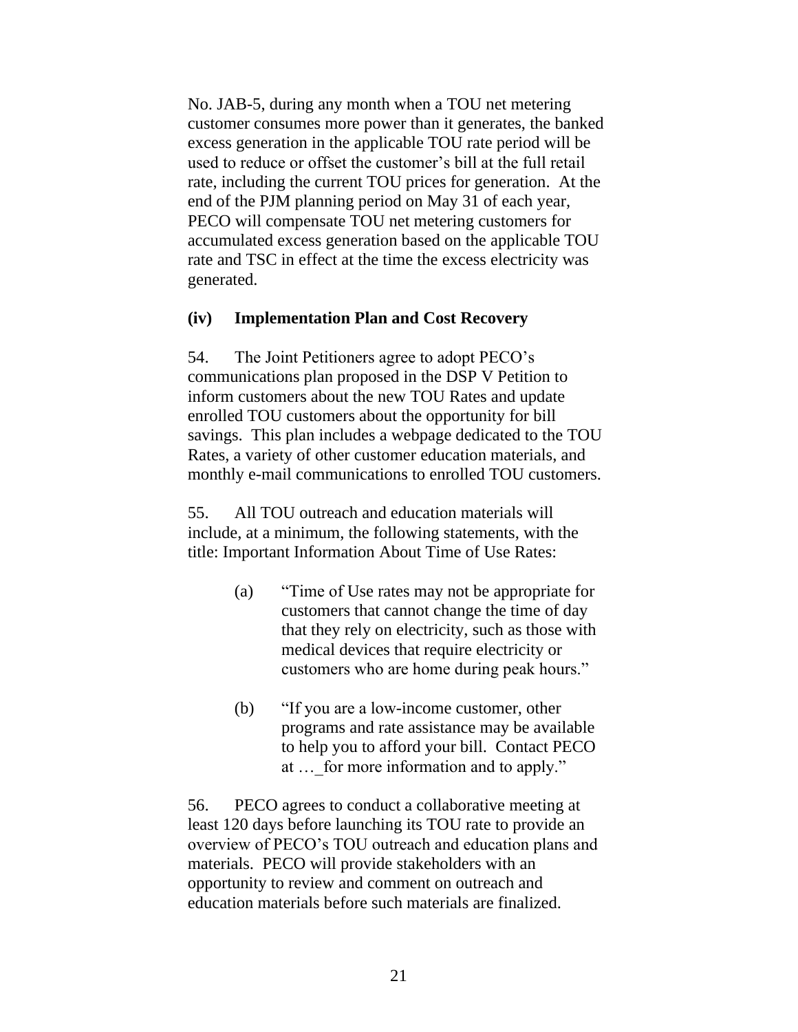No. JAB-5, during any month when a TOU net metering customer consumes more power than it generates, the banked excess generation in the applicable TOU rate period will be used to reduce or offset the customer's bill at the full retail rate, including the current TOU prices for generation. At the end of the PJM planning period on May 31 of each year, PECO will compensate TOU net metering customers for accumulated excess generation based on the applicable TOU rate and TSC in effect at the time the excess electricity was generated.

**(iv) Implementation Plan and Cost Recovery**

54. The Joint Petitioners agree to adopt PECO's communications plan proposed in the DSP V Petition to inform customers about the new TOU Rates and update enrolled TOU customers about the opportunity for bill savings. This plan includes a webpage dedicated to the TOU Rates, a variety of other customer education materials, and monthly e-mail communications to enrolled TOU customers.

55. All TOU outreach and education materials will include, at a minimum, the following statements, with the title: Important Information About Time of Use Rates:

> (a) "Time of Use rates may not be appropriate for customers that cannot change the time of day that they rely on electricity, such as those with medical devices that require electricity or customers who are home during peak hours."
>
> (b) "If you are a low-income customer, other programs and rate assistance may be available to help you to afford your bill. Contact PECO at …_for more information and to apply."

56. PECO agrees to conduct a collaborative meeting at least 120 days before launching its TOU rate to provide an overview of PECO's TOU outreach and education plans and materials. PECO will provide stakeholders with an opportunity to review and comment on outreach and education materials before such materials are finalized.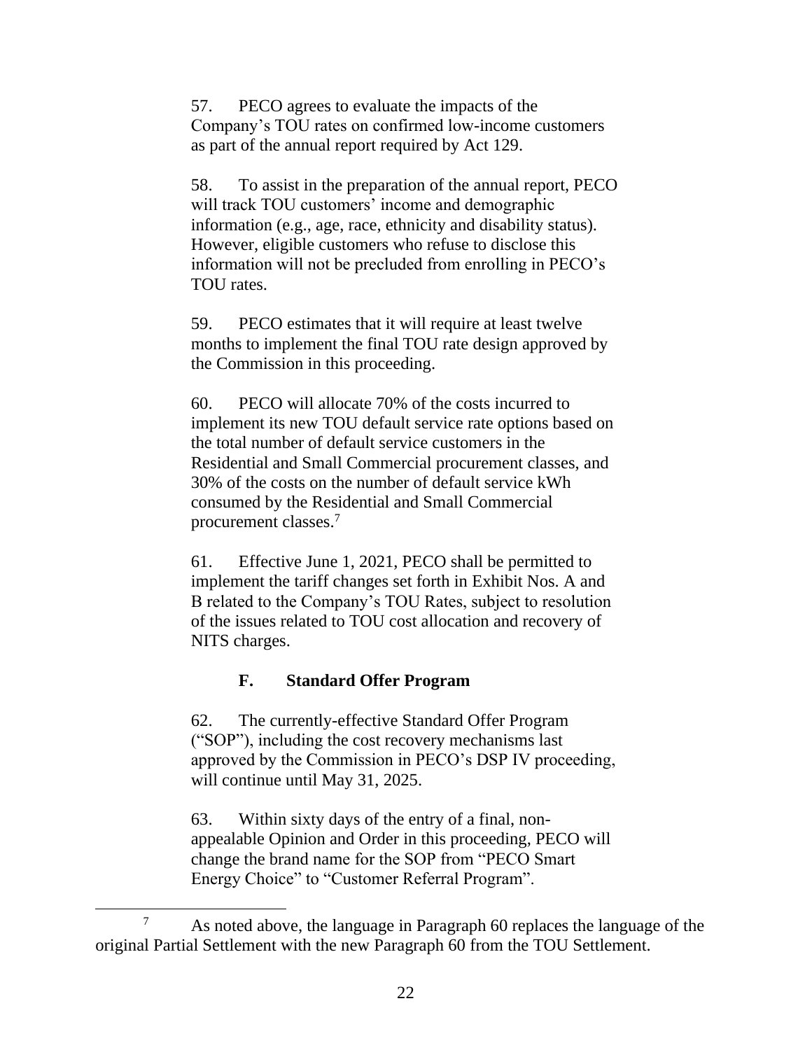57. PECO agrees to evaluate the impacts of the Company's TOU rates on confirmed low-income customers as part of the annual report required by Act 129.

58. To assist in the preparation of the annual report, PECO will track TOU customers' income and demographic information (e.g., age, race, ethnicity and disability status). However, eligible customers who refuse to disclose this information will not be precluded from enrolling in PECO's TOU rates.

59. PECO estimates that it will require at least twelve months to implement the final TOU rate design approved by the Commission in this proceeding.

60. PECO will allocate 70% of the costs incurred to implement its new TOU default service rate options based on the total number of default service customers in the Residential and Small Commercial procurement classes, and 30% of the costs on the number of default service kWh consumed by the Residential and Small Commercial procurement classes.[7]

61. Effective June 1, 2021, PECO shall be permitted to implement the tariff changes set forth in Exhibit Nos. A and B related to the Company's TOU Rates, subject to resolution of the issues related to TOU cost allocation and recovery of NITS charges.

### F. Standard Offer Program

62. The currently-effective Standard Offer Program ("SOP"), including the cost recovery mechanisms last approved by the Commission in PECO's DSP IV proceeding, will continue until May 31, 2025.

63. Within sixty days of the entry of a final, non-appealable Opinion and Order in this proceeding, PECO will change the brand name for the SOP from "PECO Smart Energy Choice" to "Customer Referral Program".

[7] As noted above, the language in Paragraph 60 replaces the language of the original Partial Settlement with the new Paragraph 60 from the TOU Settlement.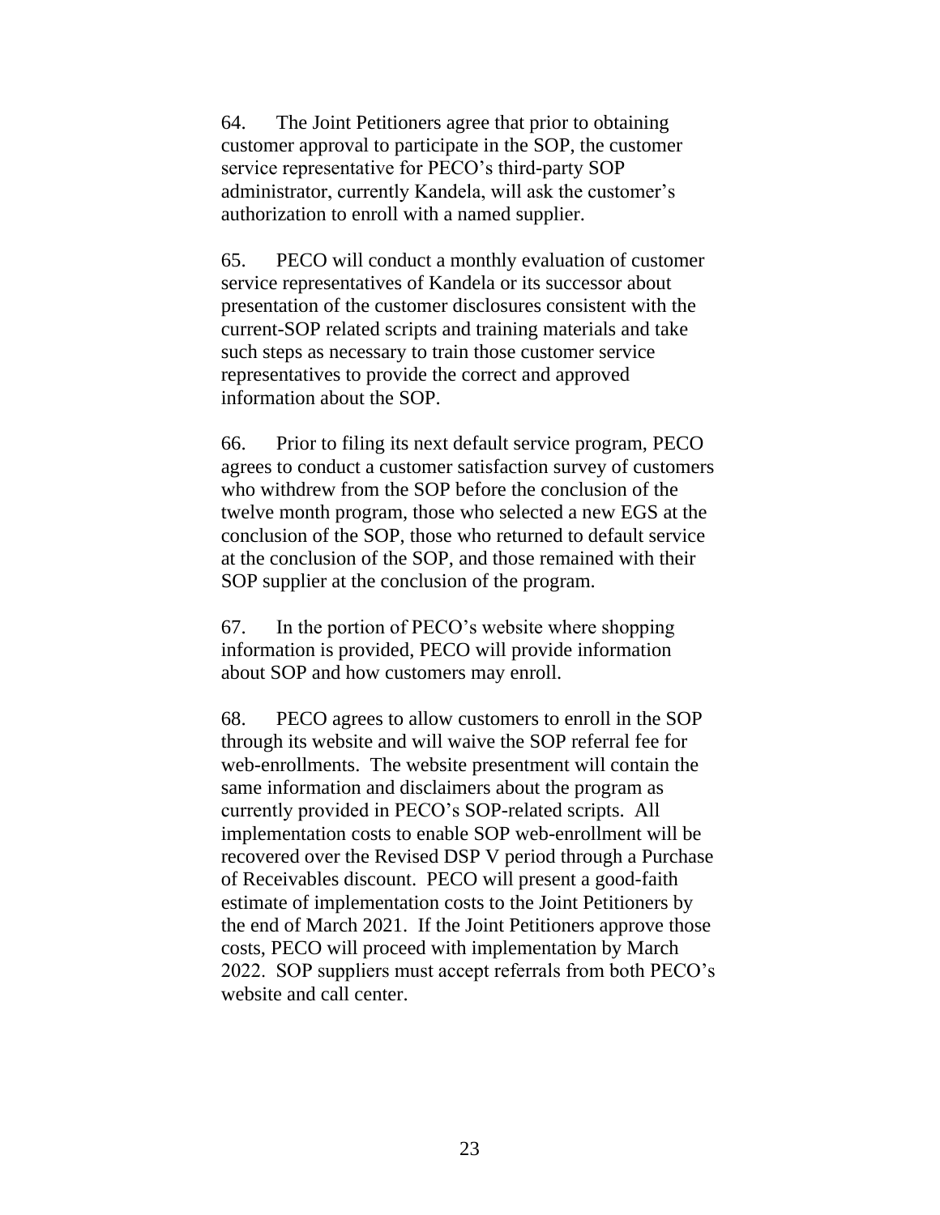64. The Joint Petitioners agree that prior to obtaining customer approval to participate in the SOP, the customer service representative for PECO's third-party SOP administrator, currently Kandela, will ask the customer's authorization to enroll with a named supplier.

65. PECO will conduct a monthly evaluation of customer service representatives of Kandela or its successor about presentation of the customer disclosures consistent with the current-SOP related scripts and training materials and take such steps as necessary to train those customer service representatives to provide the correct and approved information about the SOP.

66. Prior to filing its next default service program, PECO agrees to conduct a customer satisfaction survey of customers who withdrew from the SOP before the conclusion of the twelve month program, those who selected a new EGS at the conclusion of the SOP, those who returned to default service at the conclusion of the SOP, and those remained with their SOP supplier at the conclusion of the program.

67. In the portion of PECO's website where shopping information is provided, PECO will provide information about SOP and how customers may enroll.

68. PECO agrees to allow customers to enroll in the SOP through its website and will waive the SOP referral fee for web-enrollments. The website presentment will contain the same information and disclaimers about the program as currently provided in PECO's SOP-related scripts. All implementation costs to enable SOP web-enrollment will be recovered over the Revised DSP V period through a Purchase of Receivables discount. PECO will present a good-faith estimate of implementation costs to the Joint Petitioners by the end of March 2021. If the Joint Petitioners approve those costs, PECO will proceed with implementation by March 2022. SOP suppliers must accept referrals from both PECO's website and call center.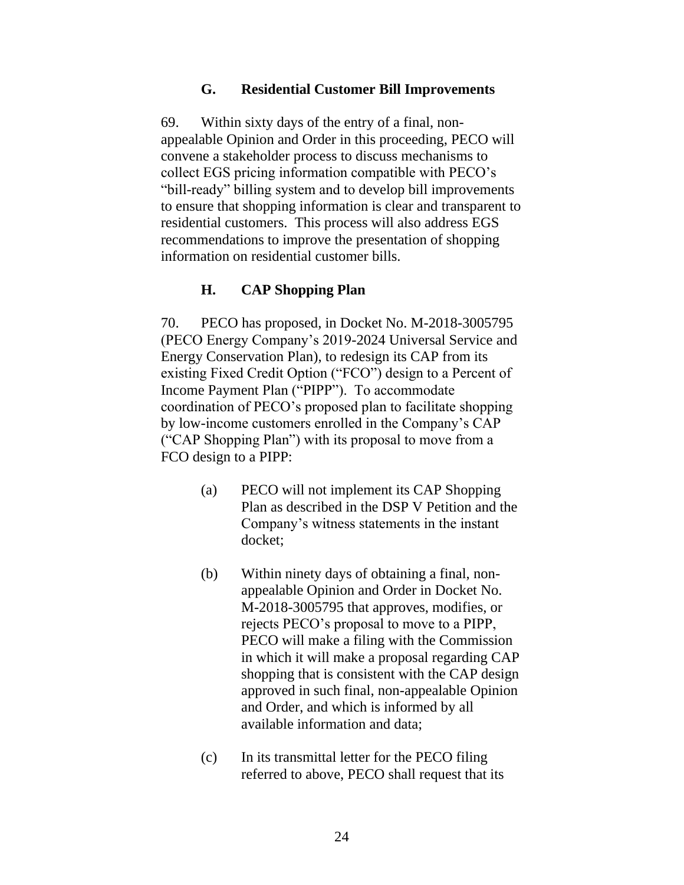### G. Residential Customer Bill Improvements

69. Within sixty days of the entry of a final, non-appealable Opinion and Order in this proceeding, PECO will convene a stakeholder process to discuss mechanisms to collect EGS pricing information compatible with PECO's "bill-ready" billing system and to develop bill improvements to ensure that shopping information is clear and transparent to residential customers. This process will also address EGS recommendations to improve the presentation of shopping information on residential customer bills.

### H. CAP Shopping Plan

70. PECO has proposed, in Docket No. M-2018-3005795 (PECO Energy Company's 2019-2024 Universal Service and Energy Conservation Plan), to redesign its CAP from its existing Fixed Credit Option ("FCO") design to a Percent of Income Payment Plan ("PIPP"). To accommodate coordination of PECO's proposed plan to facilitate shopping by low-income customers enrolled in the Company's CAP ("CAP Shopping Plan") with its proposal to move from a FCO design to a PIPP:

(a) PECO will not implement its CAP Shopping Plan as described in the DSP V Petition and the Company's witness statements in the instant docket;

(b) Within ninety days of obtaining a final, non-appealable Opinion and Order in Docket No. M-2018-3005795 that approves, modifies, or rejects PECO's proposal to move to a PIPP, PECO will make a filing with the Commission in which it will make a proposal regarding CAP shopping that is consistent with the CAP design approved in such final, non-appealable Opinion and Order, and which is informed by all available information and data;

(c) In its transmittal letter for the PECO filing referred to above, PECO shall request that its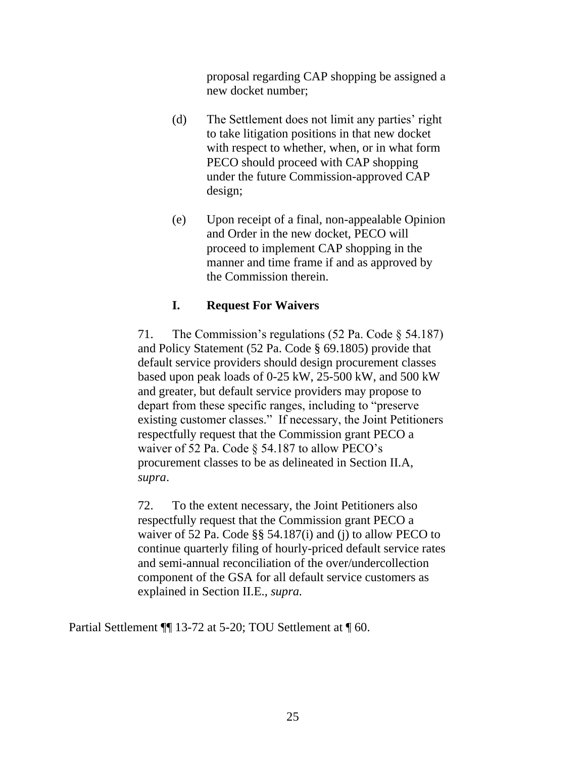proposal regarding CAP shopping be assigned a new docket number;

(d) The Settlement does not limit any parties' right to take litigation positions in that new docket with respect to whether, when, or in what form PECO should proceed with CAP shopping under the future Commission-approved CAP design;

(e) Upon receipt of a final, non-appealable Opinion and Order in the new docket, PECO will proceed to implement CAP shopping in the manner and time frame if and as approved by the Commission therein.

**I. Request For Waivers**

71. The Commission's regulations (52 Pa. Code § 54.187) and Policy Statement (52 Pa. Code § 69.1805) provide that default service providers should design procurement classes based upon peak loads of 0-25 kW, 25-500 kW, and 500 kW and greater, but default service providers may propose to depart from these specific ranges, including to "preserve existing customer classes." If necessary, the Joint Petitioners respectfully request that the Commission grant PECO a waiver of 52 Pa. Code § 54.187 to allow PECO's procurement classes to be as delineated in Section II.A, *supra*.

72. To the extent necessary, the Joint Petitioners also respectfully request that the Commission grant PECO a waiver of 52 Pa. Code §§ 54.187(i) and (j) to allow PECO to continue quarterly filing of hourly-priced default service rates and semi-annual reconciliation of the over/undercollection component of the GSA for all default service customers as explained in Section II.E., *supra.*

Partial Settlement ¶¶ 13-72 at 5-20; TOU Settlement at ¶ 60.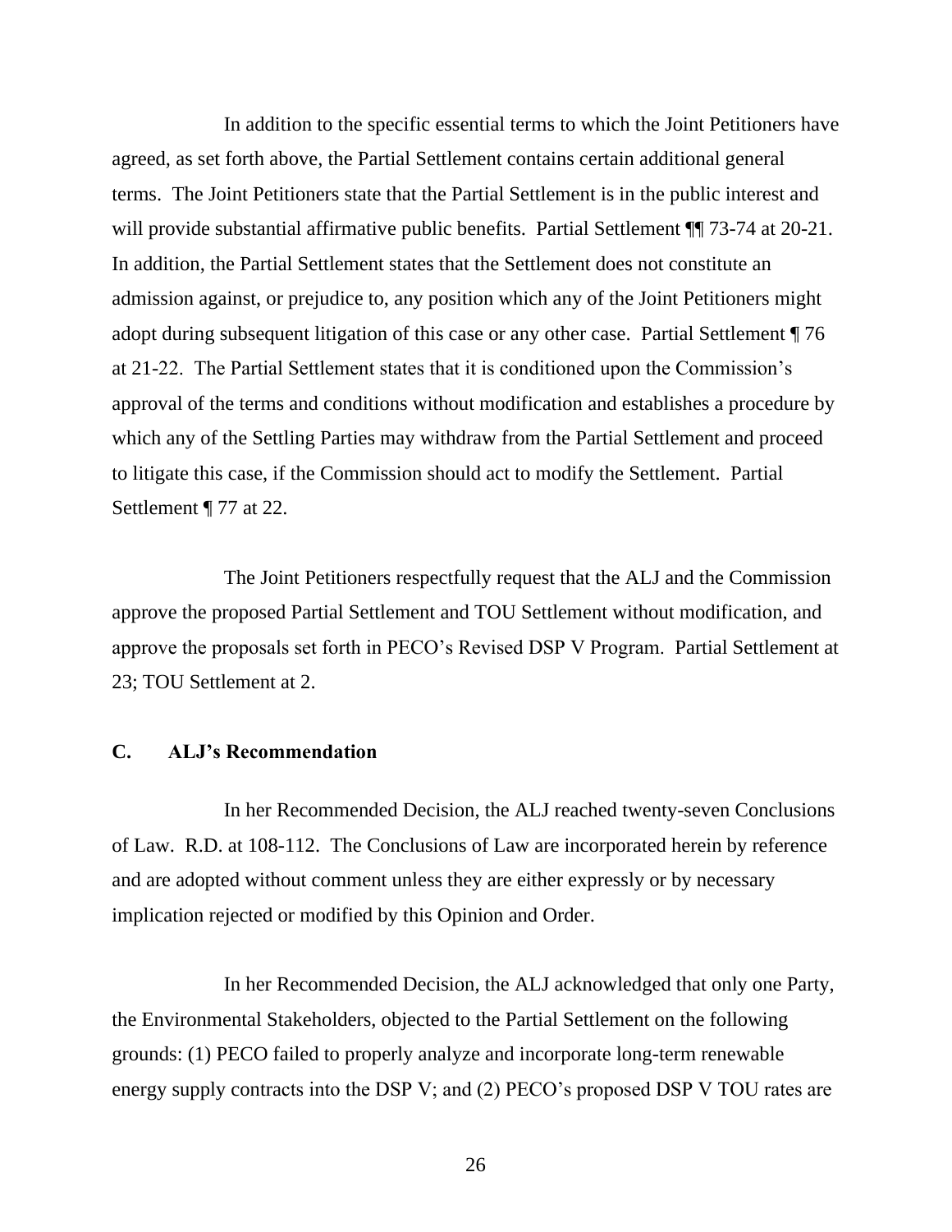In addition to the specific essential terms to which the Joint Petitioners have agreed, as set forth above, the Partial Settlement contains certain additional general terms. The Joint Petitioners state that the Partial Settlement is in the public interest and will provide substantial affirmative public benefits. Partial Settlement ¶¶ 73-74 at 20-21. In addition, the Partial Settlement states that the Settlement does not constitute an admission against, or prejudice to, any position which any of the Joint Petitioners might adopt during subsequent litigation of this case or any other case. Partial Settlement ¶ 76 at 21-22. The Partial Settlement states that it is conditioned upon the Commission's approval of the terms and conditions without modification and establishes a procedure by which any of the Settling Parties may withdraw from the Partial Settlement and proceed to litigate this case, if the Commission should act to modify the Settlement. Partial Settlement ¶ 77 at 22.

The Joint Petitioners respectfully request that the ALJ and the Commission approve the proposed Partial Settlement and TOU Settlement without modification, and approve the proposals set forth in PECO's Revised DSP V Program. Partial Settlement at 23; TOU Settlement at 2.

### C. ALJ's Recommendation

In her Recommended Decision, the ALJ reached twenty-seven Conclusions of Law. R.D. at 108-112. The Conclusions of Law are incorporated herein by reference and are adopted without comment unless they are either expressly or by necessary implication rejected or modified by this Opinion and Order.

In her Recommended Decision, the ALJ acknowledged that only one Party, the Environmental Stakeholders, objected to the Partial Settlement on the following grounds: (1) PECO failed to properly analyze and incorporate long-term renewable energy supply contracts into the DSP V; and (2) PECO's proposed DSP V TOU rates are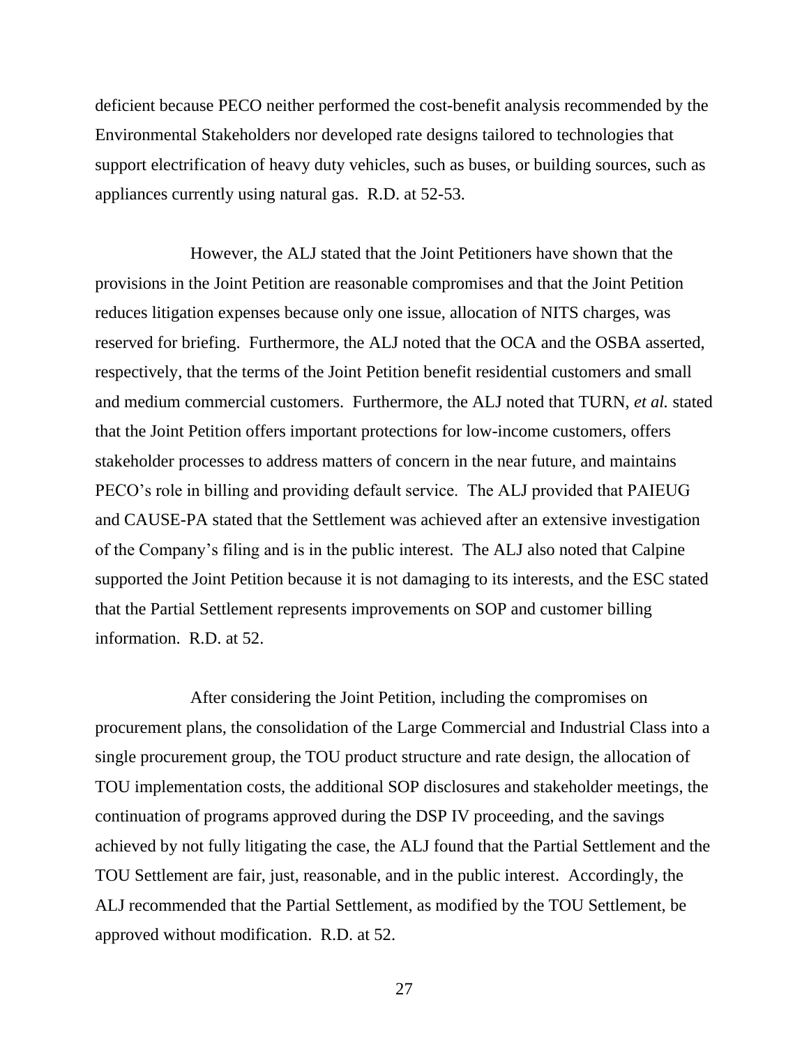deficient because PECO neither performed the cost-benefit analysis recommended by the Environmental Stakeholders nor developed rate designs tailored to technologies that support electrification of heavy duty vehicles, such as buses, or building sources, such as appliances currently using natural gas. R.D. at 52-53.

However, the ALJ stated that the Joint Petitioners have shown that the provisions in the Joint Petition are reasonable compromises and that the Joint Petition reduces litigation expenses because only one issue, allocation of NITS charges, was reserved for briefing. Furthermore, the ALJ noted that the OCA and the OSBA asserted, respectively, that the terms of the Joint Petition benefit residential customers and small and medium commercial customers. Furthermore, the ALJ noted that TURN, *et al.* stated that the Joint Petition offers important protections for low-income customers, offers stakeholder processes to address matters of concern in the near future, and maintains PECO's role in billing and providing default service. The ALJ provided that PAIEUG and CAUSE-PA stated that the Settlement was achieved after an extensive investigation of the Company's filing and is in the public interest. The ALJ also noted that Calpine supported the Joint Petition because it is not damaging to its interests, and the ESC stated that the Partial Settlement represents improvements on SOP and customer billing information. R.D. at 52.

After considering the Joint Petition, including the compromises on procurement plans, the consolidation of the Large Commercial and Industrial Class into a single procurement group, the TOU product structure and rate design, the allocation of TOU implementation costs, the additional SOP disclosures and stakeholder meetings, the continuation of programs approved during the DSP IV proceeding, and the savings achieved by not fully litigating the case, the ALJ found that the Partial Settlement and the TOU Settlement are fair, just, reasonable, and in the public interest. Accordingly, the ALJ recommended that the Partial Settlement, as modified by the TOU Settlement, be approved without modification. R.D. at 52.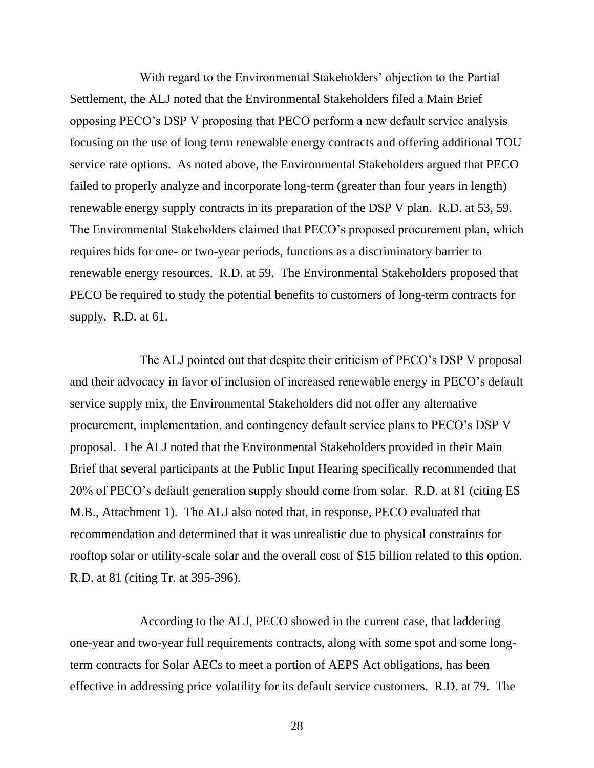With regard to the Environmental Stakeholders' objection to the Partial Settlement, the ALJ noted that the Environmental Stakeholders filed a Main Brief opposing PECO's DSP V proposing that PECO perform a new default service analysis focusing on the use of long term renewable energy contracts and offering additional TOU service rate options. As noted above, the Environmental Stakeholders argued that PECO failed to properly analyze and incorporate long-term (greater than four years in length) renewable energy supply contracts in its preparation of the DSP V plan. R.D. at 53, 59. The Environmental Stakeholders claimed that PECO's proposed procurement plan, which requires bids for one- or two-year periods, functions as a discriminatory barrier to renewable energy resources. R.D. at 59. The Environmental Stakeholders proposed that PECO be required to study the potential benefits to customers of long-term contracts for supply. R.D. at 61.

The ALJ pointed out that despite their criticism of PECO's DSP V proposal and their advocacy in favor of inclusion of increased renewable energy in PECO's default service supply mix, the Environmental Stakeholders did not offer any alternative procurement, implementation, and contingency default service plans to PECO's DSP V proposal. The ALJ noted that the Environmental Stakeholders provided in their Main Brief that several participants at the Public Input Hearing specifically recommended that 20% of PECO's default generation supply should come from solar. R.D. at 81 (citing ES M.B., Attachment 1). The ALJ also noted that, in response, PECO evaluated that recommendation and determined that it was unrealistic due to physical constraints for rooftop solar or utility-scale solar and the overall cost of $15 billion related to this option. R.D. at 81 (citing Tr. at 395-396).

According to the ALJ, PECO showed in the current case, that laddering one-year and two-year full requirements contracts, along with some spot and some long-term contracts for Solar AECs to meet a portion of AEPS Act obligations, has been effective in addressing price volatility for its default service customers. R.D. at 79. The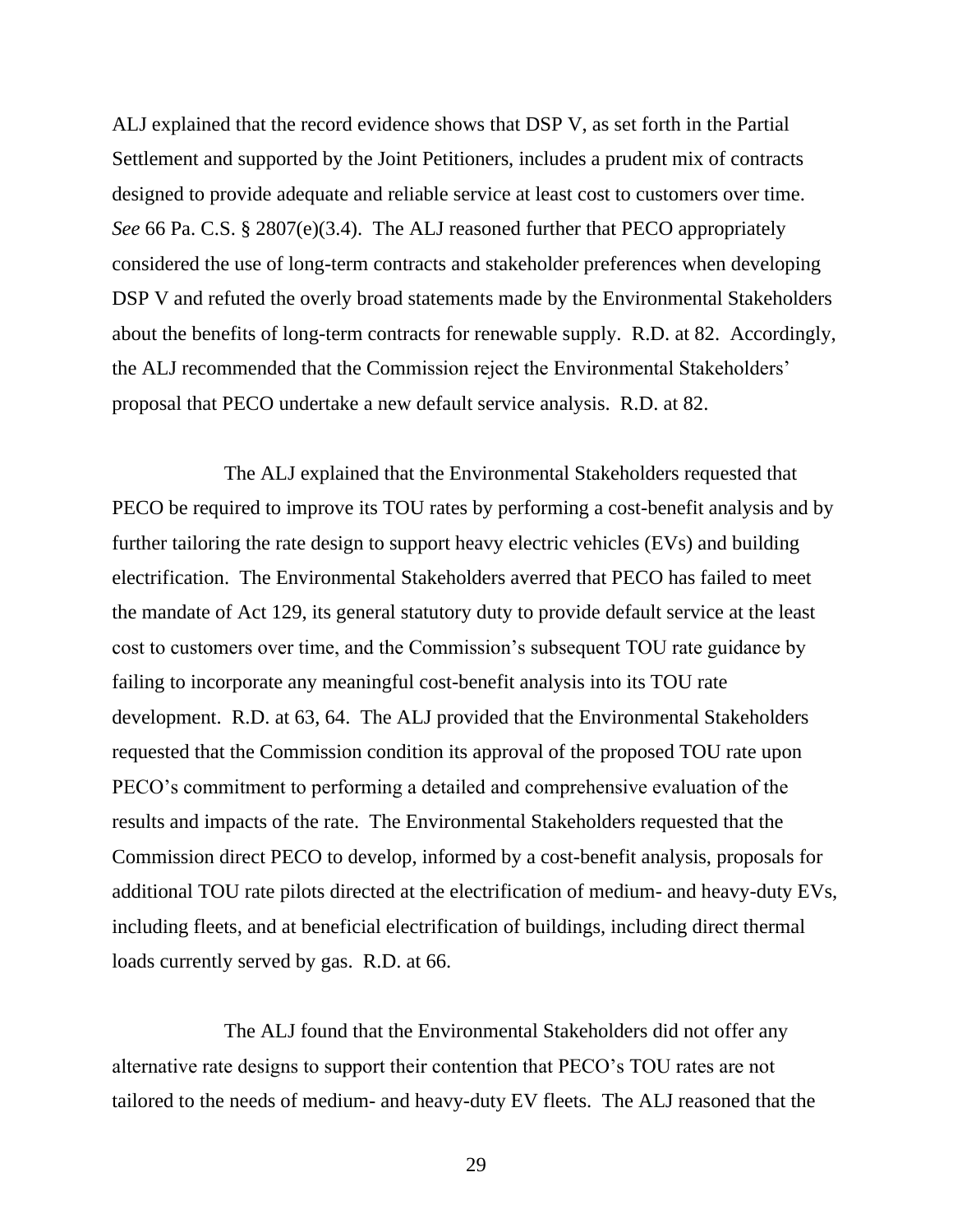ALJ explained that the record evidence shows that DSP V, as set forth in the Partial Settlement and supported by the Joint Petitioners, includes a prudent mix of contracts designed to provide adequate and reliable service at least cost to customers over time. *See* 66 Pa. C.S. § 2807(e)(3.4). The ALJ reasoned further that PECO appropriately considered the use of long-term contracts and stakeholder preferences when developing DSP V and refuted the overly broad statements made by the Environmental Stakeholders about the benefits of long-term contracts for renewable supply. R.D. at 82. Accordingly, the ALJ recommended that the Commission reject the Environmental Stakeholders' proposal that PECO undertake a new default service analysis. R.D. at 82.

The ALJ explained that the Environmental Stakeholders requested that PECO be required to improve its TOU rates by performing a cost-benefit analysis and by further tailoring the rate design to support heavy electric vehicles (EVs) and building electrification. The Environmental Stakeholders averred that PECO has failed to meet the mandate of Act 129, its general statutory duty to provide default service at the least cost to customers over time, and the Commission's subsequent TOU rate guidance by failing to incorporate any meaningful cost-benefit analysis into its TOU rate development. R.D. at 63, 64. The ALJ provided that the Environmental Stakeholders requested that the Commission condition its approval of the proposed TOU rate upon PECO's commitment to performing a detailed and comprehensive evaluation of the results and impacts of the rate. The Environmental Stakeholders requested that the Commission direct PECO to develop, informed by a cost-benefit analysis, proposals for additional TOU rate pilots directed at the electrification of medium- and heavy-duty EVs, including fleets, and at beneficial electrification of buildings, including direct thermal loads currently served by gas. R.D. at 66.

The ALJ found that the Environmental Stakeholders did not offer any alternative rate designs to support their contention that PECO's TOU rates are not tailored to the needs of medium- and heavy-duty EV fleets. The ALJ reasoned that the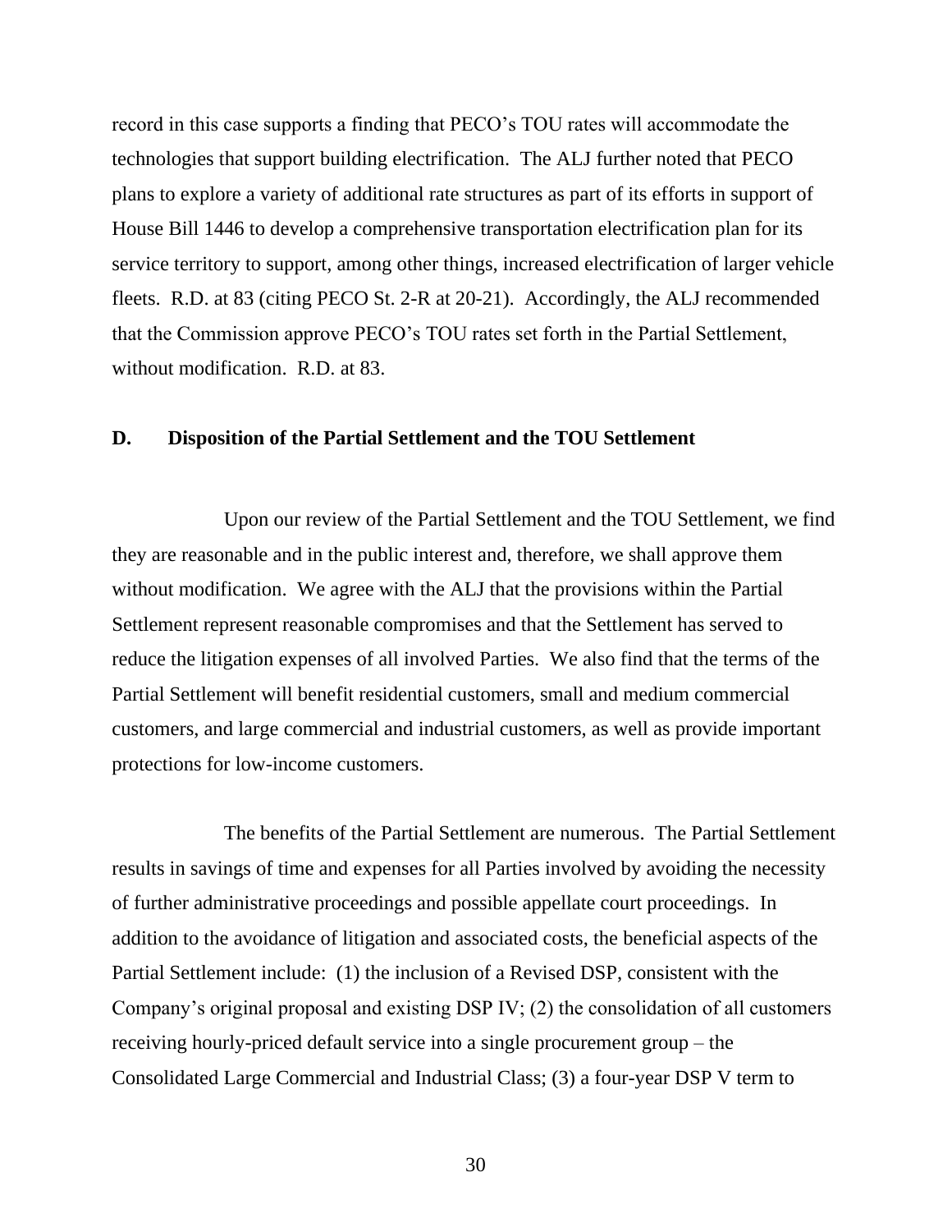record in this case supports a finding that PECO's TOU rates will accommodate the technologies that support building electrification. The ALJ further noted that PECO plans to explore a variety of additional rate structures as part of its efforts in support of House Bill 1446 to develop a comprehensive transportation electrification plan for its service territory to support, among other things, increased electrification of larger vehicle fleets. R.D. at 83 (citing PECO St. 2-R at 20-21). Accordingly, the ALJ recommended that the Commission approve PECO's TOU rates set forth in the Partial Settlement, without modification. R.D. at 83.

### D. Disposition of the Partial Settlement and the TOU Settlement

Upon our review of the Partial Settlement and the TOU Settlement, we find they are reasonable and in the public interest and, therefore, we shall approve them without modification. We agree with the ALJ that the provisions within the Partial Settlement represent reasonable compromises and that the Settlement has served to reduce the litigation expenses of all involved Parties. We also find that the terms of the Partial Settlement will benefit residential customers, small and medium commercial customers, and large commercial and industrial customers, as well as provide important protections for low-income customers.

The benefits of the Partial Settlement are numerous. The Partial Settlement results in savings of time and expenses for all Parties involved by avoiding the necessity of further administrative proceedings and possible appellate court proceedings. In addition to the avoidance of litigation and associated costs, the beneficial aspects of the Partial Settlement include: (1) the inclusion of a Revised DSP, consistent with the Company's original proposal and existing DSP IV; (2) the consolidation of all customers receiving hourly-priced default service into a single procurement group – the Consolidated Large Commercial and Industrial Class; (3) a four-year DSP V term to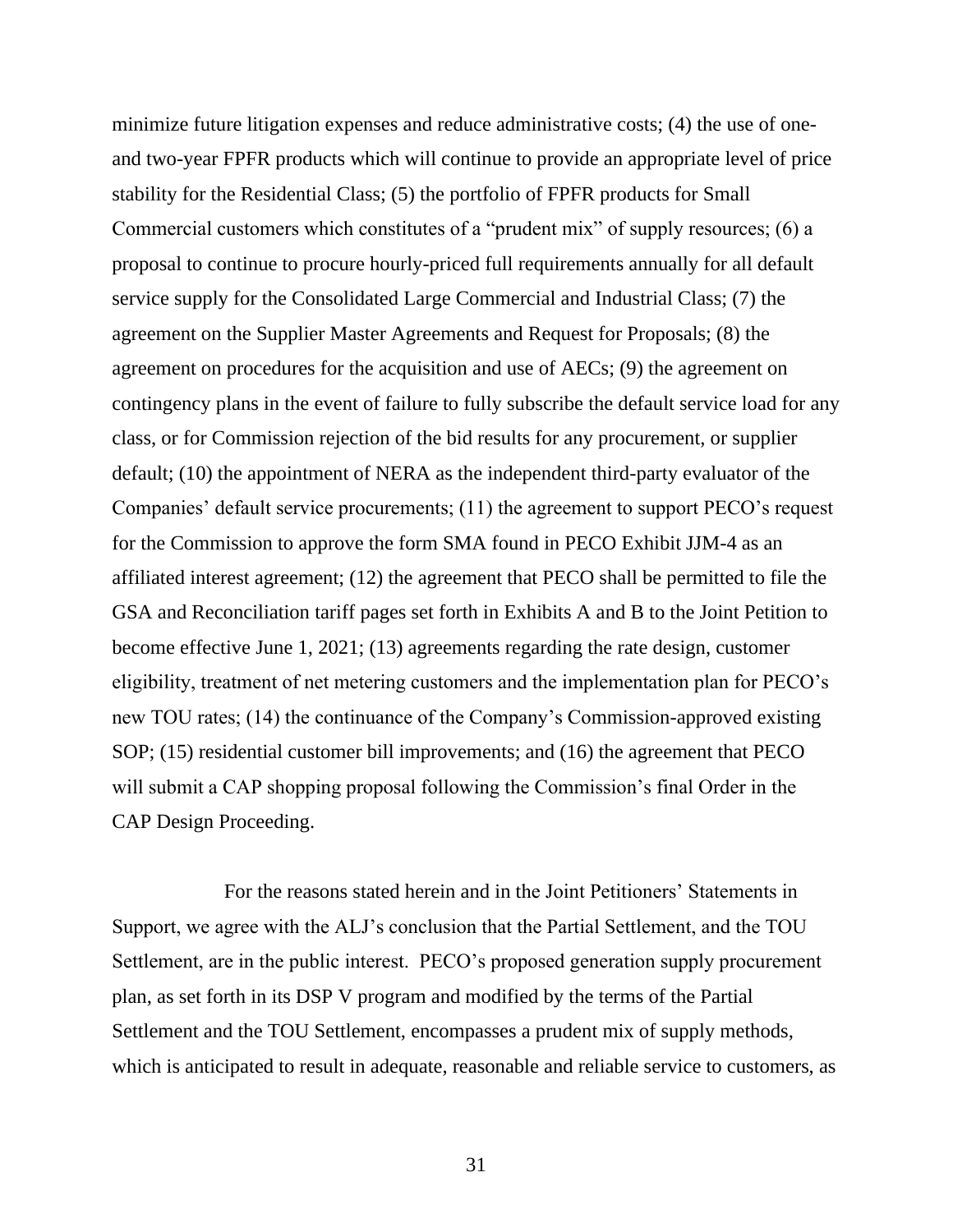minimize future litigation expenses and reduce administrative costs; (4) the use of one- and two-year FPFR products which will continue to provide an appropriate level of price stability for the Residential Class; (5) the portfolio of FPFR products for Small Commercial customers which constitutes of a "prudent mix" of supply resources; (6) a proposal to continue to procure hourly-priced full requirements annually for all default service supply for the Consolidated Large Commercial and Industrial Class; (7) the agreement on the Supplier Master Agreements and Request for Proposals; (8) the agreement on procedures for the acquisition and use of AECs; (9) the agreement on contingency plans in the event of failure to fully subscribe the default service load for any class, or for Commission rejection of the bid results for any procurement, or supplier default; (10) the appointment of NERA as the independent third-party evaluator of the Companies' default service procurements; (11) the agreement to support PECO's request for the Commission to approve the form SMA found in PECO Exhibit JJM-4 as an affiliated interest agreement; (12) the agreement that PECO shall be permitted to file the GSA and Reconciliation tariff pages set forth in Exhibits A and B to the Joint Petition to become effective June 1, 2021; (13) agreements regarding the rate design, customer eligibility, treatment of net metering customers and the implementation plan for PECO's new TOU rates; (14) the continuance of the Company's Commission-approved existing SOP; (15) residential customer bill improvements; and (16) the agreement that PECO will submit a CAP shopping proposal following the Commission's final Order in the CAP Design Proceeding.

For the reasons stated herein and in the Joint Petitioners' Statements in Support, we agree with the ALJ's conclusion that the Partial Settlement, and the TOU Settlement, are in the public interest. PECO's proposed generation supply procurement plan, as set forth in its DSP V program and modified by the terms of the Partial Settlement and the TOU Settlement, encompasses a prudent mix of supply methods, which is anticipated to result in adequate, reasonable and reliable service to customers, as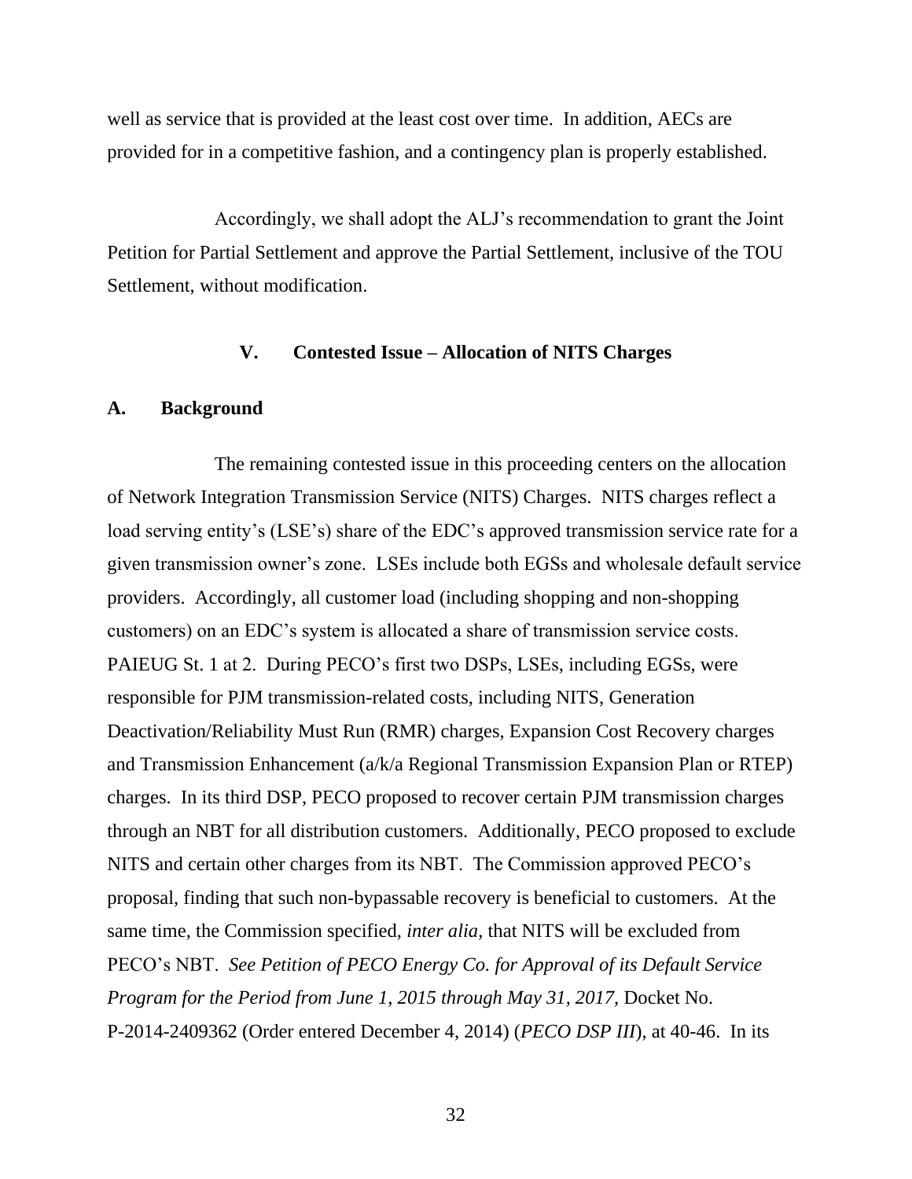well as service that is provided at the least cost over time. In addition, AECs are provided for in a competitive fashion, and a contingency plan is properly established.

Accordingly, we shall adopt the ALJ's recommendation to grant the Joint Petition for Partial Settlement and approve the Partial Settlement, inclusive of the TOU Settlement, without modification.

## V. Contested Issue – Allocation of NITS Charges

### A. Background

The remaining contested issue in this proceeding centers on the allocation of Network Integration Transmission Service (NITS) Charges. NITS charges reflect a load serving entity's (LSE's) share of the EDC's approved transmission service rate for a given transmission owner's zone. LSEs include both EGSs and wholesale default service providers. Accordingly, all customer load (including shopping and non-shopping customers) on an EDC's system is allocated a share of transmission service costs. PAIEUG St. 1 at 2. During PECO's first two DSPs, LSEs, including EGSs, were responsible for PJM transmission-related costs, including NITS, Generation Deactivation/Reliability Must Run (RMR) charges, Expansion Cost Recovery charges and Transmission Enhancement (a/k/a Regional Transmission Expansion Plan or RTEP) charges. In its third DSP, PECO proposed to recover certain PJM transmission charges through an NBT for all distribution customers. Additionally, PECO proposed to exclude NITS and certain other charges from its NBT. The Commission approved PECO's proposal, finding that such non-bypassable recovery is beneficial to customers. At the same time, the Commission specified, *inter alia*, that NITS will be excluded from PECO's NBT. *See Petition of PECO Energy Co. for Approval of its Default Service Program for the Period from June 1, 2015 through May 31, 2017,* Docket No. P-2014-2409362 (Order entered December 4, 2014) (*PECO DSP III*), at 40-46. In its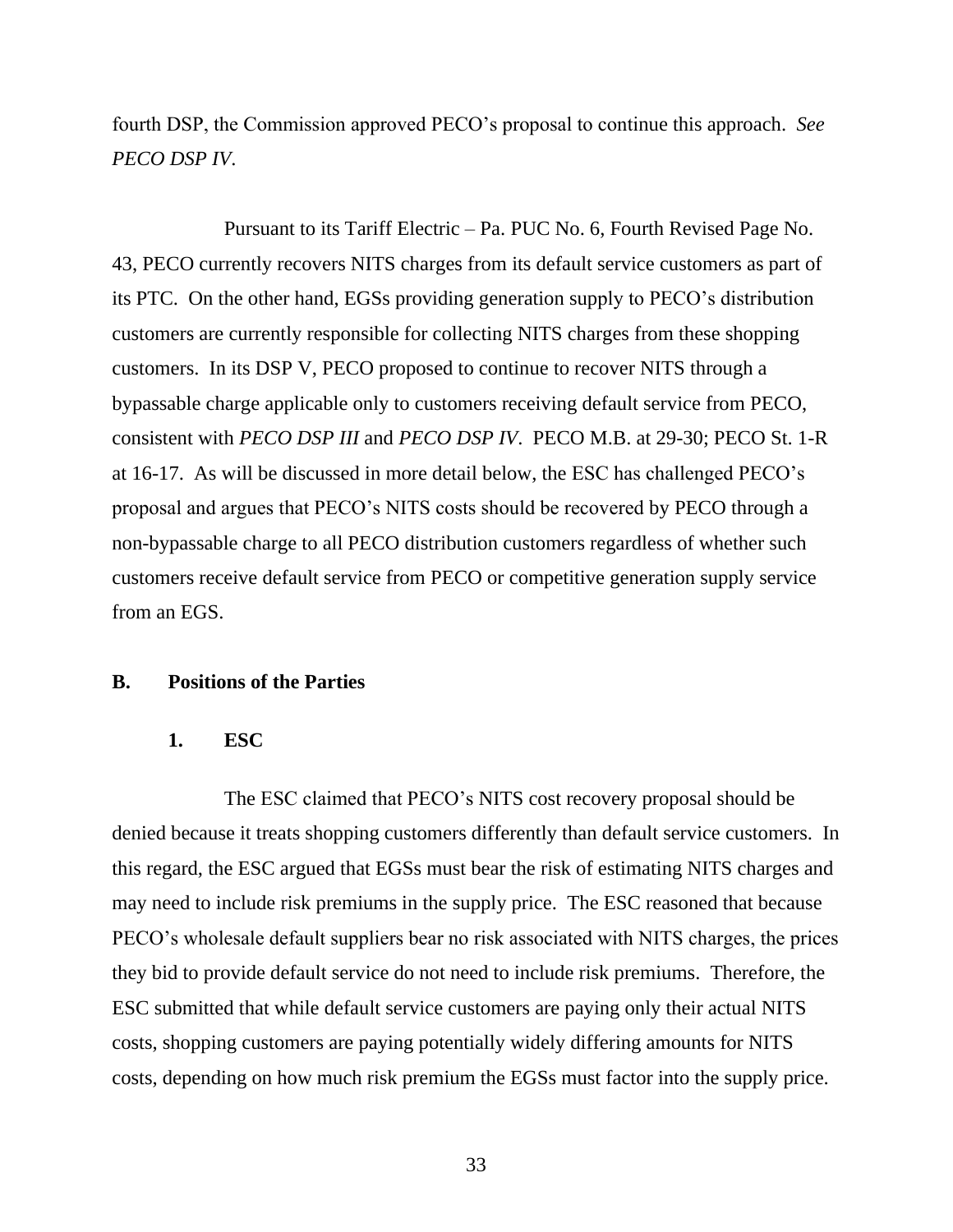fourth DSP, the Commission approved PECO's proposal to continue this approach. *See PECO DSP IV*.

Pursuant to its Tariff Electric – Pa. PUC No. 6, Fourth Revised Page No. 43, PECO currently recovers NITS charges from its default service customers as part of its PTC. On the other hand, EGSs providing generation supply to PECO's distribution customers are currently responsible for collecting NITS charges from these shopping customers. In its DSP V, PECO proposed to continue to recover NITS through a bypassable charge applicable only to customers receiving default service from PECO, consistent with *PECO DSP III* and *PECO DSP IV*. PECO M.B. at 29-30; PECO St. 1-R at 16-17. As will be discussed in more detail below, the ESC has challenged PECO's proposal and argues that PECO's NITS costs should be recovered by PECO through a non-bypassable charge to all PECO distribution customers regardless of whether such customers receive default service from PECO or competitive generation supply service from an EGS.

## B. Positions of the Parties

### 1. ESC

The ESC claimed that PECO's NITS cost recovery proposal should be denied because it treats shopping customers differently than default service customers. In this regard, the ESC argued that EGSs must bear the risk of estimating NITS charges and may need to include risk premiums in the supply price. The ESC reasoned that because PECO's wholesale default suppliers bear no risk associated with NITS charges, the prices they bid to provide default service do not need to include risk premiums. Therefore, the ESC submitted that while default service customers are paying only their actual NITS costs, shopping customers are paying potentially widely differing amounts for NITS costs, depending on how much risk premium the EGSs must factor into the supply price.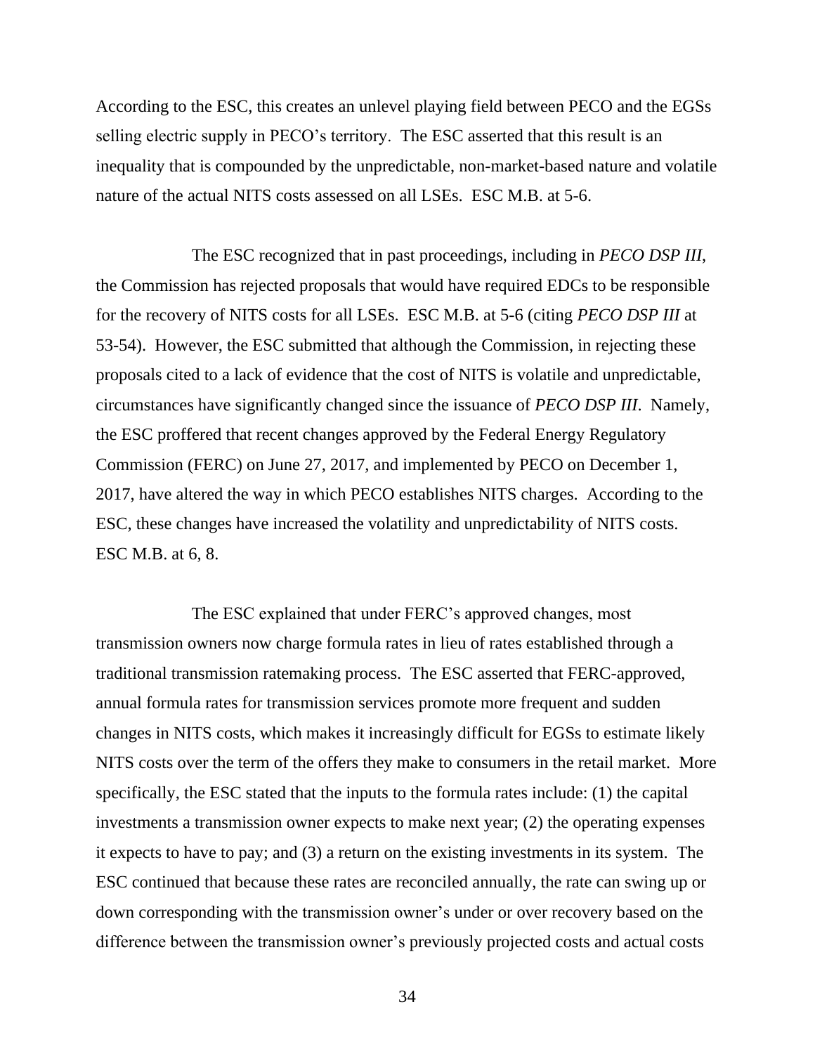According to the ESC, this creates an unlevel playing field between PECO and the EGSs selling electric supply in PECO's territory. The ESC asserted that this result is an inequality that is compounded by the unpredictable, non-market-based nature and volatile nature of the actual NITS costs assessed on all LSEs. ESC M.B. at 5-6.

The ESC recognized that in past proceedings, including in *PECO DSP III*, the Commission has rejected proposals that would have required EDCs to be responsible for the recovery of NITS costs for all LSEs. ESC M.B. at 5-6 (citing *PECO DSP III* at 53-54). However, the ESC submitted that although the Commission, in rejecting these proposals cited to a lack of evidence that the cost of NITS is volatile and unpredictable, circumstances have significantly changed since the issuance of *PECO DSP III*. Namely, the ESC proffered that recent changes approved by the Federal Energy Regulatory Commission (FERC) on June 27, 2017, and implemented by PECO on December 1, 2017, have altered the way in which PECO establishes NITS charges. According to the ESC, these changes have increased the volatility and unpredictability of NITS costs. ESC M.B. at 6, 8.

The ESC explained that under FERC's approved changes, most transmission owners now charge formula rates in lieu of rates established through a traditional transmission ratemaking process. The ESC asserted that FERC-approved, annual formula rates for transmission services promote more frequent and sudden changes in NITS costs, which makes it increasingly difficult for EGSs to estimate likely NITS costs over the term of the offers they make to consumers in the retail market. More specifically, the ESC stated that the inputs to the formula rates include: (1) the capital investments a transmission owner expects to make next year; (2) the operating expenses it expects to have to pay; and (3) a return on the existing investments in its system. The ESC continued that because these rates are reconciled annually, the rate can swing up or down corresponding with the transmission owner's under or over recovery based on the difference between the transmission owner's previously projected costs and actual costs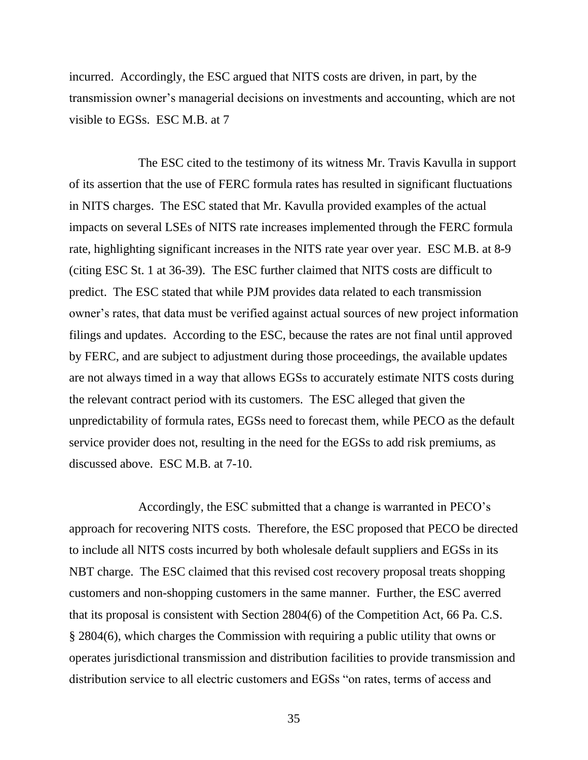incurred. Accordingly, the ESC argued that NITS costs are driven, in part, by the transmission owner's managerial decisions on investments and accounting, which are not visible to EGSs. ESC M.B. at 7

The ESC cited to the testimony of its witness Mr. Travis Kavulla in support of its assertion that the use of FERC formula rates has resulted in significant fluctuations in NITS charges. The ESC stated that Mr. Kavulla provided examples of the actual impacts on several LSEs of NITS rate increases implemented through the FERC formula rate, highlighting significant increases in the NITS rate year over year. ESC M.B. at 8-9 (citing ESC St. 1 at 36-39). The ESC further claimed that NITS costs are difficult to predict. The ESC stated that while PJM provides data related to each transmission owner's rates, that data must be verified against actual sources of new project information filings and updates. According to the ESC, because the rates are not final until approved by FERC, and are subject to adjustment during those proceedings, the available updates are not always timed in a way that allows EGSs to accurately estimate NITS costs during the relevant contract period with its customers. The ESC alleged that given the unpredictability of formula rates, EGSs need to forecast them, while PECO as the default service provider does not, resulting in the need for the EGSs to add risk premiums, as discussed above. ESC M.B. at 7-10.

Accordingly, the ESC submitted that a change is warranted in PECO's approach for recovering NITS costs. Therefore, the ESC proposed that PECO be directed to include all NITS costs incurred by both wholesale default suppliers and EGSs in its NBT charge. The ESC claimed that this revised cost recovery proposal treats shopping customers and non-shopping customers in the same manner. Further, the ESC averred that its proposal is consistent with Section 2804(6) of the Competition Act, 66 Pa. C.S. § 2804(6), which charges the Commission with requiring a public utility that owns or operates jurisdictional transmission and distribution facilities to provide transmission and distribution service to all electric customers and EGSs "on rates, terms of access and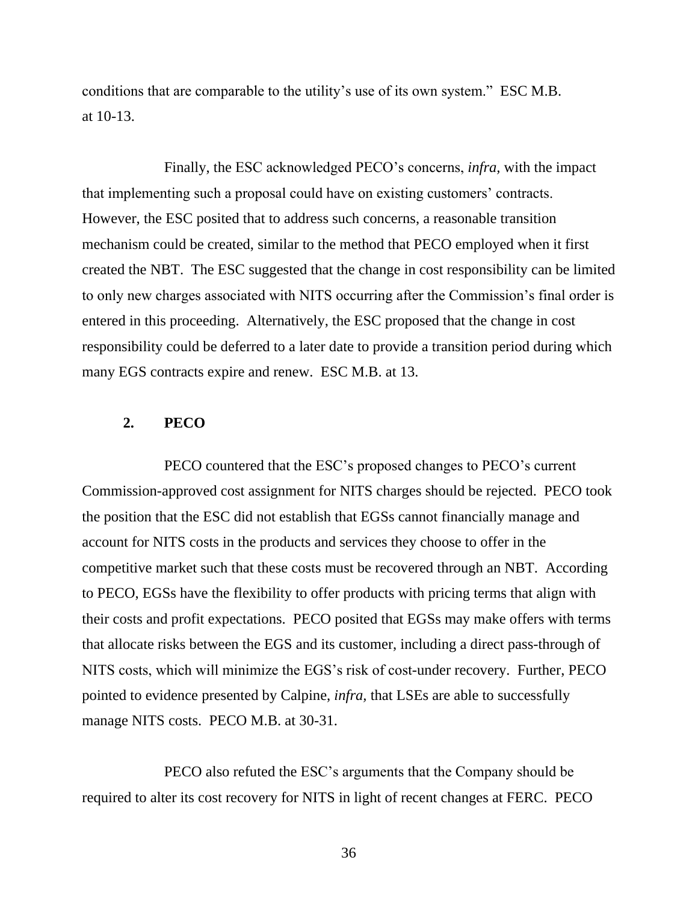conditions that are comparable to the utility's use of its own system." ESC M.B. at 10-13.

Finally, the ESC acknowledged PECO's concerns, *infra,* with the impact that implementing such a proposal could have on existing customers' contracts. However, the ESC posited that to address such concerns, a reasonable transition mechanism could be created, similar to the method that PECO employed when it first created the NBT. The ESC suggested that the change in cost responsibility can be limited to only new charges associated with NITS occurring after the Commission's final order is entered in this proceeding. Alternatively, the ESC proposed that the change in cost responsibility could be deferred to a later date to provide a transition period during which many EGS contracts expire and renew. ESC M.B. at 13.

**2. PECO**

PECO countered that the ESC's proposed changes to PECO's current Commission-approved cost assignment for NITS charges should be rejected. PECO took the position that the ESC did not establish that EGSs cannot financially manage and account for NITS costs in the products and services they choose to offer in the competitive market such that these costs must be recovered through an NBT. According to PECO, EGSs have the flexibility to offer products with pricing terms that align with their costs and profit expectations. PECO posited that EGSs may make offers with terms that allocate risks between the EGS and its customer, including a direct pass-through of NITS costs, which will minimize the EGS's risk of cost-under recovery. Further, PECO pointed to evidence presented by Calpine, *infra,* that LSEs are able to successfully manage NITS costs. PECO M.B. at 30-31.

PECO also refuted the ESC's arguments that the Company should be required to alter its cost recovery for NITS in light of recent changes at FERC. PECO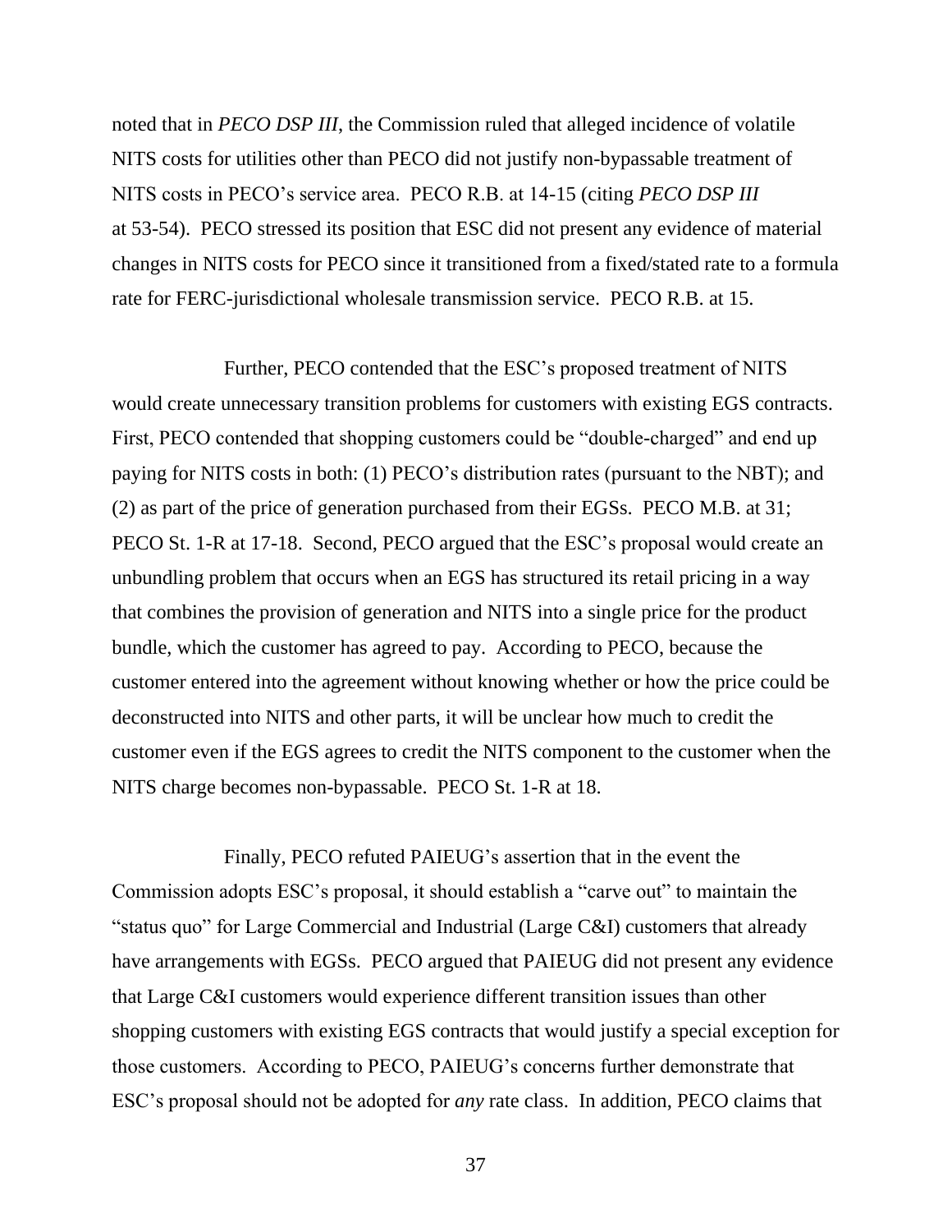noted that in *PECO DSP III*, the Commission ruled that alleged incidence of volatile NITS costs for utilities other than PECO did not justify non-bypassable treatment of NITS costs in PECO's service area. PECO R.B. at 14-15 (citing *PECO DSP III* at 53-54). PECO stressed its position that ESC did not present any evidence of material changes in NITS costs for PECO since it transitioned from a fixed/stated rate to a formula rate for FERC-jurisdictional wholesale transmission service. PECO R.B. at 15.

Further, PECO contended that the ESC's proposed treatment of NITS would create unnecessary transition problems for customers with existing EGS contracts. First, PECO contended that shopping customers could be "double-charged" and end up paying for NITS costs in both: (1) PECO's distribution rates (pursuant to the NBT); and (2) as part of the price of generation purchased from their EGSs. PECO M.B. at 31; PECO St. 1-R at 17-18. Second, PECO argued that the ESC's proposal would create an unbundling problem that occurs when an EGS has structured its retail pricing in a way that combines the provision of generation and NITS into a single price for the product bundle, which the customer has agreed to pay. According to PECO, because the customer entered into the agreement without knowing whether or how the price could be deconstructed into NITS and other parts, it will be unclear how much to credit the customer even if the EGS agrees to credit the NITS component to the customer when the NITS charge becomes non-bypassable. PECO St. 1-R at 18.

Finally, PECO refuted PAIEUG's assertion that in the event the Commission adopts ESC's proposal, it should establish a "carve out" to maintain the "status quo" for Large Commercial and Industrial (Large C&I) customers that already have arrangements with EGSs. PECO argued that PAIEUG did not present any evidence that Large C&I customers would experience different transition issues than other shopping customers with existing EGS contracts that would justify a special exception for those customers. According to PECO, PAIEUG's concerns further demonstrate that ESC's proposal should not be adopted for *any* rate class. In addition, PECO claims that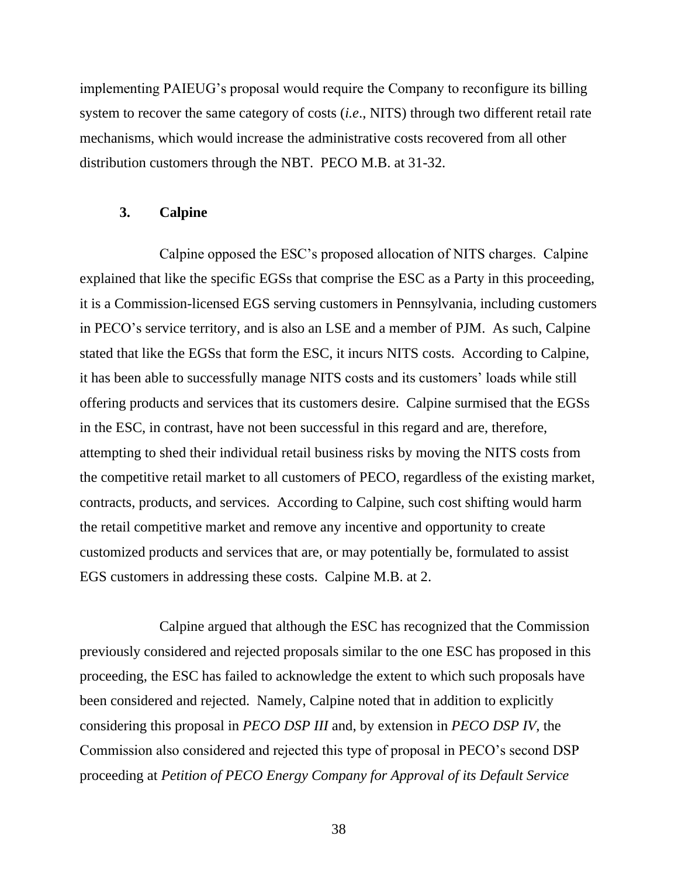implementing PAIEUG's proposal would require the Company to reconfigure its billing system to recover the same category of costs (*i.e*., NITS) through two different retail rate mechanisms, which would increase the administrative costs recovered from all other distribution customers through the NBT. PECO M.B. at 31-32.

### 3. Calpine

Calpine opposed the ESC's proposed allocation of NITS charges. Calpine explained that like the specific EGSs that comprise the ESC as a Party in this proceeding, it is a Commission-licensed EGS serving customers in Pennsylvania, including customers in PECO's service territory, and is also an LSE and a member of PJM. As such, Calpine stated that like the EGSs that form the ESC, it incurs NITS costs. According to Calpine, it has been able to successfully manage NITS costs and its customers' loads while still offering products and services that its customers desire. Calpine surmised that the EGSs in the ESC, in contrast, have not been successful in this regard and are, therefore, attempting to shed their individual retail business risks by moving the NITS costs from the competitive retail market to all customers of PECO, regardless of the existing market, contracts, products, and services. According to Calpine, such cost shifting would harm the retail competitive market and remove any incentive and opportunity to create customized products and services that are, or may potentially be, formulated to assist EGS customers in addressing these costs. Calpine M.B. at 2.

Calpine argued that although the ESC has recognized that the Commission previously considered and rejected proposals similar to the one ESC has proposed in this proceeding, the ESC has failed to acknowledge the extent to which such proposals have been considered and rejected. Namely, Calpine noted that in addition to explicitly considering this proposal in *PECO DSP III* and, by extension in *PECO DSP IV*, the Commission also considered and rejected this type of proposal in PECO's second DSP proceeding at *Petition of PECO Energy Company for Approval of its Default Service*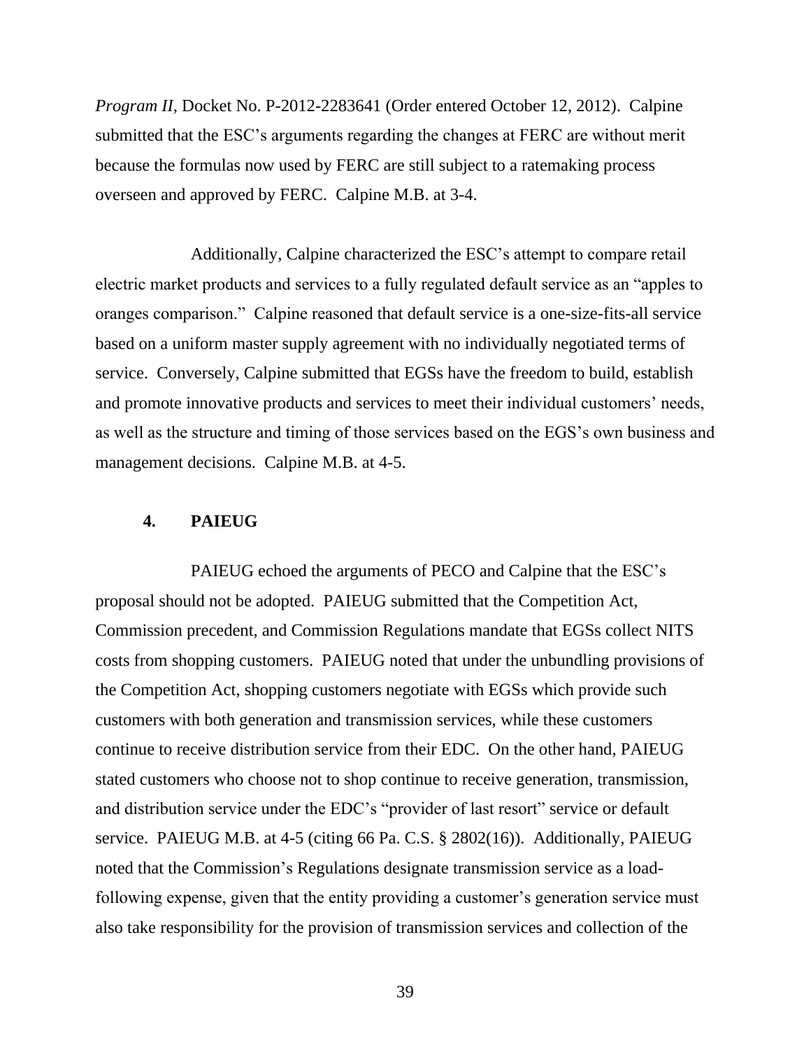*Program II*, Docket No. P-2012-2283641 (Order entered October 12, 2012). Calpine submitted that the ESC's arguments regarding the changes at FERC are without merit because the formulas now used by FERC are still subject to a ratemaking process overseen and approved by FERC. Calpine M.B. at 3-4.

Additionally, Calpine characterized the ESC's attempt to compare retail electric market products and services to a fully regulated default service as an "apples to oranges comparison." Calpine reasoned that default service is a one-size-fits-all service based on a uniform master supply agreement with no individually negotiated terms of service. Conversely, Calpine submitted that EGSs have the freedom to build, establish and promote innovative products and services to meet their individual customers' needs, as well as the structure and timing of those services based on the EGS's own business and management decisions. Calpine M.B. at 4-5.

### 4. PAIEUG

PAIEUG echoed the arguments of PECO and Calpine that the ESC's proposal should not be adopted. PAIEUG submitted that the Competition Act, Commission precedent, and Commission Regulations mandate that EGSs collect NITS costs from shopping customers. PAIEUG noted that under the unbundling provisions of the Competition Act, shopping customers negotiate with EGSs which provide such customers with both generation and transmission services, while these customers continue to receive distribution service from their EDC. On the other hand, PAIEUG stated customers who choose not to shop continue to receive generation, transmission, and distribution service under the EDC's "provider of last resort" service or default service. PAIEUG M.B. at 4-5 (citing 66 Pa. C.S. § 2802(16)). Additionally, PAIEUG noted that the Commission's Regulations designate transmission service as a load-following expense, given that the entity providing a customer's generation service must also take responsibility for the provision of transmission services and collection of the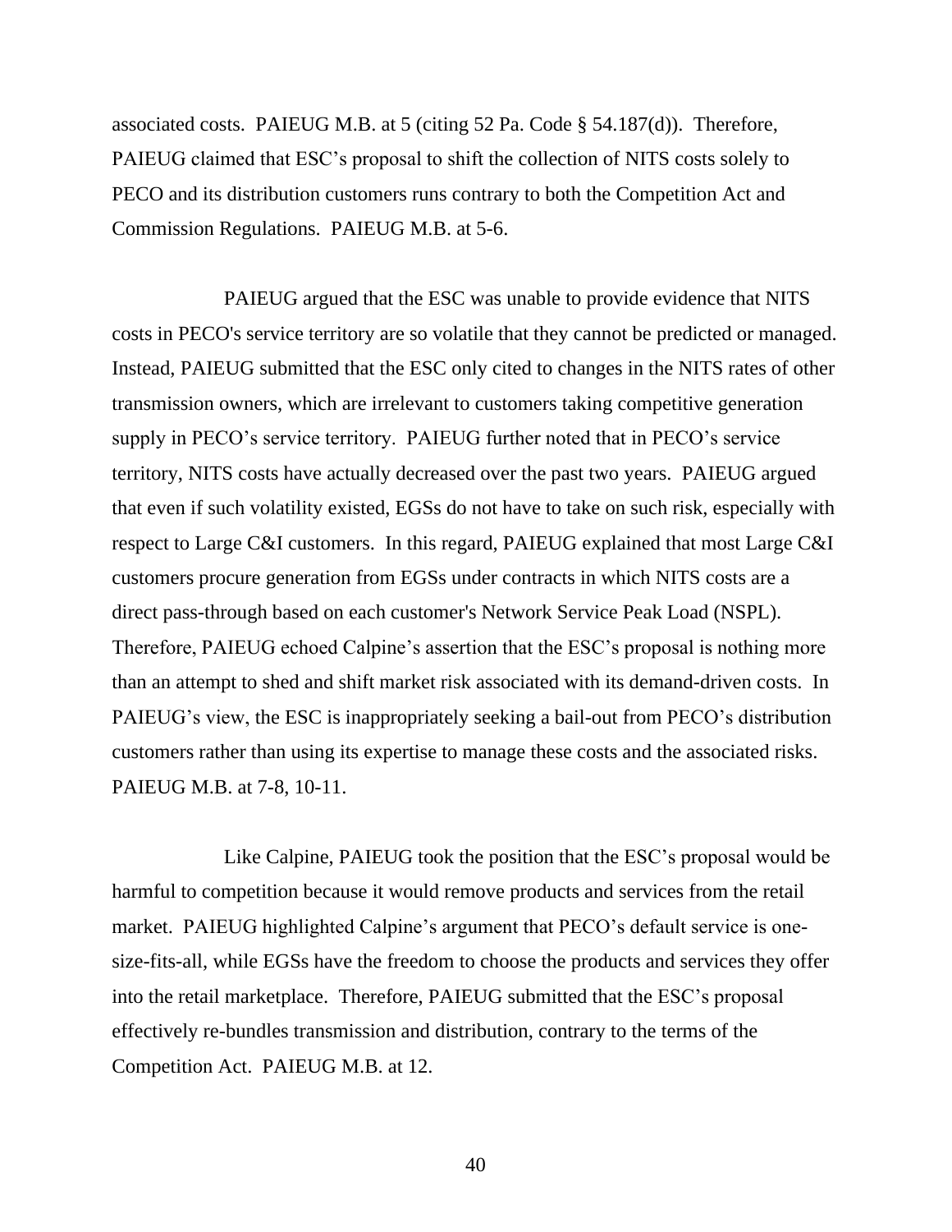associated costs. PAIEUG M.B. at 5 (citing 52 Pa. Code § 54.187(d)). Therefore, PAIEUG claimed that ESC's proposal to shift the collection of NITS costs solely to PECO and its distribution customers runs contrary to both the Competition Act and Commission Regulations. PAIEUG M.B. at 5-6.

PAIEUG argued that the ESC was unable to provide evidence that NITS costs in PECO's service territory are so volatile that they cannot be predicted or managed. Instead, PAIEUG submitted that the ESC only cited to changes in the NITS rates of other transmission owners, which are irrelevant to customers taking competitive generation supply in PECO's service territory. PAIEUG further noted that in PECO's service territory, NITS costs have actually decreased over the past two years. PAIEUG argued that even if such volatility existed, EGSs do not have to take on such risk, especially with respect to Large C&I customers. In this regard, PAIEUG explained that most Large C&I customers procure generation from EGSs under contracts in which NITS costs are a direct pass-through based on each customer's Network Service Peak Load (NSPL). Therefore, PAIEUG echoed Calpine's assertion that the ESC's proposal is nothing more than an attempt to shed and shift market risk associated with its demand-driven costs. In PAIEUG's view, the ESC is inappropriately seeking a bail-out from PECO's distribution customers rather than using its expertise to manage these costs and the associated risks. PAIEUG M.B. at 7-8, 10-11.

Like Calpine, PAIEUG took the position that the ESC's proposal would be harmful to competition because it would remove products and services from the retail market. PAIEUG highlighted Calpine's argument that PECO's default service is one-size-fits-all, while EGSs have the freedom to choose the products and services they offer into the retail marketplace. Therefore, PAIEUG submitted that the ESC's proposal effectively re-bundles transmission and distribution, contrary to the terms of the Competition Act. PAIEUG M.B. at 12.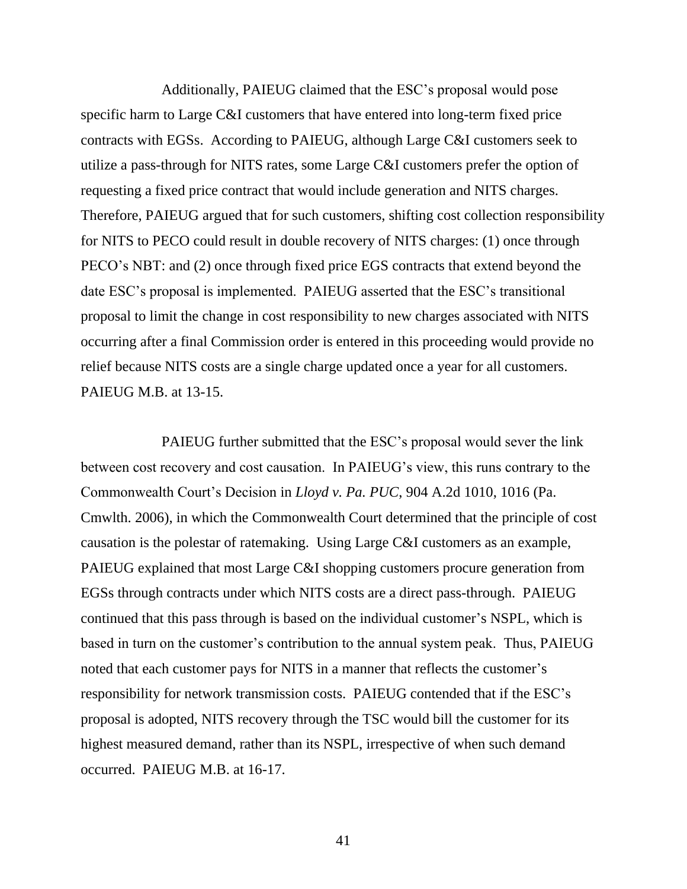Additionally, PAIEUG claimed that the ESC's proposal would pose specific harm to Large C&I customers that have entered into long-term fixed price contracts with EGSs. According to PAIEUG, although Large C&I customers seek to utilize a pass-through for NITS rates, some Large C&I customers prefer the option of requesting a fixed price contract that would include generation and NITS charges. Therefore, PAIEUG argued that for such customers, shifting cost collection responsibility for NITS to PECO could result in double recovery of NITS charges: (1) once through PECO's NBT: and (2) once through fixed price EGS contracts that extend beyond the date ESC's proposal is implemented. PAIEUG asserted that the ESC's transitional proposal to limit the change in cost responsibility to new charges associated with NITS occurring after a final Commission order is entered in this proceeding would provide no relief because NITS costs are a single charge updated once a year for all customers. PAIEUG M.B. at 13-15.

PAIEUG further submitted that the ESC's proposal would sever the link between cost recovery and cost causation. In PAIEUG's view, this runs contrary to the Commonwealth Court's Decision in *Lloyd v. Pa. PUC*, 904 A.2d 1010, 1016 (Pa. Cmwlth. 2006), in which the Commonwealth Court determined that the principle of cost causation is the polestar of ratemaking. Using Large C&I customers as an example, PAIEUG explained that most Large C&I shopping customers procure generation from EGSs through contracts under which NITS costs are a direct pass-through. PAIEUG continued that this pass through is based on the individual customer's NSPL, which is based in turn on the customer's contribution to the annual system peak. Thus, PAIEUG noted that each customer pays for NITS in a manner that reflects the customer's responsibility for network transmission costs. PAIEUG contended that if the ESC's proposal is adopted, NITS recovery through the TSC would bill the customer for its highest measured demand, rather than its NSPL, irrespective of when such demand occurred. PAIEUG M.B. at 16-17.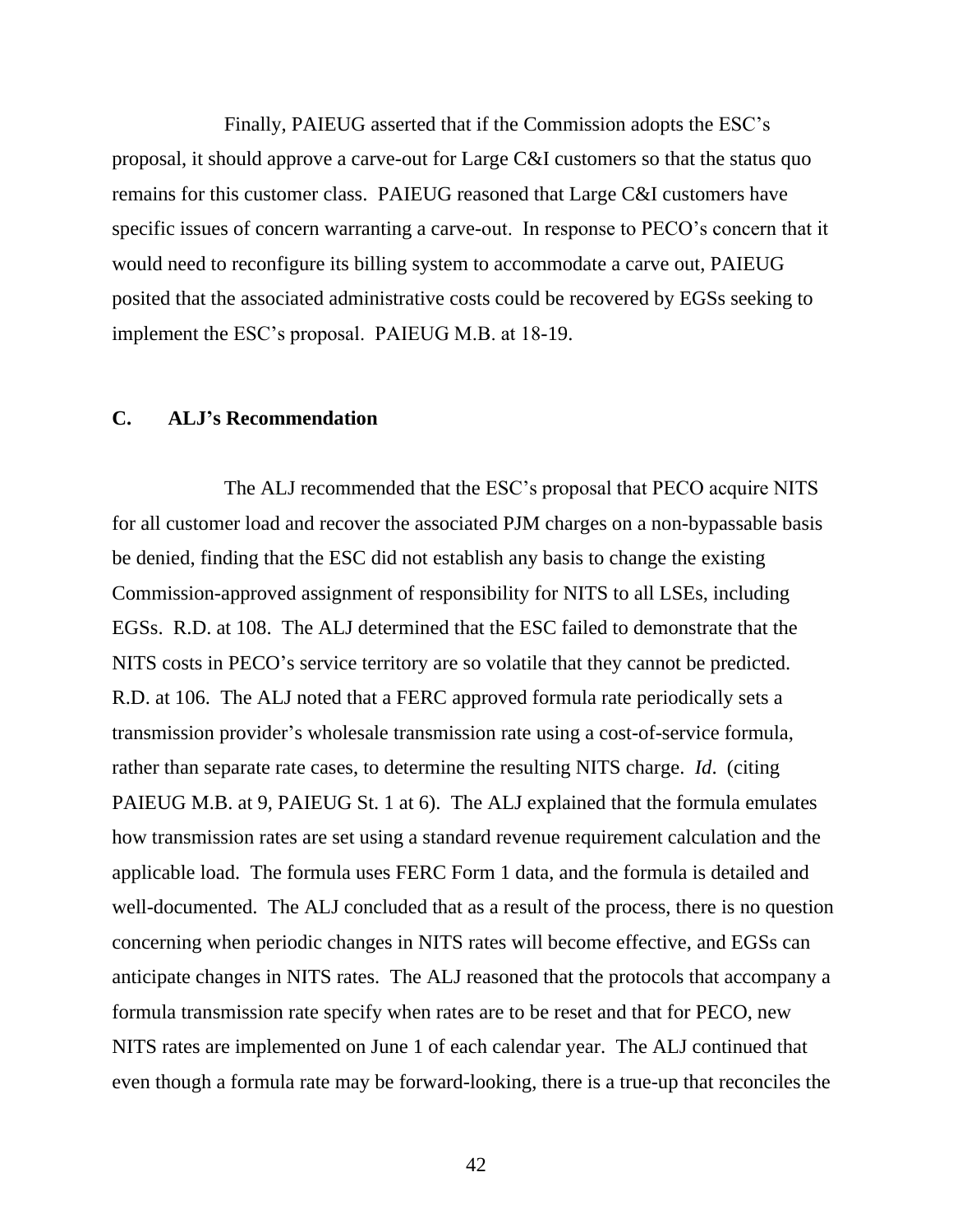Finally, PAIEUG asserted that if the Commission adopts the ESC's proposal, it should approve a carve-out for Large C&I customers so that the status quo remains for this customer class. PAIEUG reasoned that Large C&I customers have specific issues of concern warranting a carve-out. In response to PECO's concern that it would need to reconfigure its billing system to accommodate a carve out, PAIEUG posited that the associated administrative costs could be recovered by EGSs seeking to implement the ESC's proposal. PAIEUG M.B. at 18-19.

### C. ALJ's Recommendation

The ALJ recommended that the ESC's proposal that PECO acquire NITS for all customer load and recover the associated PJM charges on a non-bypassable basis be denied, finding that the ESC did not establish any basis to change the existing Commission-approved assignment of responsibility for NITS to all LSEs, including EGSs. R.D. at 108. The ALJ determined that the ESC failed to demonstrate that the NITS costs in PECO's service territory are so volatile that they cannot be predicted. R.D. at 106. The ALJ noted that a FERC approved formula rate periodically sets a transmission provider's wholesale transmission rate using a cost-of-service formula, rather than separate rate cases, to determine the resulting NITS charge. *Id*. (citing PAIEUG M.B. at 9, PAIEUG St. 1 at 6). The ALJ explained that the formula emulates how transmission rates are set using a standard revenue requirement calculation and the applicable load. The formula uses FERC Form 1 data, and the formula is detailed and well-documented. The ALJ concluded that as a result of the process, there is no question concerning when periodic changes in NITS rates will become effective, and EGSs can anticipate changes in NITS rates. The ALJ reasoned that the protocols that accompany a formula transmission rate specify when rates are to be reset and that for PECO, new NITS rates are implemented on June 1 of each calendar year. The ALJ continued that even though a formula rate may be forward-looking, there is a true-up that reconciles the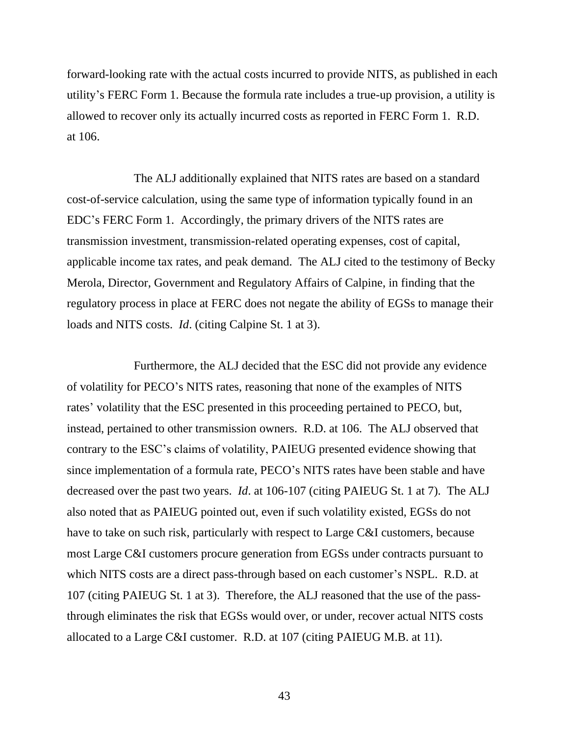forward-looking rate with the actual costs incurred to provide NITS, as published in each utility's FERC Form 1. Because the formula rate includes a true-up provision, a utility is allowed to recover only its actually incurred costs as reported in FERC Form 1. R.D. at 106.

The ALJ additionally explained that NITS rates are based on a standard cost-of-service calculation, using the same type of information typically found in an EDC's FERC Form 1. Accordingly, the primary drivers of the NITS rates are transmission investment, transmission-related operating expenses, cost of capital, applicable income tax rates, and peak demand. The ALJ cited to the testimony of Becky Merola, Director, Government and Regulatory Affairs of Calpine, in finding that the regulatory process in place at FERC does not negate the ability of EGSs to manage their loads and NITS costs. *Id*. (citing Calpine St. 1 at 3).

Furthermore, the ALJ decided that the ESC did not provide any evidence of volatility for PECO's NITS rates, reasoning that none of the examples of NITS rates' volatility that the ESC presented in this proceeding pertained to PECO, but, instead, pertained to other transmission owners. R.D. at 106. The ALJ observed that contrary to the ESC's claims of volatility, PAIEUG presented evidence showing that since implementation of a formula rate, PECO's NITS rates have been stable and have decreased over the past two years. *Id*. at 106-107 (citing PAIEUG St. 1 at 7). The ALJ also noted that as PAIEUG pointed out, even if such volatility existed, EGSs do not have to take on such risk, particularly with respect to Large C&I customers, because most Large C&I customers procure generation from EGSs under contracts pursuant to which NITS costs are a direct pass-through based on each customer's NSPL. R.D. at 107 (citing PAIEUG St. 1 at 3). Therefore, the ALJ reasoned that the use of the pass-through eliminates the risk that EGSs would over, or under, recover actual NITS costs allocated to a Large C&I customer. R.D. at 107 (citing PAIEUG M.B. at 11).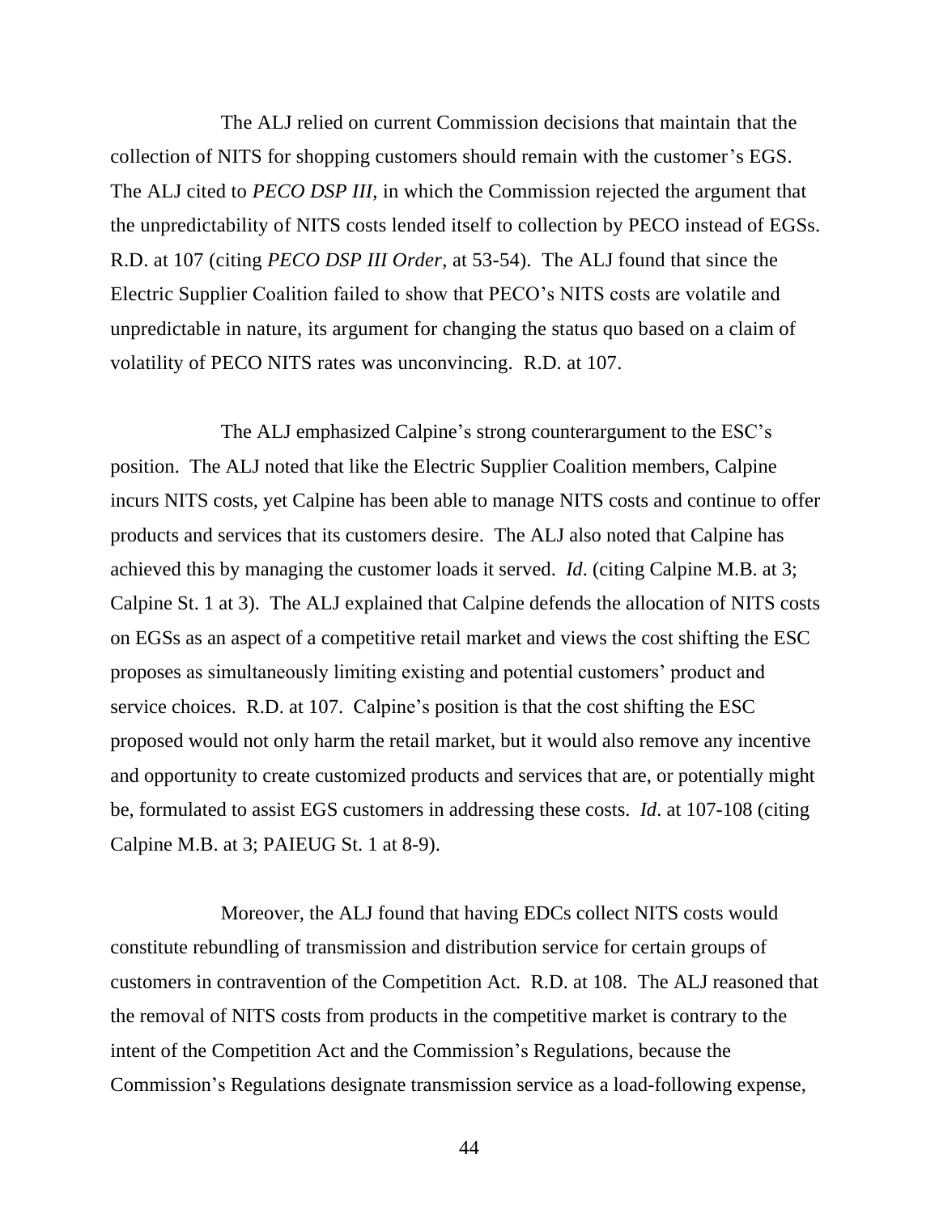The ALJ relied on current Commission decisions that maintain that the collection of NITS for shopping customers should remain with the customer's EGS. The ALJ cited to *PECO DSP III*, in which the Commission rejected the argument that the unpredictability of NITS costs lended itself to collection by PECO instead of EGSs. R.D. at 107 (citing *PECO DSP III Order*, at 53-54). The ALJ found that since the Electric Supplier Coalition failed to show that PECO's NITS costs are volatile and unpredictable in nature, its argument for changing the status quo based on a claim of volatility of PECO NITS rates was unconvincing. R.D. at 107.

The ALJ emphasized Calpine's strong counterargument to the ESC's position. The ALJ noted that like the Electric Supplier Coalition members, Calpine incurs NITS costs, yet Calpine has been able to manage NITS costs and continue to offer products and services that its customers desire. The ALJ also noted that Calpine has achieved this by managing the customer loads it served. *Id*. (citing Calpine M.B. at 3; Calpine St. 1 at 3). The ALJ explained that Calpine defends the allocation of NITS costs on EGSs as an aspect of a competitive retail market and views the cost shifting the ESC proposes as simultaneously limiting existing and potential customers' product and service choices. R.D. at 107. Calpine's position is that the cost shifting the ESC proposed would not only harm the retail market, but it would also remove any incentive and opportunity to create customized products and services that are, or potentially might be, formulated to assist EGS customers in addressing these costs. *Id*. at 107-108 (citing Calpine M.B. at 3; PAIEUG St. 1 at 8-9).

Moreover, the ALJ found that having EDCs collect NITS costs would constitute rebundling of transmission and distribution service for certain groups of customers in contravention of the Competition Act. R.D. at 108. The ALJ reasoned that the removal of NITS costs from products in the competitive market is contrary to the intent of the Competition Act and the Commission's Regulations, because the Commission's Regulations designate transmission service as a load-following expense,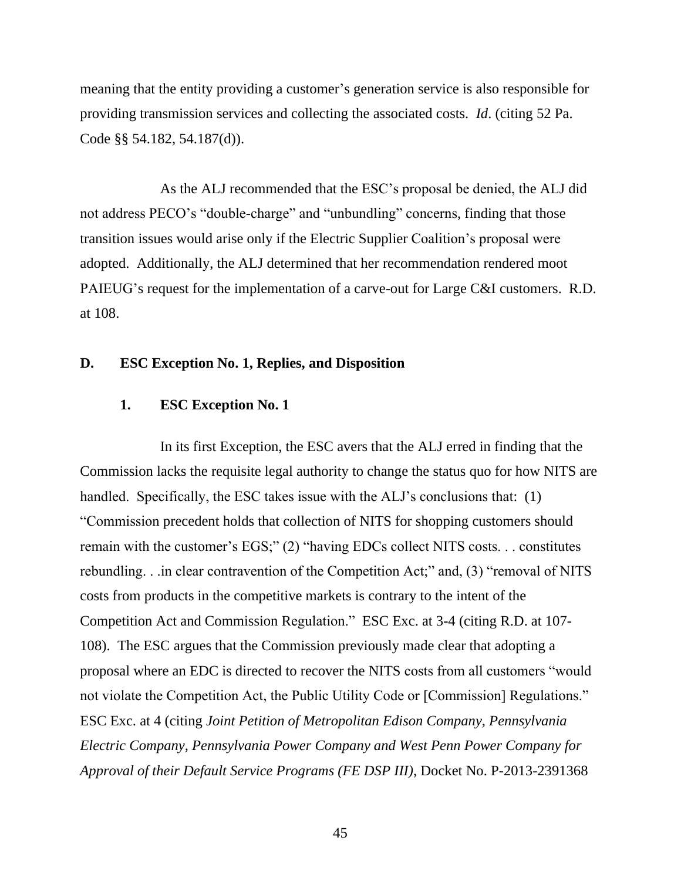meaning that the entity providing a customer's generation service is also responsible for providing transmission services and collecting the associated costs. *Id*. (citing 52 Pa. Code §§ 54.182, 54.187(d)).

As the ALJ recommended that the ESC's proposal be denied, the ALJ did not address PECO's "double-charge" and "unbundling" concerns, finding that those transition issues would arise only if the Electric Supplier Coalition's proposal were adopted. Additionally, the ALJ determined that her recommendation rendered moot PAIEUG's request for the implementation of a carve-out for Large C&I customers. R.D. at 108.

## D. ESC Exception No. 1, Replies, and Disposition

### 1. ESC Exception No. 1

In its first Exception, the ESC avers that the ALJ erred in finding that the Commission lacks the requisite legal authority to change the status quo for how NITS are handled. Specifically, the ESC takes issue with the ALJ's conclusions that: (1) "Commission precedent holds that collection of NITS for shopping customers should remain with the customer's EGS;" (2) "having EDCs collect NITS costs. . . constitutes rebundling. . .in clear contravention of the Competition Act;" and, (3) "removal of NITS costs from products in the competitive markets is contrary to the intent of the Competition Act and Commission Regulation." ESC Exc. at 3-4 (citing R.D. at 107-108). The ESC argues that the Commission previously made clear that adopting a proposal where an EDC is directed to recover the NITS costs from all customers "would not violate the Competition Act, the Public Utility Code or [Commission] Regulations." ESC Exc. at 4 (citing *Joint Petition of Metropolitan Edison Company, Pennsylvania Electric Company, Pennsylvania Power Company and West Penn Power Company for Approval of their Default Service Programs (FE DSP III)*, Docket No. P-2013-2391368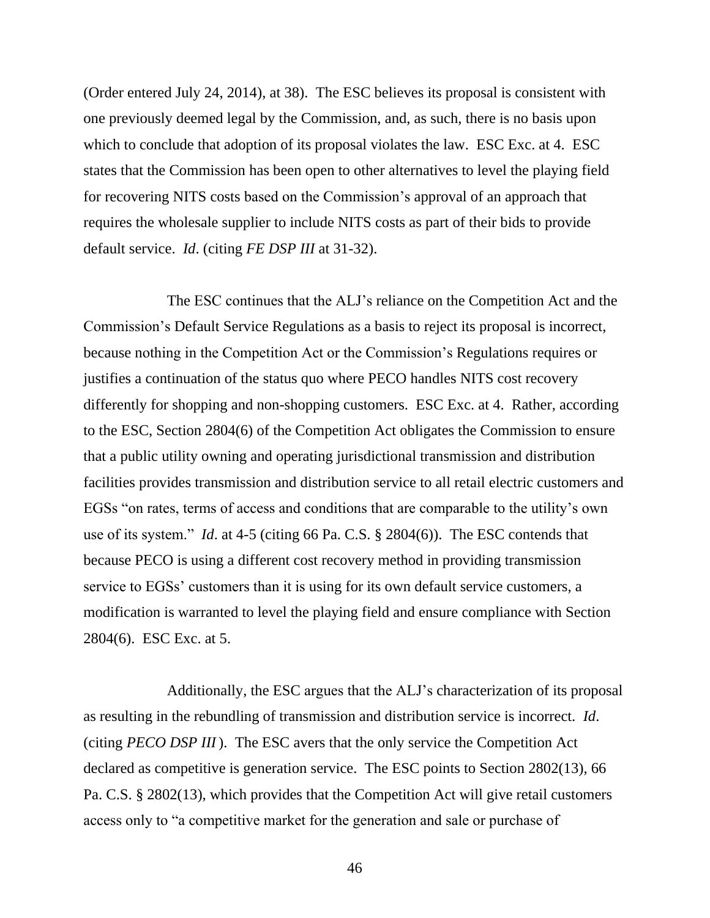(Order entered July 24, 2014), at 38). The ESC believes its proposal is consistent with one previously deemed legal by the Commission, and, as such, there is no basis upon which to conclude that adoption of its proposal violates the law. ESC Exc. at 4. ESC states that the Commission has been open to other alternatives to level the playing field for recovering NITS costs based on the Commission's approval of an approach that requires the wholesale supplier to include NITS costs as part of their bids to provide default service. *Id*. (citing *FE DSP III* at 31-32).

The ESC continues that the ALJ's reliance on the Competition Act and the Commission's Default Service Regulations as a basis to reject its proposal is incorrect, because nothing in the Competition Act or the Commission's Regulations requires or justifies a continuation of the status quo where PECO handles NITS cost recovery differently for shopping and non-shopping customers. ESC Exc. at 4. Rather, according to the ESC, Section 2804(6) of the Competition Act obligates the Commission to ensure that a public utility owning and operating jurisdictional transmission and distribution facilities provides transmission and distribution service to all retail electric customers and EGSs "on rates, terms of access and conditions that are comparable to the utility's own use of its system." *Id*. at 4-5 (citing 66 Pa. C.S. § 2804(6)). The ESC contends that because PECO is using a different cost recovery method in providing transmission service to EGSs' customers than it is using for its own default service customers, a modification is warranted to level the playing field and ensure compliance with Section 2804(6). ESC Exc. at 5.

Additionally, the ESC argues that the ALJ's characterization of its proposal as resulting in the rebundling of transmission and distribution service is incorrect. *Id*. (citing *PECO DSP III*). The ESC avers that the only service the Competition Act declared as competitive is generation service. The ESC points to Section 2802(13), 66 Pa. C.S. § 2802(13), which provides that the Competition Act will give retail customers access only to "a competitive market for the generation and sale or purchase of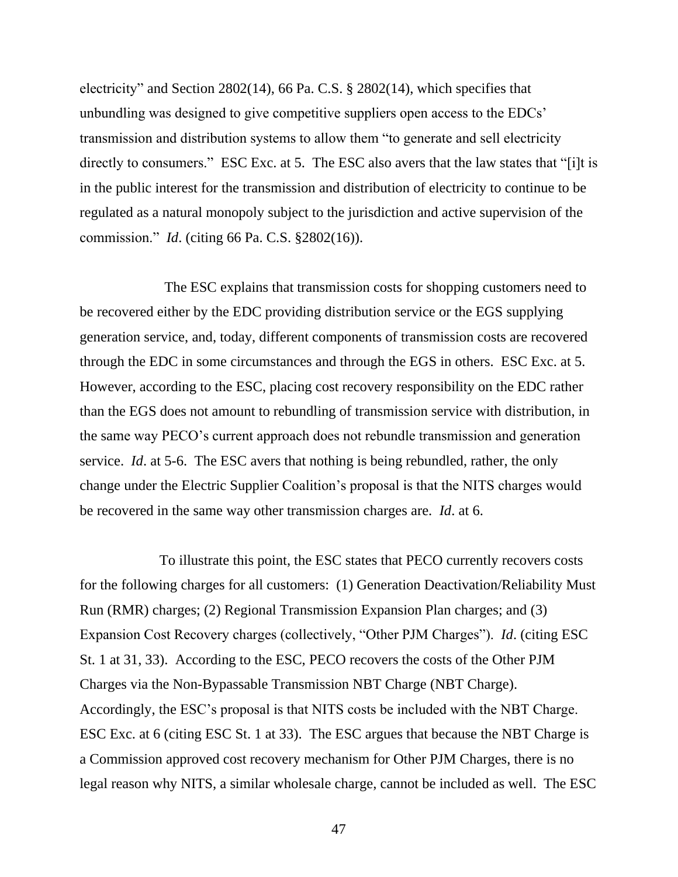electricity" and Section 2802(14), 66 Pa. C.S. § 2802(14), which specifies that unbundling was designed to give competitive suppliers open access to the EDCs' transmission and distribution systems to allow them "to generate and sell electricity directly to consumers." ESC Exc. at 5. The ESC also avers that the law states that "[i]t is in the public interest for the transmission and distribution of electricity to continue to be regulated as a natural monopoly subject to the jurisdiction and active supervision of the commission." *Id*. (citing 66 Pa. C.S. §2802(16)).

The ESC explains that transmission costs for shopping customers need to be recovered either by the EDC providing distribution service or the EGS supplying generation service, and, today, different components of transmission costs are recovered through the EDC in some circumstances and through the EGS in others. ESC Exc. at 5. However, according to the ESC, placing cost recovery responsibility on the EDC rather than the EGS does not amount to rebundling of transmission service with distribution, in the same way PECO's current approach does not rebundle transmission and generation service. *Id*. at 5-6. The ESC avers that nothing is being rebundled, rather, the only change under the Electric Supplier Coalition's proposal is that the NITS charges would be recovered in the same way other transmission charges are. *Id*. at 6.

To illustrate this point, the ESC states that PECO currently recovers costs for the following charges for all customers: (1) Generation Deactivation/Reliability Must Run (RMR) charges; (2) Regional Transmission Expansion Plan charges; and (3) Expansion Cost Recovery charges (collectively, "Other PJM Charges"). *Id*. (citing ESC St. 1 at 31, 33). According to the ESC, PECO recovers the costs of the Other PJM Charges via the Non-Bypassable Transmission NBT Charge (NBT Charge). Accordingly, the ESC's proposal is that NITS costs be included with the NBT Charge. ESC Exc. at 6 (citing ESC St. 1 at 33). The ESC argues that because the NBT Charge is a Commission approved cost recovery mechanism for Other PJM Charges, there is no legal reason why NITS, a similar wholesale charge, cannot be included as well. The ESC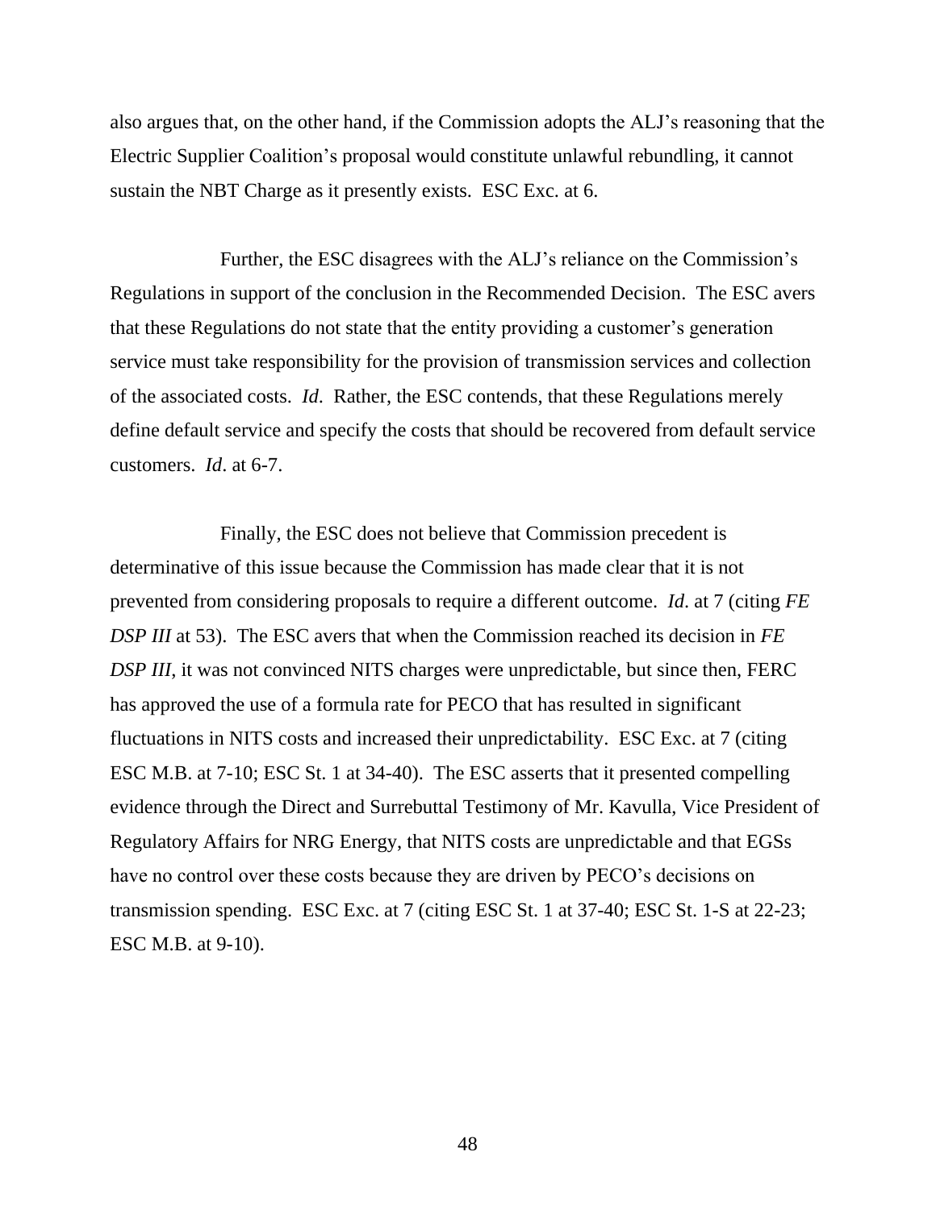also argues that, on the other hand, if the Commission adopts the ALJ's reasoning that the Electric Supplier Coalition's proposal would constitute unlawful rebundling, it cannot sustain the NBT Charge as it presently exists. ESC Exc. at 6.

Further, the ESC disagrees with the ALJ's reliance on the Commission's Regulations in support of the conclusion in the Recommended Decision. The ESC avers that these Regulations do not state that the entity providing a customer's generation service must take responsibility for the provision of transmission services and collection of the associated costs. *Id*. Rather, the ESC contends, that these Regulations merely define default service and specify the costs that should be recovered from default service customers. *Id*. at 6-7.

Finally, the ESC does not believe that Commission precedent is determinative of this issue because the Commission has made clear that it is not prevented from considering proposals to require a different outcome. *Id*. at 7 (citing *FE DSP III* at 53). The ESC avers that when the Commission reached its decision in *FE DSP III*, it was not convinced NITS charges were unpredictable, but since then, FERC has approved the use of a formula rate for PECO that has resulted in significant fluctuations in NITS costs and increased their unpredictability. ESC Exc. at 7 (citing ESC M.B. at 7-10; ESC St. 1 at 34-40). The ESC asserts that it presented compelling evidence through the Direct and Surrebuttal Testimony of Mr. Kavulla, Vice President of Regulatory Affairs for NRG Energy, that NITS costs are unpredictable and that EGSs have no control over these costs because they are driven by PECO's decisions on transmission spending. ESC Exc. at 7 (citing ESC St. 1 at 37-40; ESC St. 1-S at 22-23; ESC M.B. at 9-10).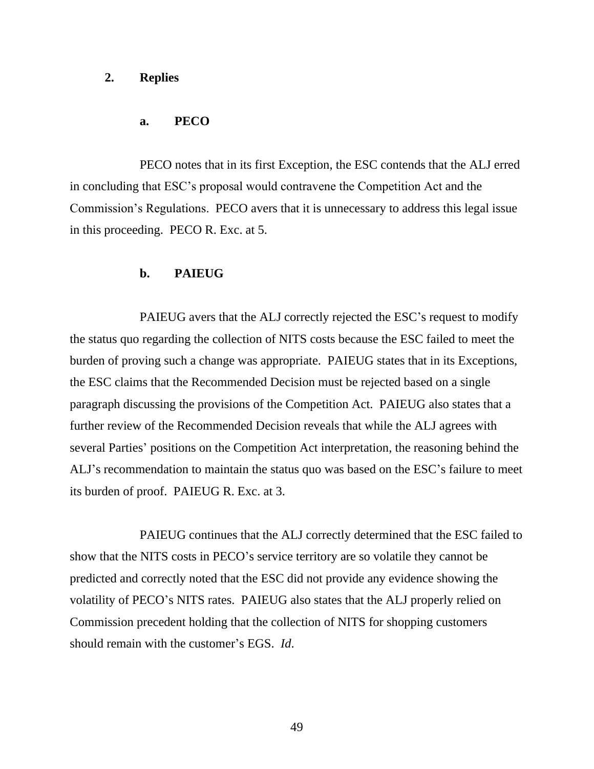### 2. Replies

#### a. PECO

PECO notes that in its first Exception, the ESC contends that the ALJ erred in concluding that ESC's proposal would contravene the Competition Act and the Commission's Regulations. PECO avers that it is unnecessary to address this legal issue in this proceeding. PECO R. Exc. at 5.

#### b. PAIEUG

PAIEUG avers that the ALJ correctly rejected the ESC's request to modify the status quo regarding the collection of NITS costs because the ESC failed to meet the burden of proving such a change was appropriate. PAIEUG states that in its Exceptions, the ESC claims that the Recommended Decision must be rejected based on a single paragraph discussing the provisions of the Competition Act. PAIEUG also states that a further review of the Recommended Decision reveals that while the ALJ agrees with several Parties' positions on the Competition Act interpretation, the reasoning behind the ALJ's recommendation to maintain the status quo was based on the ESC's failure to meet its burden of proof. PAIEUG R. Exc. at 3.

PAIEUG continues that the ALJ correctly determined that the ESC failed to show that the NITS costs in PECO's service territory are so volatile they cannot be predicted and correctly noted that the ESC did not provide any evidence showing the volatility of PECO's NITS rates. PAIEUG also states that the ALJ properly relied on Commission precedent holding that the collection of NITS for shopping customers should remain with the customer's EGS. *Id*.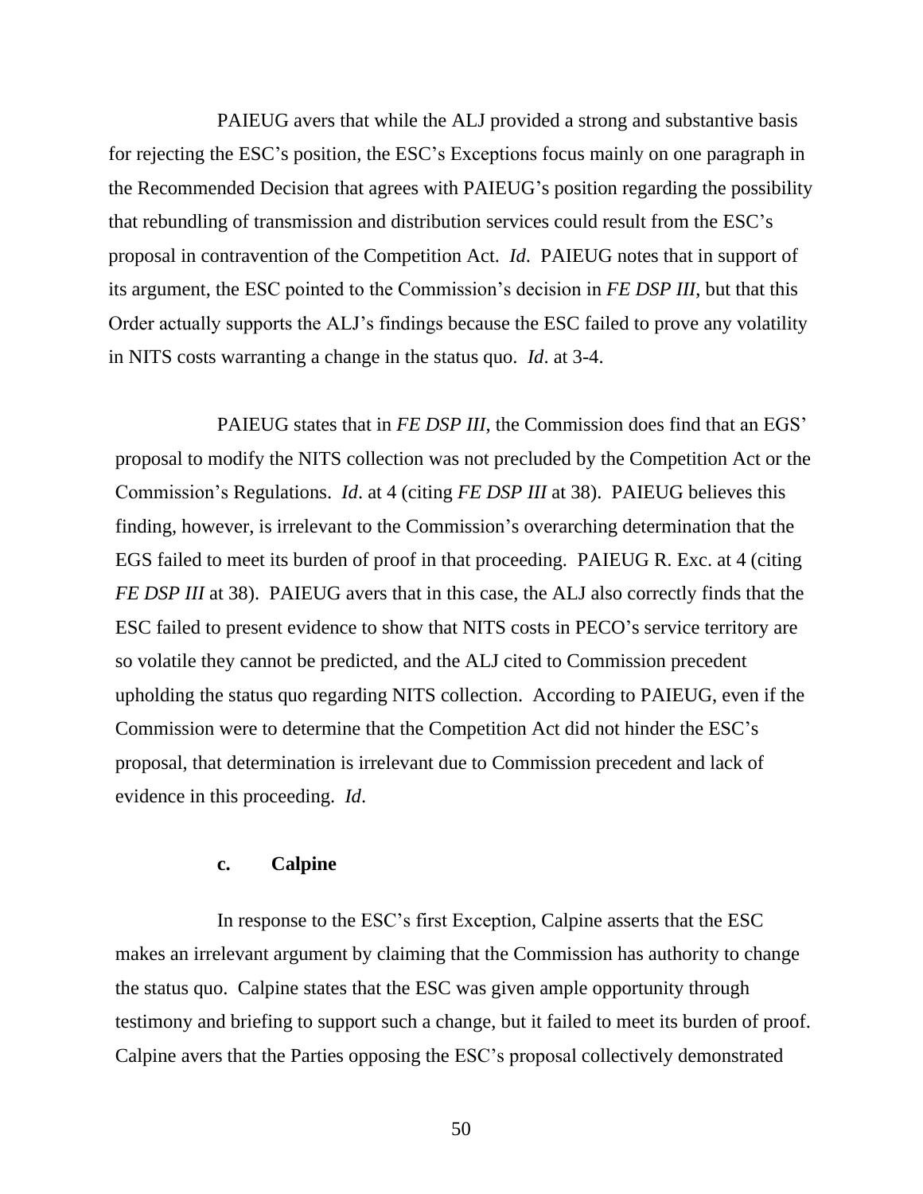PAIEUG avers that while the ALJ provided a strong and substantive basis for rejecting the ESC's position, the ESC's Exceptions focus mainly on one paragraph in the Recommended Decision that agrees with PAIEUG's position regarding the possibility that rebundling of transmission and distribution services could result from the ESC's proposal in contravention of the Competition Act. *Id*. PAIEUG notes that in support of its argument, the ESC pointed to the Commission's decision in *FE DSP III*, but that this Order actually supports the ALJ's findings because the ESC failed to prove any volatility in NITS costs warranting a change in the status quo. *Id*. at 3-4.

PAIEUG states that in *FE DSP III*, the Commission does find that an EGS' proposal to modify the NITS collection was not precluded by the Competition Act or the Commission's Regulations. *Id*. at 4 (citing *FE DSP III* at 38). PAIEUG believes this finding, however, is irrelevant to the Commission's overarching determination that the EGS failed to meet its burden of proof in that proceeding. PAIEUG R. Exc. at 4 (citing *FE DSP III* at 38). PAIEUG avers that in this case, the ALJ also correctly finds that the ESC failed to present evidence to show that NITS costs in PECO's service territory are so volatile they cannot be predicted, and the ALJ cited to Commission precedent upholding the status quo regarding NITS collection. According to PAIEUG, even if the Commission were to determine that the Competition Act did not hinder the ESC's proposal, that determination is irrelevant due to Commission precedent and lack of evidence in this proceeding. *Id*.

**c. Calpine**

In response to the ESC's first Exception, Calpine asserts that the ESC makes an irrelevant argument by claiming that the Commission has authority to change the status quo. Calpine states that the ESC was given ample opportunity through testimony and briefing to support such a change, but it failed to meet its burden of proof. Calpine avers that the Parties opposing the ESC's proposal collectively demonstrated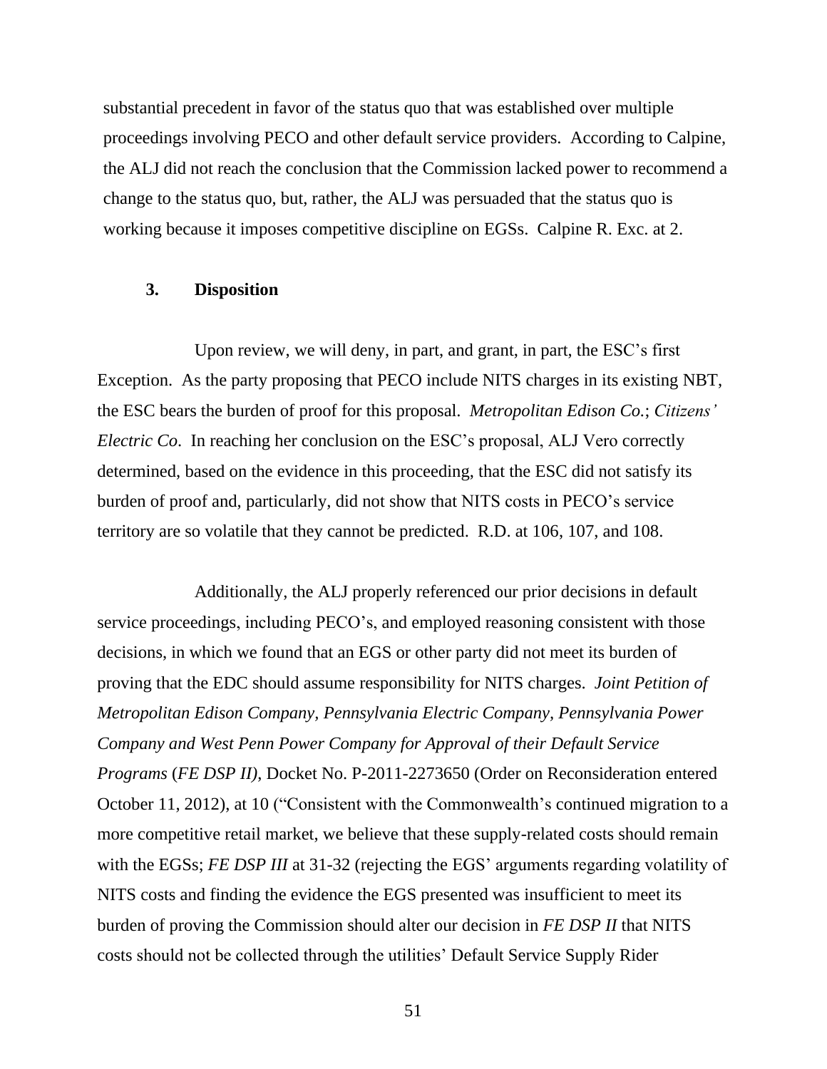substantial precedent in favor of the status quo that was established over multiple proceedings involving PECO and other default service providers. According to Calpine, the ALJ did not reach the conclusion that the Commission lacked power to recommend a change to the status quo, but, rather, the ALJ was persuaded that the status quo is working because it imposes competitive discipline on EGSs. Calpine R. Exc. at 2.

### 3. Disposition

Upon review, we will deny, in part, and grant, in part, the ESC's first Exception. As the party proposing that PECO include NITS charges in its existing NBT, the ESC bears the burden of proof for this proposal. *Metropolitan Edison Co.*; *Citizens' Electric Co*. In reaching her conclusion on the ESC's proposal, ALJ Vero correctly determined, based on the evidence in this proceeding, that the ESC did not satisfy its burden of proof and, particularly, did not show that NITS costs in PECO's service territory are so volatile that they cannot be predicted. R.D. at 106, 107, and 108.

Additionally, the ALJ properly referenced our prior decisions in default service proceedings, including PECO's, and employed reasoning consistent with those decisions, in which we found that an EGS or other party did not meet its burden of proving that the EDC should assume responsibility for NITS charges. *Joint Petition of Metropolitan Edison Company, Pennsylvania Electric Company, Pennsylvania Power Company and West Penn Power Company for Approval of their Default Service Programs* (*FE DSP II),* Docket No. P-2011-2273650 (Order on Reconsideration entered October 11, 2012), at 10 ("Consistent with the Commonwealth's continued migration to a more competitive retail market, we believe that these supply-related costs should remain with the EGSs; *FE DSP III* at 31-32 (rejecting the EGS' arguments regarding volatility of NITS costs and finding the evidence the EGS presented was insufficient to meet its burden of proving the Commission should alter our decision in *FE DSP II* that NITS costs should not be collected through the utilities' Default Service Supply Rider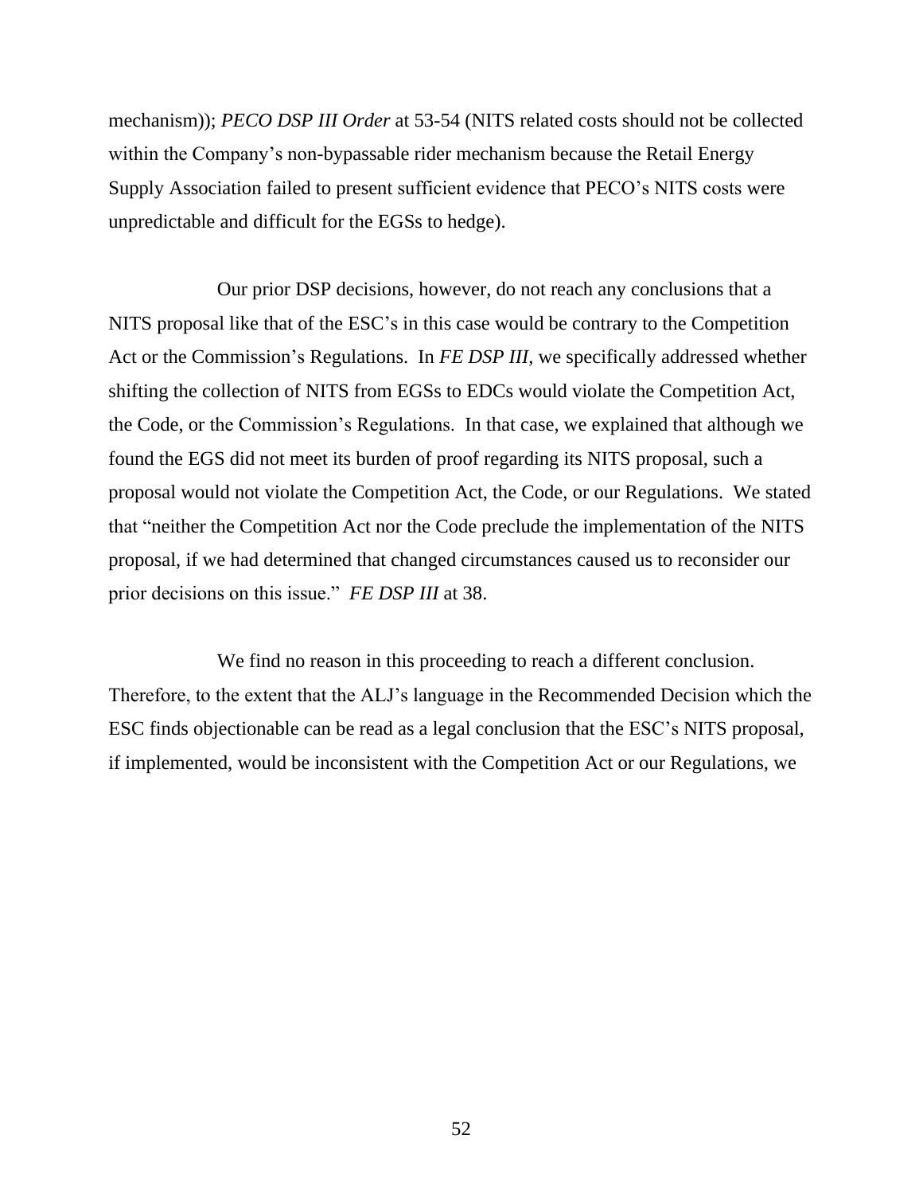mechanism)); *PECO DSP III Order* at 53-54 (NITS related costs should not be collected within the Company's non-bypassable rider mechanism because the Retail Energy Supply Association failed to present sufficient evidence that PECO's NITS costs were unpredictable and difficult for the EGSs to hedge).

Our prior DSP decisions, however, do not reach any conclusions that a NITS proposal like that of the ESC's in this case would be contrary to the Competition Act or the Commission's Regulations. In *FE DSP III*, we specifically addressed whether shifting the collection of NITS from EGSs to EDCs would violate the Competition Act, the Code, or the Commission's Regulations. In that case, we explained that although we found the EGS did not meet its burden of proof regarding its NITS proposal, such a proposal would not violate the Competition Act, the Code, or our Regulations. We stated that "neither the Competition Act nor the Code preclude the implementation of the NITS proposal, if we had determined that changed circumstances caused us to reconsider our prior decisions on this issue." *FE DSP III* at 38.

We find no reason in this proceeding to reach a different conclusion. Therefore, to the extent that the ALJ's language in the Recommended Decision which the ESC finds objectionable can be read as a legal conclusion that the ESC's NITS proposal, if implemented, would be inconsistent with the Competition Act or our Regulations, we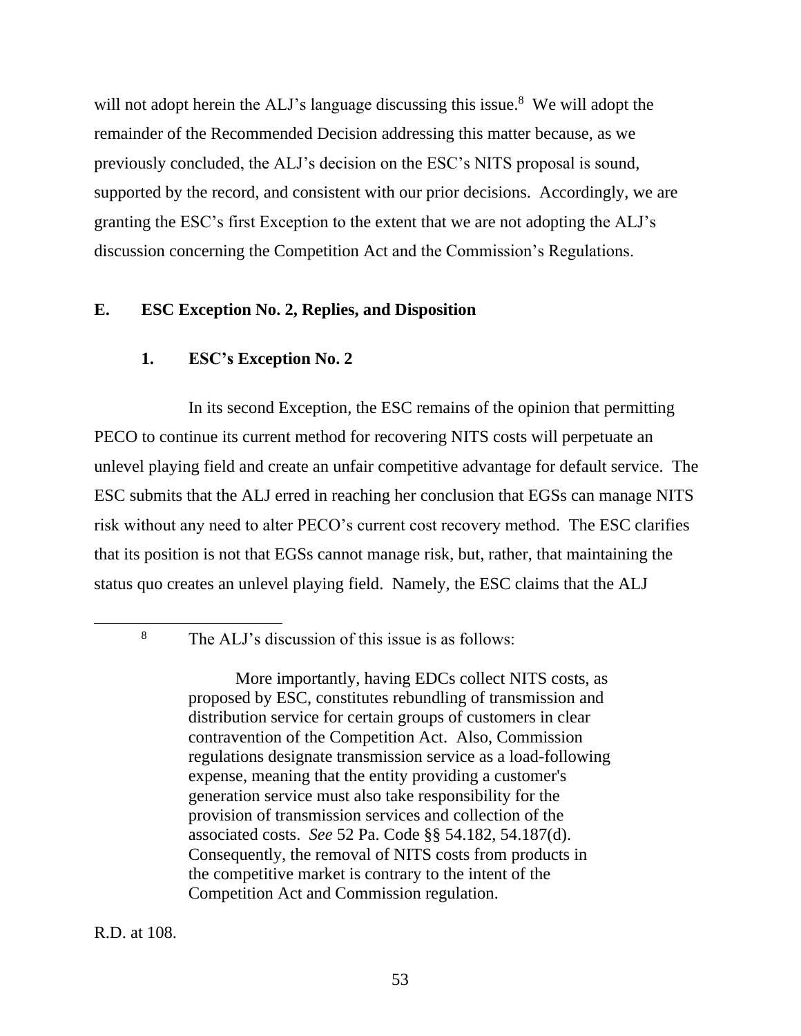will not adopt herein the ALJ's language discussing this issue.[8] We will adopt the remainder of the Recommended Decision addressing this matter because, as we previously concluded, the ALJ's decision on the ESC's NITS proposal is sound, supported by the record, and consistent with our prior decisions. Accordingly, we are granting the ESC's first Exception to the extent that we are not adopting the ALJ's discussion concerning the Competition Act and the Commission's Regulations.

## E. ESC Exception No. 2, Replies, and Disposition

### 1. ESC's Exception No. 2

In its second Exception, the ESC remains of the opinion that permitting PECO to continue its current method for recovering NITS costs will perpetuate an unlevel playing field and create an unfair competitive advantage for default service. The ESC submits that the ALJ erred in reaching her conclusion that EGSs can manage NITS risk without any need to alter PECO's current cost recovery method. The ESC clarifies that its position is not that EGSs cannot manage risk, but, rather, that maintaining the status quo creates an unlevel playing field. Namely, the ESC claims that the ALJ

---

[8] The ALJ's discussion of this issue is as follows:

> More importantly, having EDCs collect NITS costs, as proposed by ESC, constitutes rebundling of transmission and distribution service for certain groups of customers in clear contravention of the Competition Act. Also, Commission regulations designate transmission service as a load-following expense, meaning that the entity providing a customer's generation service must also take responsibility for the provision of transmission services and collection of the associated costs. *See* 52 Pa. Code §§ 54.182, 54.187(d). Consequently, the removal of NITS costs from products in the competitive market is contrary to the intent of the Competition Act and Commission regulation.

R.D. at 108.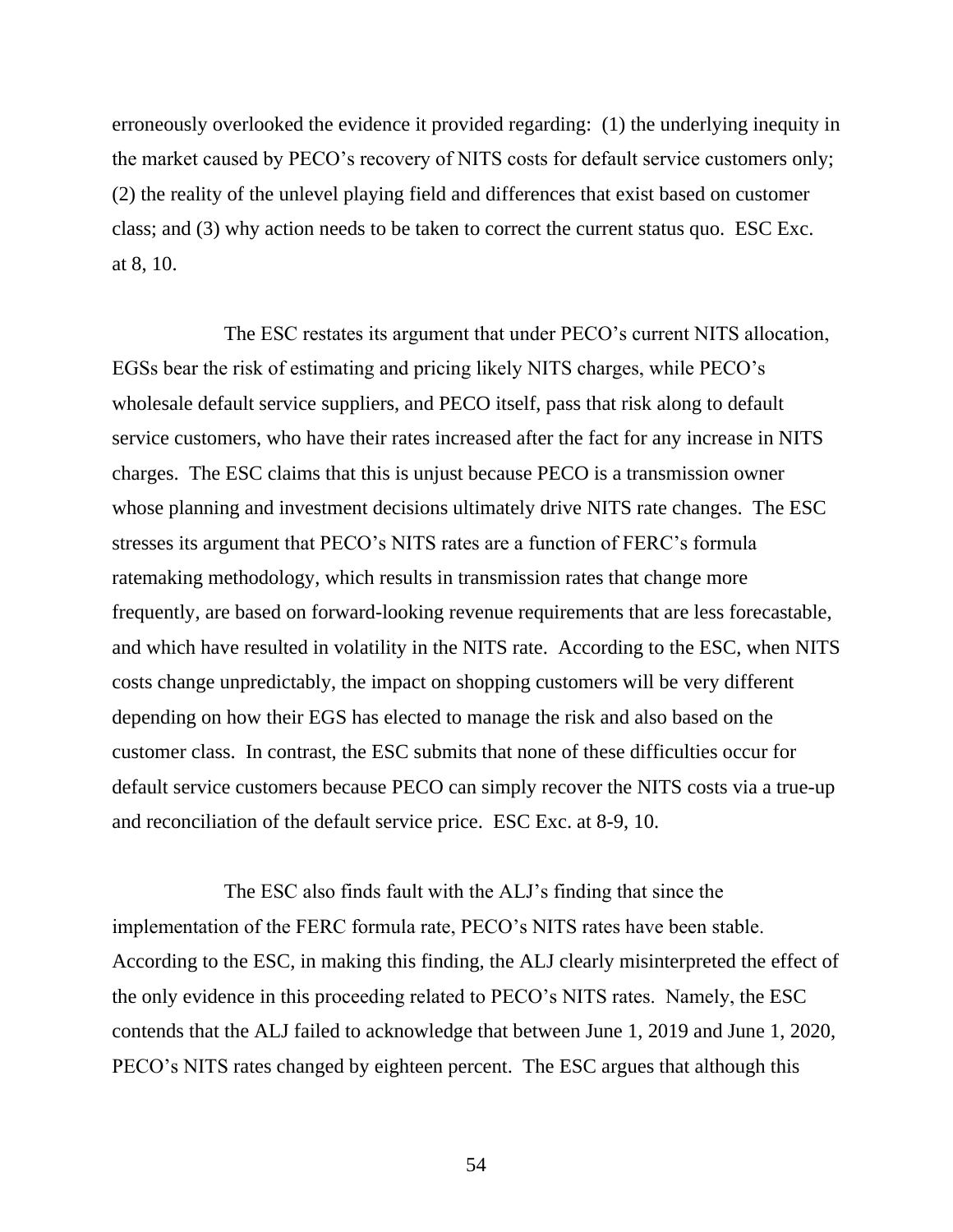erroneously overlooked the evidence it provided regarding: (1) the underlying inequity in the market caused by PECO's recovery of NITS costs for default service customers only; (2) the reality of the unlevel playing field and differences that exist based on customer class; and (3) why action needs to be taken to correct the current status quo. ESC Exc. at 8, 10.

The ESC restates its argument that under PECO's current NITS allocation, EGSs bear the risk of estimating and pricing likely NITS charges, while PECO's wholesale default service suppliers, and PECO itself, pass that risk along to default service customers, who have their rates increased after the fact for any increase in NITS charges. The ESC claims that this is unjust because PECO is a transmission owner whose planning and investment decisions ultimately drive NITS rate changes. The ESC stresses its argument that PECO's NITS rates are a function of FERC's formula ratemaking methodology, which results in transmission rates that change more frequently, are based on forward-looking revenue requirements that are less forecastable, and which have resulted in volatility in the NITS rate. According to the ESC, when NITS costs change unpredictably, the impact on shopping customers will be very different depending on how their EGS has elected to manage the risk and also based on the customer class. In contrast, the ESC submits that none of these difficulties occur for default service customers because PECO can simply recover the NITS costs via a true-up and reconciliation of the default service price. ESC Exc. at 8-9, 10.

The ESC also finds fault with the ALJ's finding that since the implementation of the FERC formula rate, PECO's NITS rates have been stable. According to the ESC, in making this finding, the ALJ clearly misinterpreted the effect of the only evidence in this proceeding related to PECO's NITS rates. Namely, the ESC contends that the ALJ failed to acknowledge that between June 1, 2019 and June 1, 2020, PECO's NITS rates changed by eighteen percent. The ESC argues that although this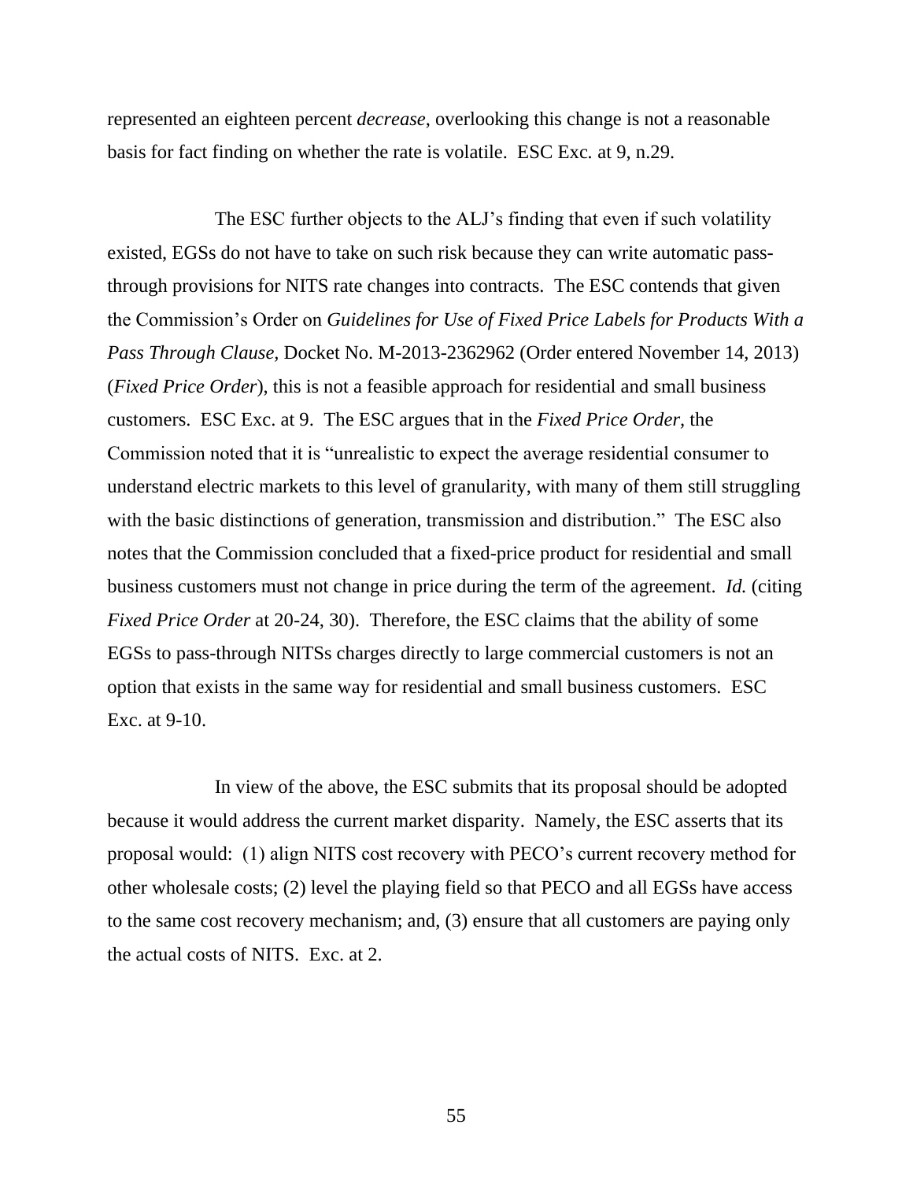represented an eighteen percent *decrease,* overlooking this change is not a reasonable basis for fact finding on whether the rate is volatile. ESC Exc. at 9, n.29.

The ESC further objects to the ALJ's finding that even if such volatility existed, EGSs do not have to take on such risk because they can write automatic pass-through provisions for NITS rate changes into contracts. The ESC contends that given the Commission's Order on *Guidelines for Use of Fixed Price Labels for Products With a Pass Through Clause,* Docket No. M-2013-2362962 (Order entered November 14, 2013) (*Fixed Price Order*), this is not a feasible approach for residential and small business customers. ESC Exc. at 9. The ESC argues that in the *Fixed Price Order*, the Commission noted that it is "unrealistic to expect the average residential consumer to understand electric markets to this level of granularity, with many of them still struggling with the basic distinctions of generation, transmission and distribution." The ESC also notes that the Commission concluded that a fixed-price product for residential and small business customers must not change in price during the term of the agreement. *Id.* (citing *Fixed Price Order* at 20-24, 30). Therefore, the ESC claims that the ability of some EGSs to pass-through NITSs charges directly to large commercial customers is not an option that exists in the same way for residential and small business customers. ESC Exc. at 9-10.

In view of the above, the ESC submits that its proposal should be adopted because it would address the current market disparity. Namely, the ESC asserts that its proposal would: (1) align NITS cost recovery with PECO's current recovery method for other wholesale costs; (2) level the playing field so that PECO and all EGSs have access to the same cost recovery mechanism; and, (3) ensure that all customers are paying only the actual costs of NITS. Exc. at 2.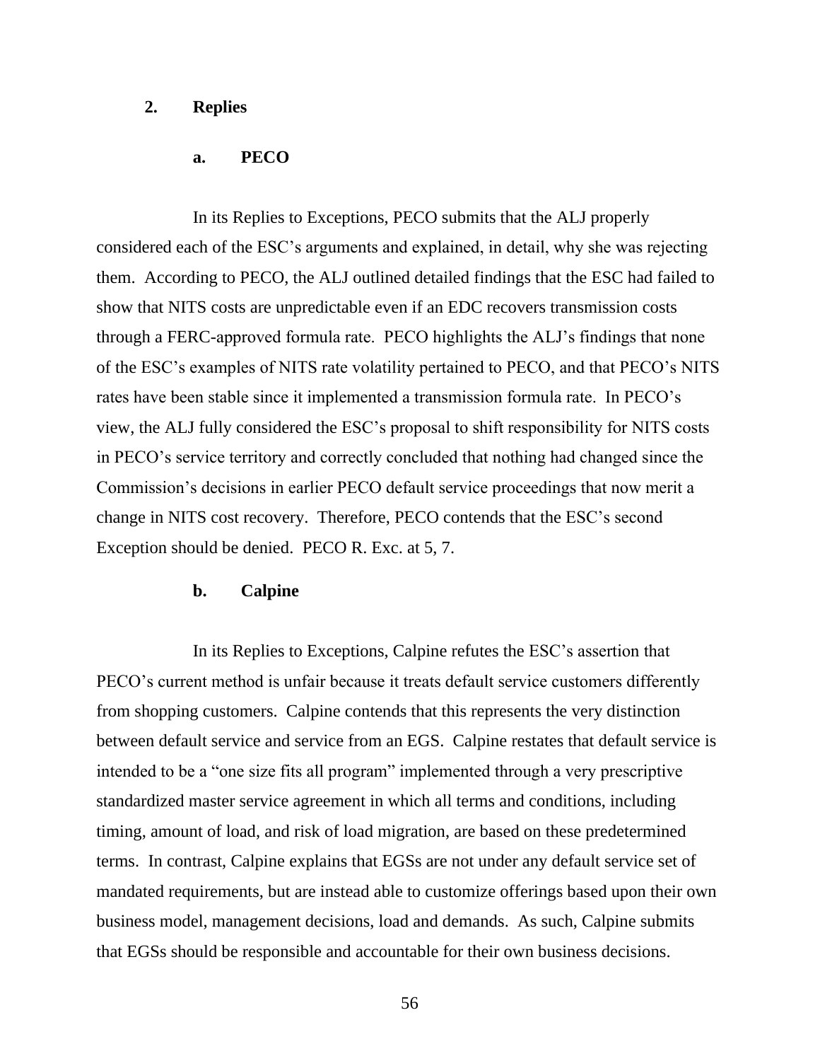### 2. Replies

#### a. PECO

In its Replies to Exceptions, PECO submits that the ALJ properly considered each of the ESC's arguments and explained, in detail, why she was rejecting them. According to PECO, the ALJ outlined detailed findings that the ESC had failed to show that NITS costs are unpredictable even if an EDC recovers transmission costs through a FERC-approved formula rate. PECO highlights the ALJ's findings that none of the ESC's examples of NITS rate volatility pertained to PECO, and that PECO's NITS rates have been stable since it implemented a transmission formula rate. In PECO's view, the ALJ fully considered the ESC's proposal to shift responsibility for NITS costs in PECO's service territory and correctly concluded that nothing had changed since the Commission's decisions in earlier PECO default service proceedings that now merit a change in NITS cost recovery. Therefore, PECO contends that the ESC's second Exception should be denied. PECO R. Exc. at 5, 7.

#### b. Calpine

In its Replies to Exceptions, Calpine refutes the ESC's assertion that PECO's current method is unfair because it treats default service customers differently from shopping customers. Calpine contends that this represents the very distinction between default service and service from an EGS. Calpine restates that default service is intended to be a "one size fits all program" implemented through a very prescriptive standardized master service agreement in which all terms and conditions, including timing, amount of load, and risk of load migration, are based on these predetermined terms. In contrast, Calpine explains that EGSs are not under any default service set of mandated requirements, but are instead able to customize offerings based upon their own business model, management decisions, load and demands. As such, Calpine submits that EGSs should be responsible and accountable for their own business decisions.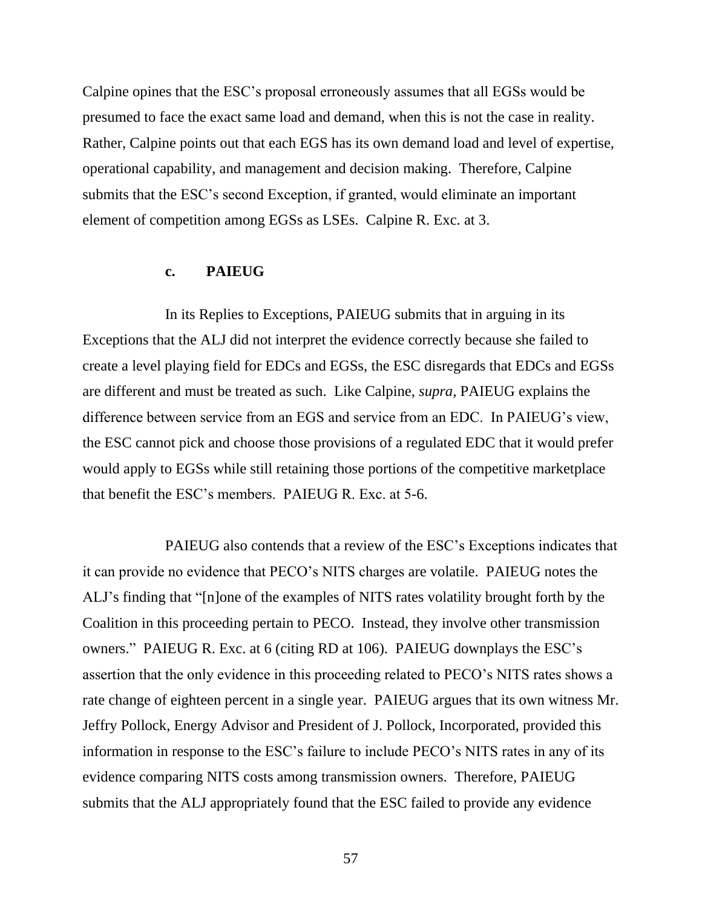Calpine opines that the ESC's proposal erroneously assumes that all EGSs would be presumed to face the exact same load and demand, when this is not the case in reality. Rather, Calpine points out that each EGS has its own demand load and level of expertise, operational capability, and management and decision making. Therefore, Calpine submits that the ESC's second Exception, if granted, would eliminate an important element of competition among EGSs as LSEs. Calpine R. Exc. at 3.

### c. PAIEUG

In its Replies to Exceptions, PAIEUG submits that in arguing in its Exceptions that the ALJ did not interpret the evidence correctly because she failed to create a level playing field for EDCs and EGSs, the ESC disregards that EDCs and EGSs are different and must be treated as such. Like Calpine, *supra,* PAIEUG explains the difference between service from an EGS and service from an EDC. In PAIEUG's view, the ESC cannot pick and choose those provisions of a regulated EDC that it would prefer would apply to EGSs while still retaining those portions of the competitive marketplace that benefit the ESC's members. PAIEUG R. Exc. at 5-6.

PAIEUG also contends that a review of the ESC's Exceptions indicates that it can provide no evidence that PECO's NITS charges are volatile. PAIEUG notes the ALJ's finding that "[n]one of the examples of NITS rates volatility brought forth by the Coalition in this proceeding pertain to PECO. Instead, they involve other transmission owners." PAIEUG R. Exc. at 6 (citing RD at 106). PAIEUG downplays the ESC's assertion that the only evidence in this proceeding related to PECO's NITS rates shows a rate change of eighteen percent in a single year. PAIEUG argues that its own witness Mr. Jeffry Pollock, Energy Advisor and President of J. Pollock, Incorporated, provided this information in response to the ESC's failure to include PECO's NITS rates in any of its evidence comparing NITS costs among transmission owners. Therefore, PAIEUG submits that the ALJ appropriately found that the ESC failed to provide any evidence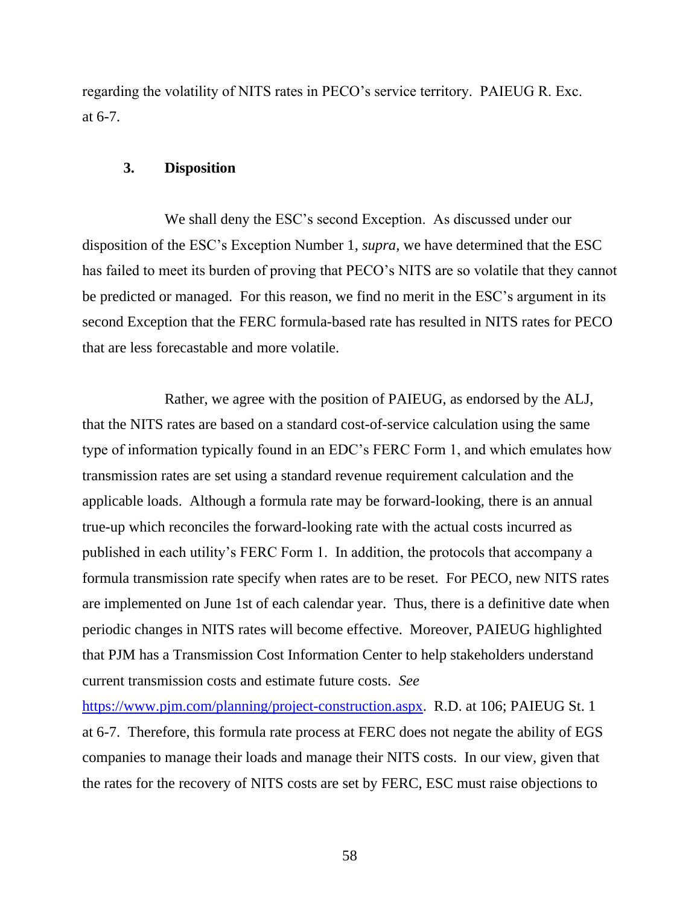regarding the volatility of NITS rates in PECO's service territory. PAIEUG R. Exc. at 6-7.

### 3. Disposition

We shall deny the ESC's second Exception. As discussed under our disposition of the ESC's Exception Number 1, *supra*, we have determined that the ESC has failed to meet its burden of proving that PECO's NITS are so volatile that they cannot be predicted or managed. For this reason, we find no merit in the ESC's argument in its second Exception that the FERC formula-based rate has resulted in NITS rates for PECO that are less forecastable and more volatile.

Rather, we agree with the position of PAIEUG, as endorsed by the ALJ, that the NITS rates are based on a standard cost-of-service calculation using the same type of information typically found in an EDC's FERC Form 1, and which emulates how transmission rates are set using a standard revenue requirement calculation and the applicable loads. Although a formula rate may be forward-looking, there is an annual true-up which reconciles the forward-looking rate with the actual costs incurred as published in each utility's FERC Form 1. In addition, the protocols that accompany a formula transmission rate specify when rates are to be reset. For PECO, new NITS rates are implemented on June 1st of each calendar year. Thus, there is a definitive date when periodic changes in NITS rates will become effective. Moreover, PAIEUG highlighted that PJM has a Transmission Cost Information Center to help stakeholders understand current transmission costs and estimate future costs. *See* https://www.pjm.com/planning/project-construction.aspx. R.D. at 106; PAIEUG St. 1 at 6-7. Therefore, this formula rate process at FERC does not negate the ability of EGS companies to manage their loads and manage their NITS costs. In our view, given that the rates for the recovery of NITS costs are set by FERC, ESC must raise objections to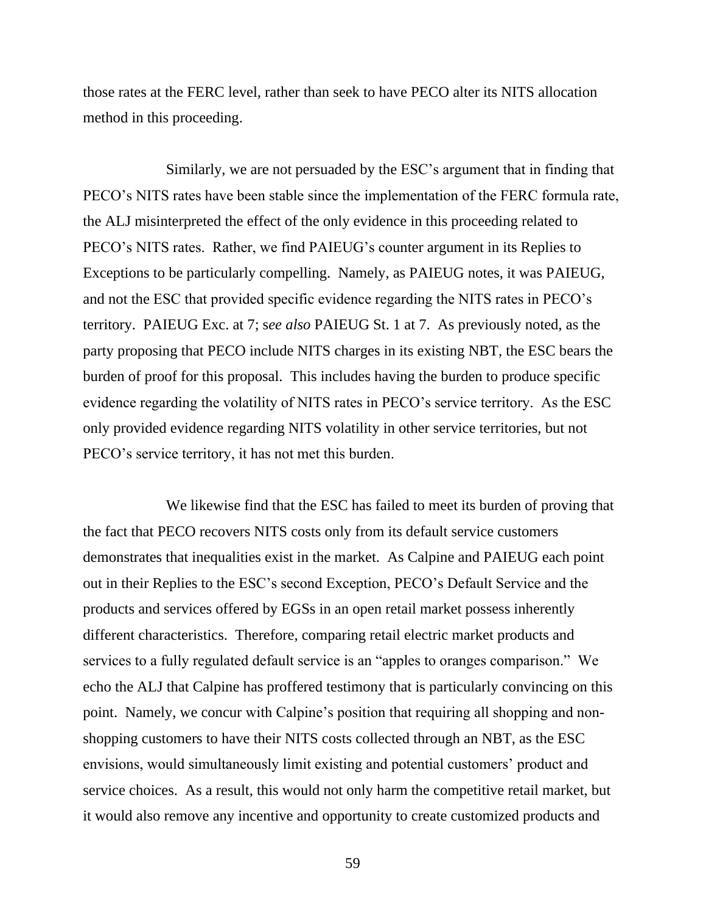those rates at the FERC level, rather than seek to have PECO alter its NITS allocation method in this proceeding.

Similarly, we are not persuaded by the ESC's argument that in finding that PECO's NITS rates have been stable since the implementation of the FERC formula rate, the ALJ misinterpreted the effect of the only evidence in this proceeding related to PECO's NITS rates. Rather, we find PAIEUG's counter argument in its Replies to Exceptions to be particularly compelling. Namely, as PAIEUG notes, it was PAIEUG, and not the ESC that provided specific evidence regarding the NITS rates in PECO's territory. PAIEUG Exc. at 7; s*ee also* PAIEUG St. 1 at 7. As previously noted, as the party proposing that PECO include NITS charges in its existing NBT, the ESC bears the burden of proof for this proposal. This includes having the burden to produce specific evidence regarding the volatility of NITS rates in PECO's service territory. As the ESC only provided evidence regarding NITS volatility in other service territories, but not PECO's service territory, it has not met this burden.

We likewise find that the ESC has failed to meet its burden of proving that the fact that PECO recovers NITS costs only from its default service customers demonstrates that inequalities exist in the market. As Calpine and PAIEUG each point out in their Replies to the ESC's second Exception, PECO's Default Service and the products and services offered by EGSs in an open retail market possess inherently different characteristics. Therefore, comparing retail electric market products and services to a fully regulated default service is an "apples to oranges comparison." We echo the ALJ that Calpine has proffered testimony that is particularly convincing on this point. Namely, we concur with Calpine's position that requiring all shopping and non-shopping customers to have their NITS costs collected through an NBT, as the ESC envisions, would simultaneously limit existing and potential customers' product and service choices. As a result, this would not only harm the competitive retail market, but it would also remove any incentive and opportunity to create customized products and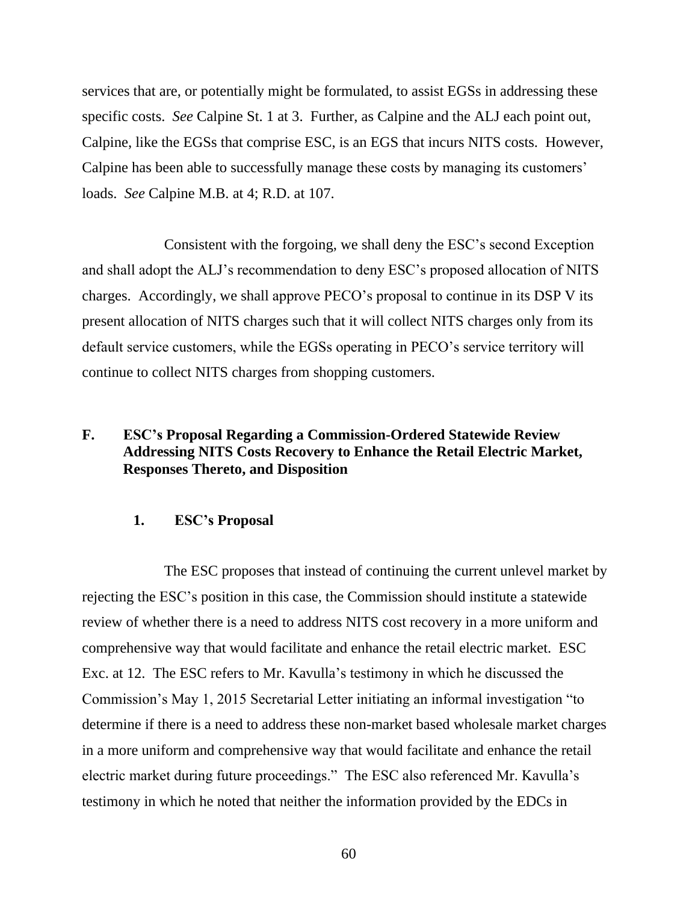services that are, or potentially might be formulated, to assist EGSs in addressing these specific costs. *See* Calpine St. 1 at 3. Further, as Calpine and the ALJ each point out, Calpine, like the EGSs that comprise ESC, is an EGS that incurs NITS costs. However, Calpine has been able to successfully manage these costs by managing its customers' loads. *See* Calpine M.B. at 4; R.D. at 107.

Consistent with the forgoing, we shall deny the ESC's second Exception and shall adopt the ALJ's recommendation to deny ESC's proposed allocation of NITS charges. Accordingly, we shall approve PECO's proposal to continue in its DSP V its present allocation of NITS charges such that it will collect NITS charges only from its default service customers, while the EGSs operating in PECO's service territory will continue to collect NITS charges from shopping customers.

## F. ESC's Proposal Regarding a Commission-Ordered Statewide Review Addressing NITS Costs Recovery to Enhance the Retail Electric Market, Responses Thereto, and Disposition

### 1. ESC's Proposal

The ESC proposes that instead of continuing the current unlevel market by rejecting the ESC's position in this case, the Commission should institute a statewide review of whether there is a need to address NITS cost recovery in a more uniform and comprehensive way that would facilitate and enhance the retail electric market. ESC Exc. at 12. The ESC refers to Mr. Kavulla's testimony in which he discussed the Commission's May 1, 2015 Secretarial Letter initiating an informal investigation "to determine if there is a need to address these non-market based wholesale market charges in a more uniform and comprehensive way that would facilitate and enhance the retail electric market during future proceedings." The ESC also referenced Mr. Kavulla's testimony in which he noted that neither the information provided by the EDCs in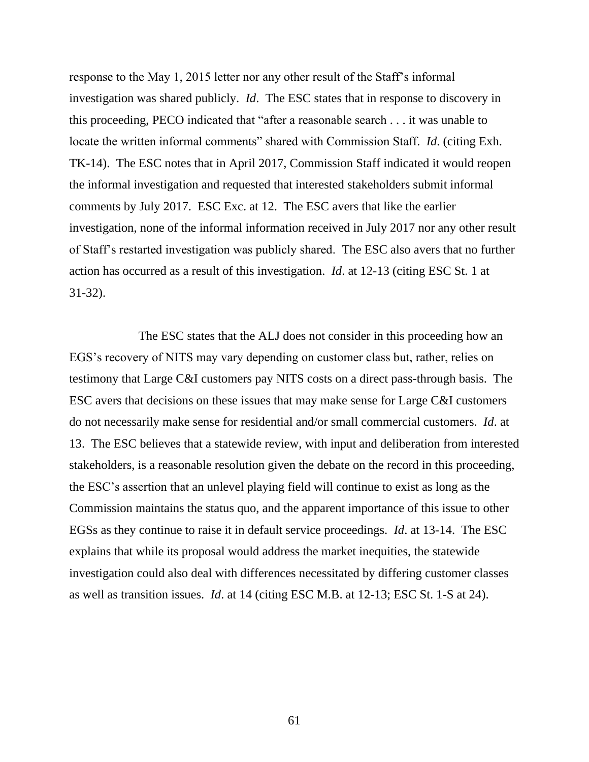response to the May 1, 2015 letter nor any other result of the Staff's informal investigation was shared publicly. *Id*. The ESC states that in response to discovery in this proceeding, PECO indicated that "after a reasonable search . . . it was unable to locate the written informal comments" shared with Commission Staff. *Id*. (citing Exh. TK-14). The ESC notes that in April 2017, Commission Staff indicated it would reopen the informal investigation and requested that interested stakeholders submit informal comments by July 2017. ESC Exc. at 12. The ESC avers that like the earlier investigation, none of the informal information received in July 2017 nor any other result of Staff's restarted investigation was publicly shared. The ESC also avers that no further action has occurred as a result of this investigation. *Id*. at 12-13 (citing ESC St. 1 at 31-32).

The ESC states that the ALJ does not consider in this proceeding how an EGS's recovery of NITS may vary depending on customer class but, rather, relies on testimony that Large C&I customers pay NITS costs on a direct pass-through basis. The ESC avers that decisions on these issues that may make sense for Large C&I customers do not necessarily make sense for residential and/or small commercial customers. *Id*. at 13. The ESC believes that a statewide review, with input and deliberation from interested stakeholders, is a reasonable resolution given the debate on the record in this proceeding, the ESC's assertion that an unlevel playing field will continue to exist as long as the Commission maintains the status quo, and the apparent importance of this issue to other EGSs as they continue to raise it in default service proceedings. *Id*. at 13-14. The ESC explains that while its proposal would address the market inequities, the statewide investigation could also deal with differences necessitated by differing customer classes as well as transition issues. *Id*. at 14 (citing ESC M.B. at 12-13; ESC St. 1-S at 24).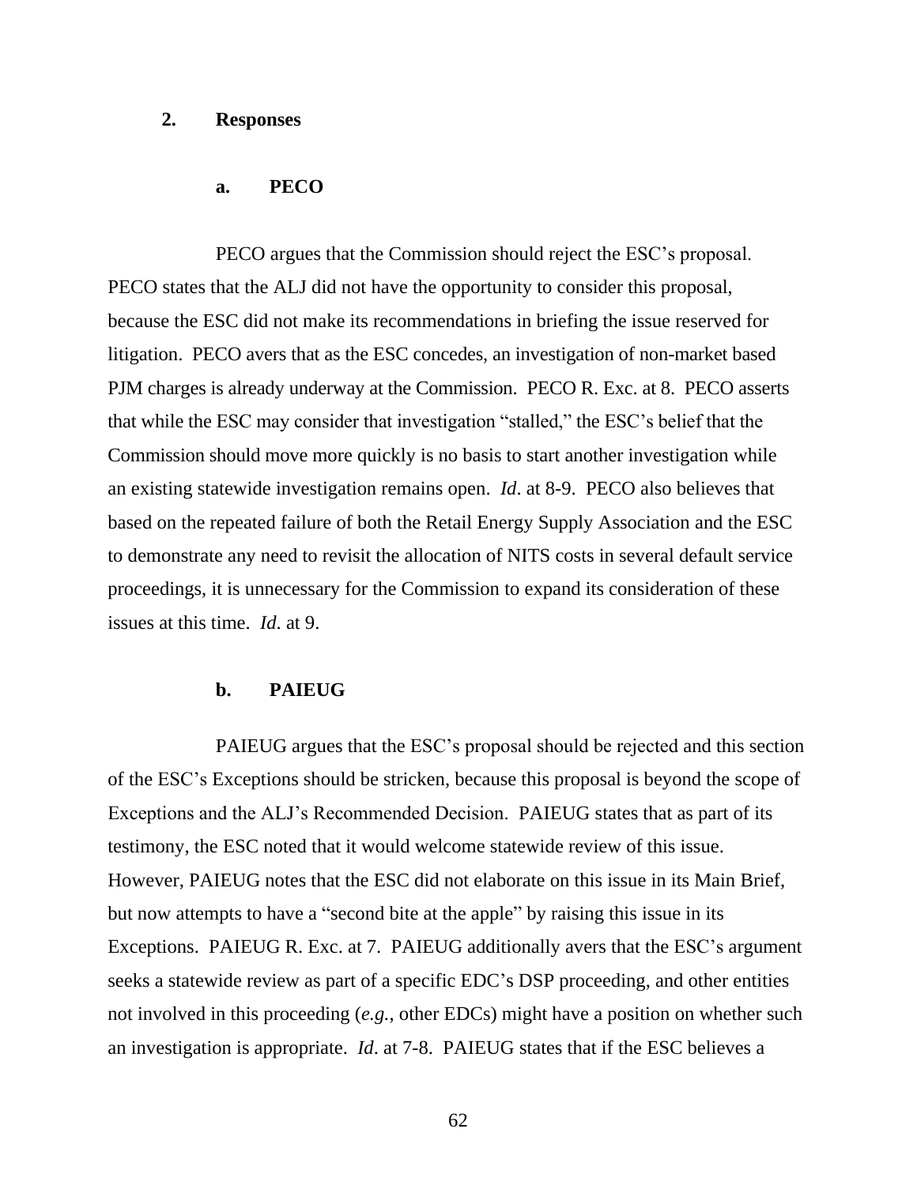### 2. Responses

#### a. PECO

PECO argues that the Commission should reject the ESC's proposal. PECO states that the ALJ did not have the opportunity to consider this proposal, because the ESC did not make its recommendations in briefing the issue reserved for litigation. PECO avers that as the ESC concedes, an investigation of non-market based PJM charges is already underway at the Commission. PECO R. Exc. at 8. PECO asserts that while the ESC may consider that investigation "stalled," the ESC's belief that the Commission should move more quickly is no basis to start another investigation while an existing statewide investigation remains open. *Id*. at 8-9. PECO also believes that based on the repeated failure of both the Retail Energy Supply Association and the ESC to demonstrate any need to revisit the allocation of NITS costs in several default service proceedings, it is unnecessary for the Commission to expand its consideration of these issues at this time. *Id*. at 9.

#### b. PAIEUG

PAIEUG argues that the ESC's proposal should be rejected and this section of the ESC's Exceptions should be stricken, because this proposal is beyond the scope of Exceptions and the ALJ's Recommended Decision. PAIEUG states that as part of its testimony, the ESC noted that it would welcome statewide review of this issue. However, PAIEUG notes that the ESC did not elaborate on this issue in its Main Brief, but now attempts to have a "second bite at the apple" by raising this issue in its Exceptions. PAIEUG R. Exc. at 7. PAIEUG additionally avers that the ESC's argument seeks a statewide review as part of a specific EDC's DSP proceeding, and other entities not involved in this proceeding (*e.g.*, other EDCs) might have a position on whether such an investigation is appropriate. *Id*. at 7-8. PAIEUG states that if the ESC believes a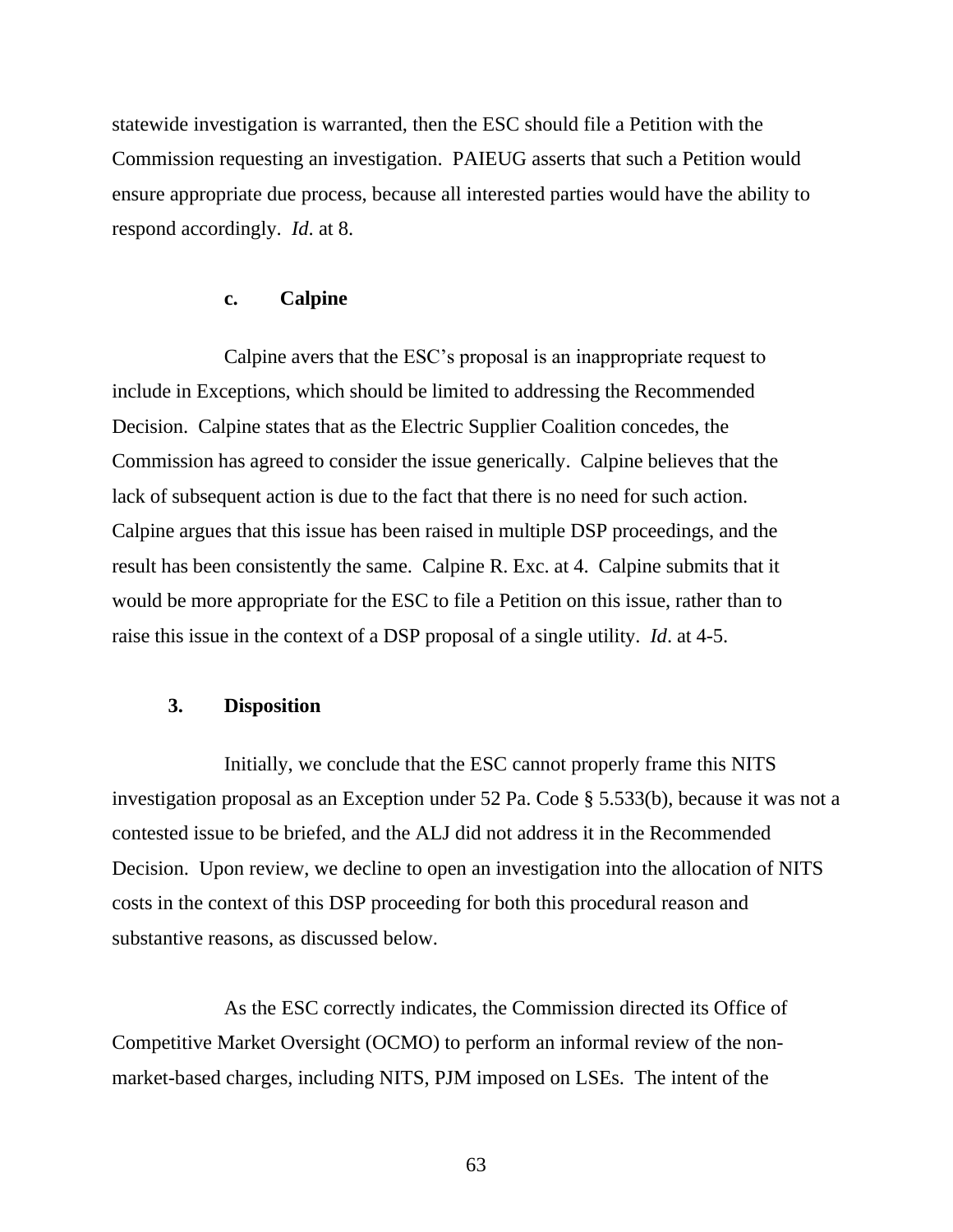statewide investigation is warranted, then the ESC should file a Petition with the Commission requesting an investigation. PAIEUG asserts that such a Petition would ensure appropriate due process, because all interested parties would have the ability to respond accordingly. *Id*. at 8.

#### c. Calpine

Calpine avers that the ESC's proposal is an inappropriate request to include in Exceptions, which should be limited to addressing the Recommended Decision. Calpine states that as the Electric Supplier Coalition concedes, the Commission has agreed to consider the issue generically. Calpine believes that the lack of subsequent action is due to the fact that there is no need for such action. Calpine argues that this issue has been raised in multiple DSP proceedings, and the result has been consistently the same. Calpine R. Exc. at 4. Calpine submits that it would be more appropriate for the ESC to file a Petition on this issue, rather than to raise this issue in the context of a DSP proposal of a single utility. *Id*. at 4-5.

### 3. Disposition

Initially, we conclude that the ESC cannot properly frame this NITS investigation proposal as an Exception under 52 Pa. Code § 5.533(b), because it was not a contested issue to be briefed, and the ALJ did not address it in the Recommended Decision. Upon review, we decline to open an investigation into the allocation of NITS costs in the context of this DSP proceeding for both this procedural reason and substantive reasons, as discussed below.

As the ESC correctly indicates, the Commission directed its Office of Competitive Market Oversight (OCMO) to perform an informal review of the non-market-based charges, including NITS, PJM imposed on LSEs. The intent of the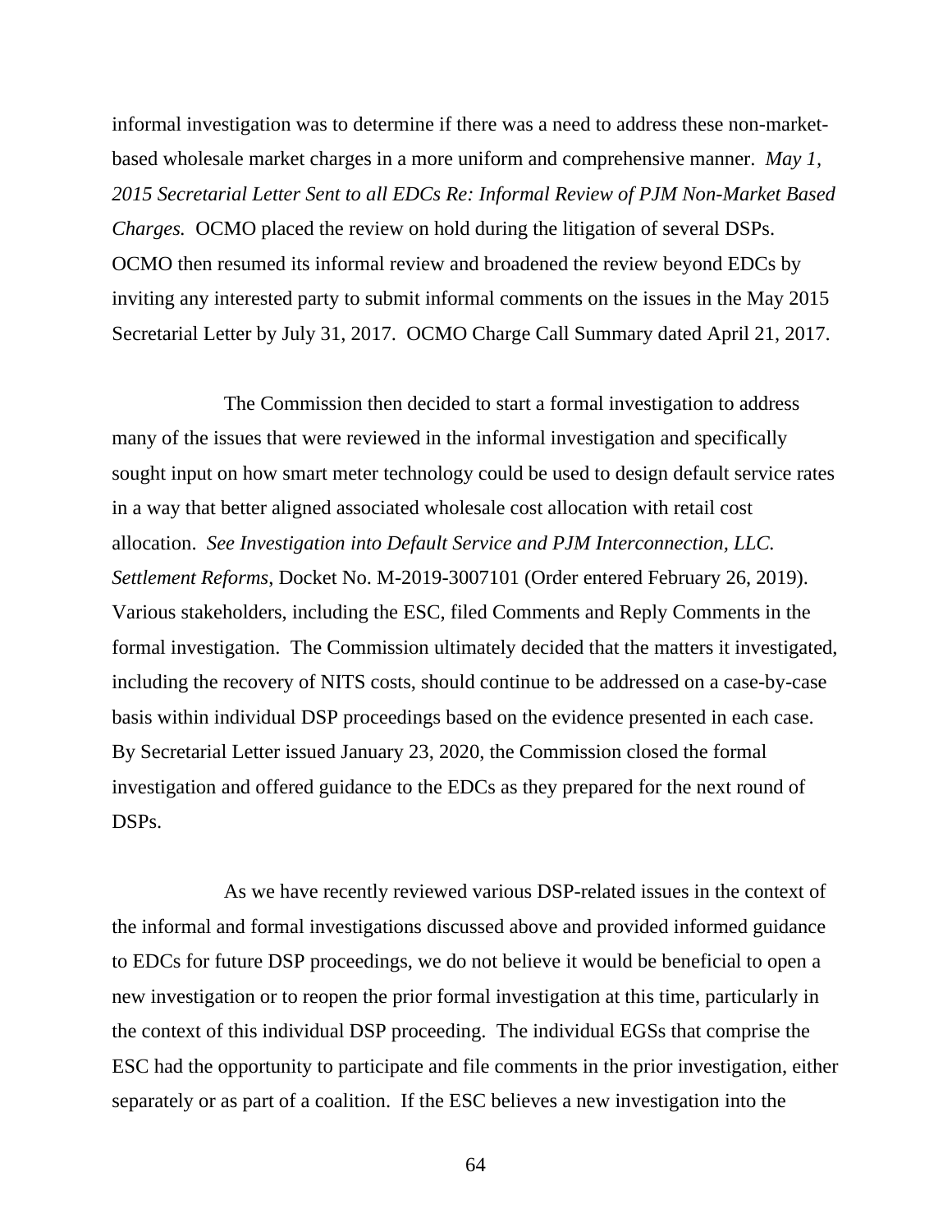informal investigation was to determine if there was a need to address these non-market-based wholesale market charges in a more uniform and comprehensive manner. *May 1, 2015 Secretarial Letter Sent to all EDCs Re: Informal Review of PJM Non-Market Based Charges.* OCMO placed the review on hold during the litigation of several DSPs. OCMO then resumed its informal review and broadened the review beyond EDCs by inviting any interested party to submit informal comments on the issues in the May 2015 Secretarial Letter by July 31, 2017. OCMO Charge Call Summary dated April 21, 2017.

The Commission then decided to start a formal investigation to address many of the issues that were reviewed in the informal investigation and specifically sought input on how smart meter technology could be used to design default service rates in a way that better aligned associated wholesale cost allocation with retail cost allocation. *See Investigation into Default Service and PJM Interconnection, LLC. Settlement Reforms*, Docket No. M-2019-3007101 (Order entered February 26, 2019). Various stakeholders, including the ESC, filed Comments and Reply Comments in the formal investigation. The Commission ultimately decided that the matters it investigated, including the recovery of NITS costs, should continue to be addressed on a case-by-case basis within individual DSP proceedings based on the evidence presented in each case. By Secretarial Letter issued January 23, 2020, the Commission closed the formal investigation and offered guidance to the EDCs as they prepared for the next round of DSPs.

As we have recently reviewed various DSP-related issues in the context of the informal and formal investigations discussed above and provided informed guidance to EDCs for future DSP proceedings, we do not believe it would be beneficial to open a new investigation or to reopen the prior formal investigation at this time, particularly in the context of this individual DSP proceeding. The individual EGSs that comprise the ESC had the opportunity to participate and file comments in the prior investigation, either separately or as part of a coalition. If the ESC believes a new investigation into the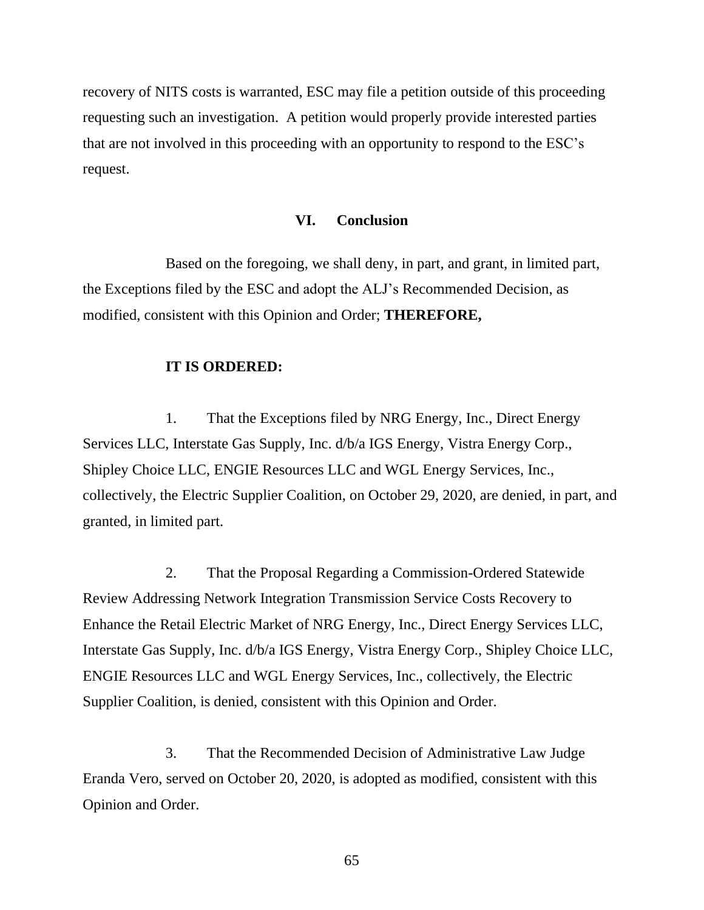recovery of NITS costs is warranted, ESC may file a petition outside of this proceeding requesting such an investigation. A petition would properly provide interested parties that are not involved in this proceeding with an opportunity to respond to the ESC's request.

## VI. Conclusion

Based on the foregoing, we shall deny, in part, and grant, in limited part, the Exceptions filed by the ESC and adopt the ALJ's Recommended Decision, as modified, consistent with this Opinion and Order; **THEREFORE,**

**IT IS ORDERED:**

1. That the Exceptions filed by NRG Energy, Inc., Direct Energy Services LLC, Interstate Gas Supply, Inc. d/b/a IGS Energy, Vistra Energy Corp., Shipley Choice LLC, ENGIE Resources LLC and WGL Energy Services, Inc., collectively, the Electric Supplier Coalition, on October 29, 2020, are denied, in part, and granted, in limited part.

2. That the Proposal Regarding a Commission-Ordered Statewide Review Addressing Network Integration Transmission Service Costs Recovery to Enhance the Retail Electric Market of NRG Energy, Inc., Direct Energy Services LLC, Interstate Gas Supply, Inc. d/b/a IGS Energy, Vistra Energy Corp., Shipley Choice LLC, ENGIE Resources LLC and WGL Energy Services, Inc., collectively, the Electric Supplier Coalition, is denied, consistent with this Opinion and Order.

3. That the Recommended Decision of Administrative Law Judge Eranda Vero, served on October 20, 2020, is adopted as modified, consistent with this Opinion and Order.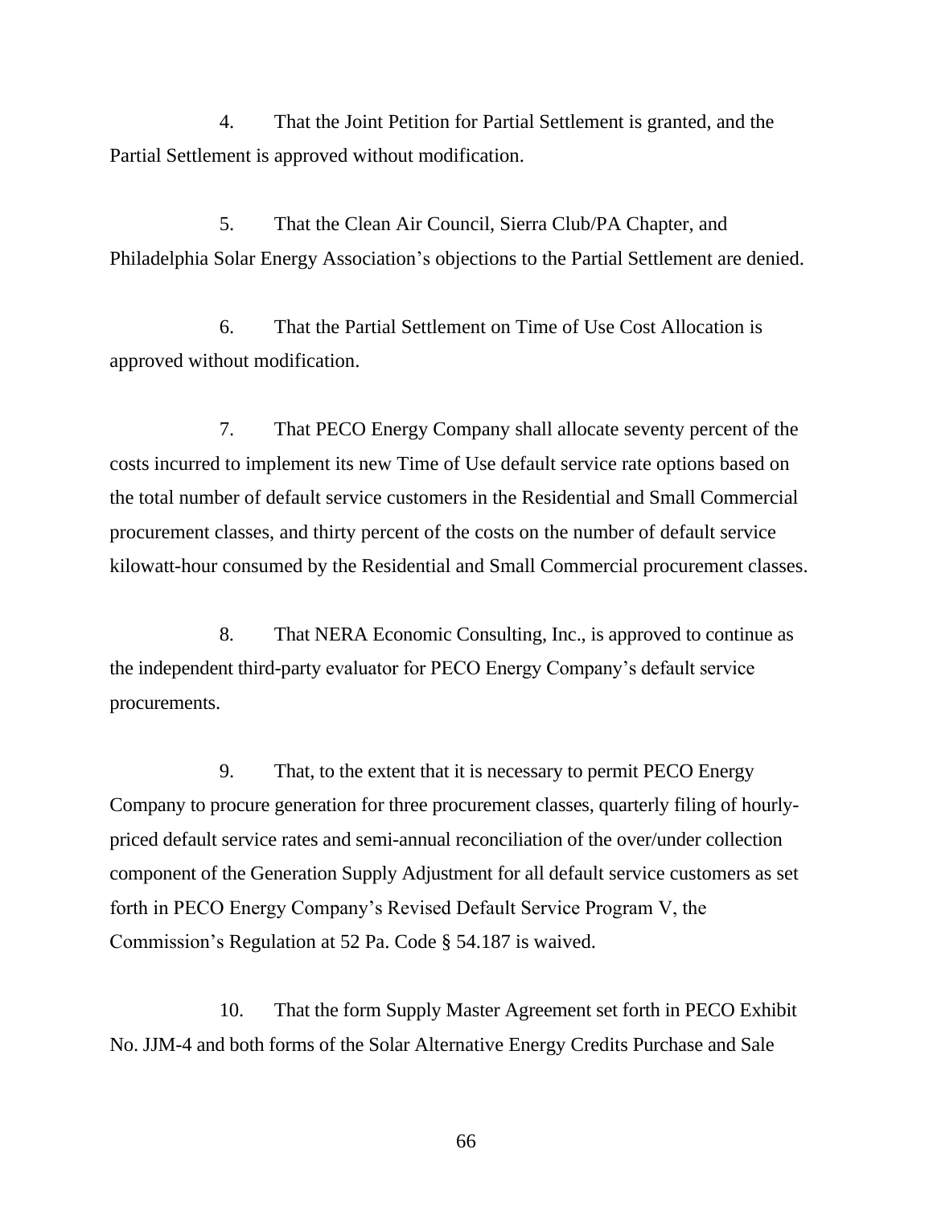4. That the Joint Petition for Partial Settlement is granted, and the Partial Settlement is approved without modification.

5. That the Clean Air Council, Sierra Club/PA Chapter, and Philadelphia Solar Energy Association's objections to the Partial Settlement are denied.

6. That the Partial Settlement on Time of Use Cost Allocation is approved without modification.

7. That PECO Energy Company shall allocate seventy percent of the costs incurred to implement its new Time of Use default service rate options based on the total number of default service customers in the Residential and Small Commercial procurement classes, and thirty percent of the costs on the number of default service kilowatt-hour consumed by the Residential and Small Commercial procurement classes.

8. That NERA Economic Consulting, Inc., is approved to continue as the independent third-party evaluator for PECO Energy Company's default service procurements.

9. That, to the extent that it is necessary to permit PECO Energy Company to procure generation for three procurement classes, quarterly filing of hourly-priced default service rates and semi-annual reconciliation of the over/under collection component of the Generation Supply Adjustment for all default service customers as set forth in PECO Energy Company's Revised Default Service Program V, the Commission's Regulation at 52 Pa. Code § 54.187 is waived.

10. That the form Supply Master Agreement set forth in PECO Exhibit No. JJM-4 and both forms of the Solar Alternative Energy Credits Purchase and Sale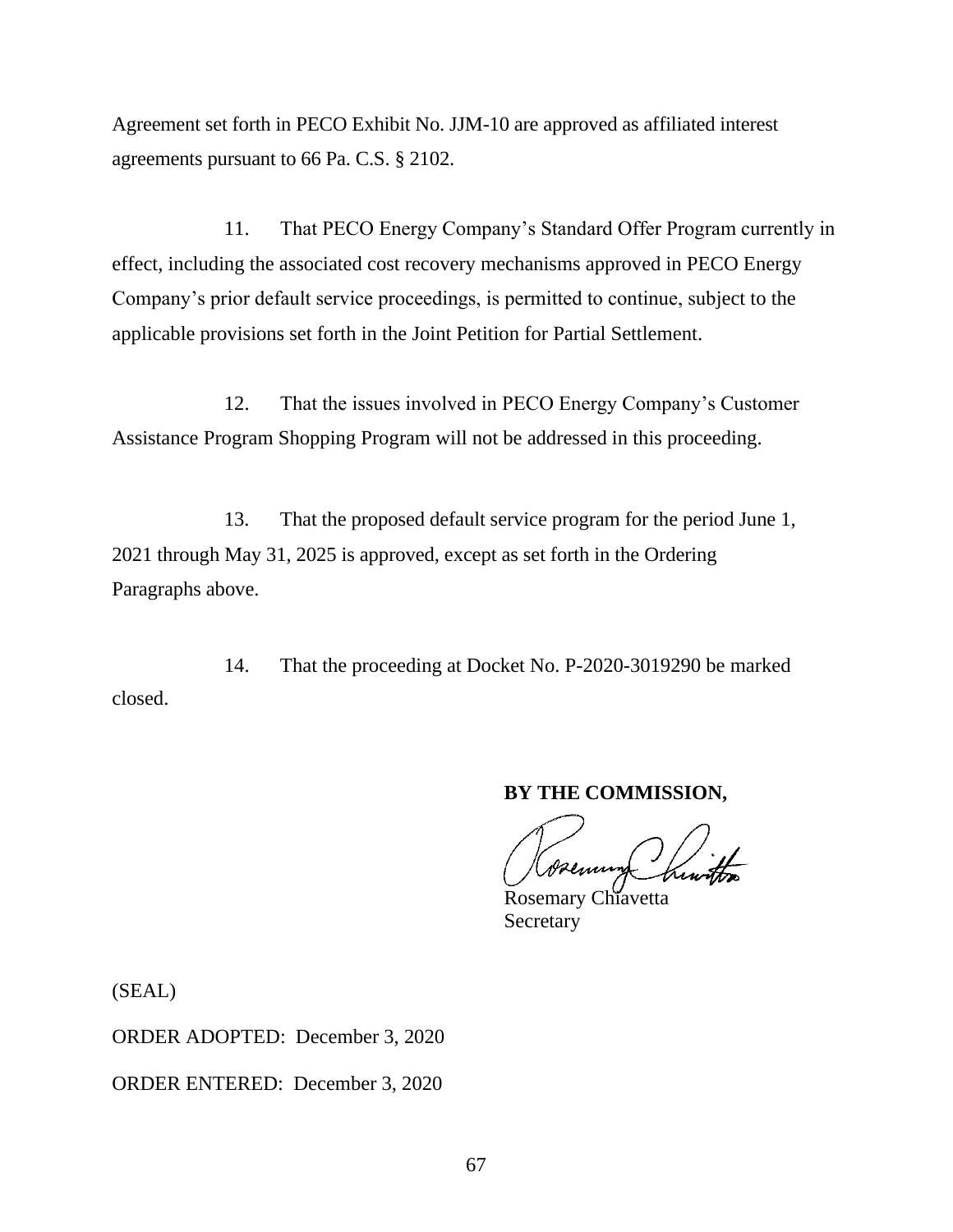Agreement set forth in PECO Exhibit No. JJM-10 are approved as affiliated interest agreements pursuant to 66 Pa. C.S. § 2102.

11. That PECO Energy Company's Standard Offer Program currently in effect, including the associated cost recovery mechanisms approved in PECO Energy Company's prior default service proceedings, is permitted to continue, subject to the applicable provisions set forth in the Joint Petition for Partial Settlement.

12. That the issues involved in PECO Energy Company's Customer Assistance Program Shopping Program will not be addressed in this proceeding.

13. That the proposed default service program for the period June 1, 2021 through May 31, 2025 is approved, except as set forth in the Ordering Paragraphs above.

14. That the proceeding at Docket No. P-2020-3019290 be marked closed.

**BY THE COMMISSION,**

Rosemary Chiavetta
Secretary

(SEAL)

ORDER ADOPTED: December 3, 2020

ORDER ENTERED: December 3, 2020